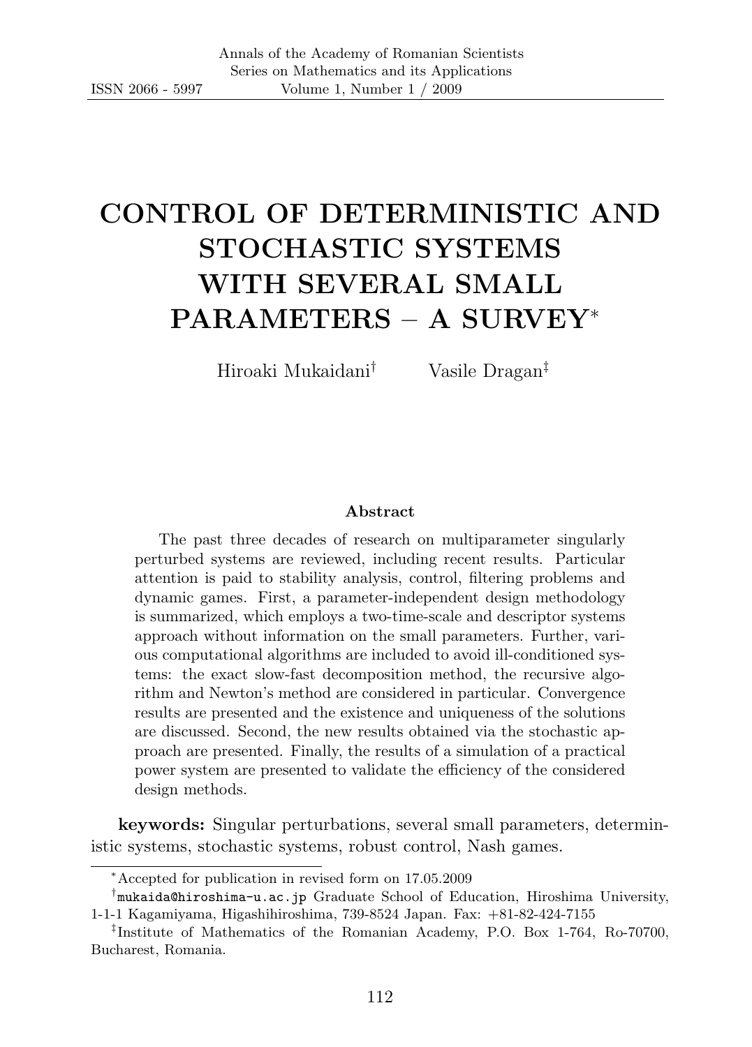# CONTROL OF DETERMINISTIC AND STOCHASTIC SYSTEMS WITH SEVERAL SMALL PARAMETERS – A SURVEY*

Hiroaki Mukaidani† Vasile Dragan‡

### Abstract

The past three decades of research on multiparameter singularly perturbed systems are reviewed, including recent results. Particular attention is paid to stability analysis, control, filtering problems and dynamic games. First, a parameter-independent design methodology is summarized, which employs a two-time-scale and descriptor systems approach without information on the small parameters. Further, various computational algorithms are included to avoid ill-conditioned systems: the exact slow-fast decomposition method, the recursive algorithm and Newton's method are considered in particular. Convergence results are presented and the existence and uniqueness of the solutions are discussed. Second, the new results obtained via the stochastic approach are presented. Finally, the results of a simulation of a practical power system are presented to validate the efficiency of the considered design methods.

**keywords:** Singular perturbations, several small parameters, deterministic systems, stochastic systems, robust control, Nash games.

---

*Accepted for publication in revised form on 17.05.2009

†`mukaida@hiroshima-u.ac.jp` Graduate School of Education, Hiroshima University, 1-1-1 Kagamiyama, Higashihiroshima, 739-8524 Japan. Fax: +81-82-424-7155

‡Institute of Mathematics of the Romanian Academy, P.O. Box 1-764, Ro-70700, Bucharest, Romania.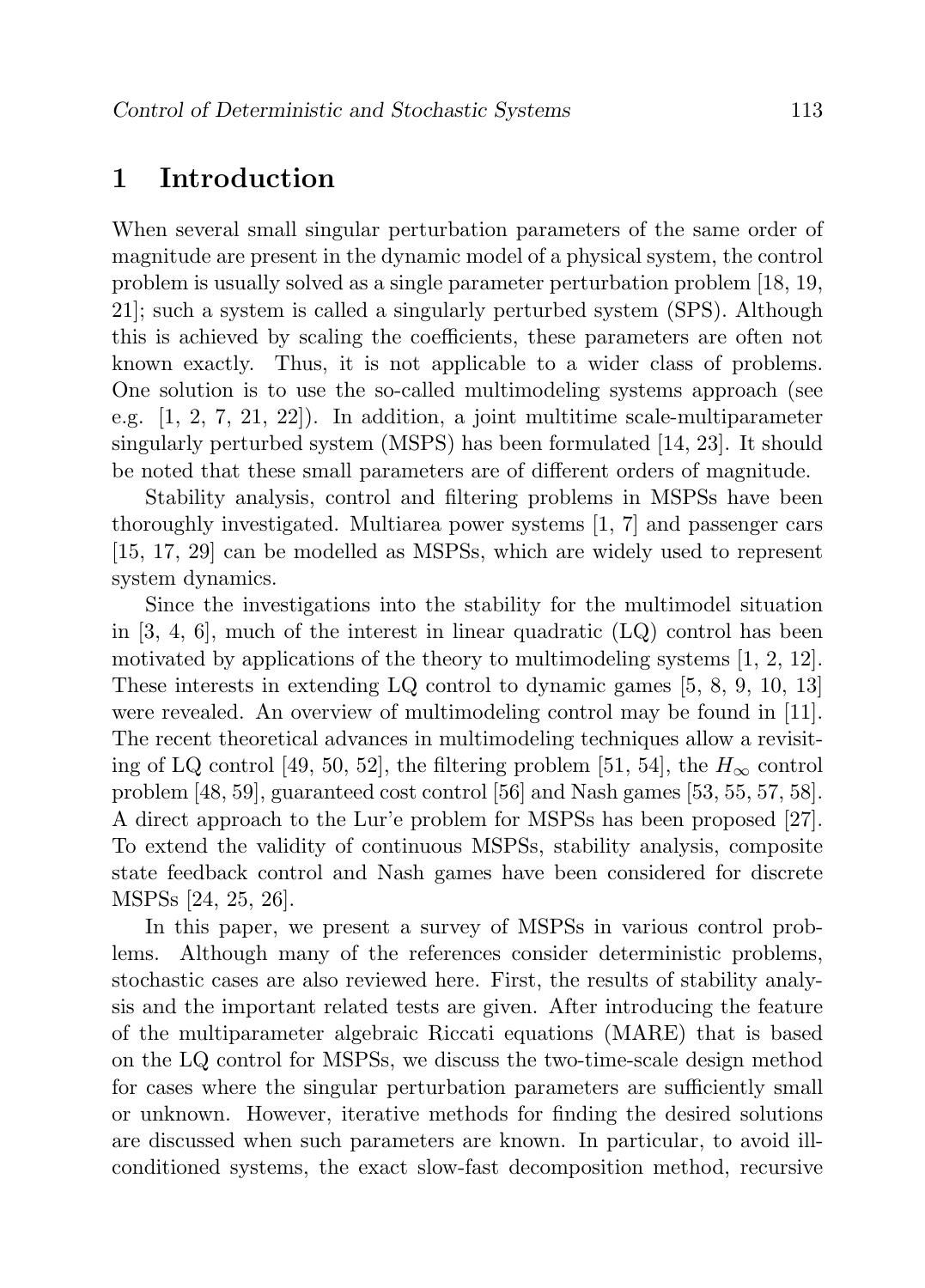# 1 Introduction

When several small singular perturbation parameters of the same order of magnitude are present in the dynamic model of a physical system, the control problem is usually solved as a single parameter perturbation problem [18, 19, 21]; such a system is called a singularly perturbed system (SPS). Although this is achieved by scaling the coefficients, these parameters are often not known exactly. Thus, it is not applicable to a wider class of problems. One solution is to use the so-called multimodeling systems approach (see e.g. [1, 2, 7, 21, 22]). In addition, a joint multitime scale-multiparameter singularly perturbed system (MSPS) has been formulated [14, 23]. It should be noted that these small parameters are of different orders of magnitude.

Stability analysis, control and filtering problems in MSPSs have been thoroughly investigated. Multiarea power systems [1, 7] and passenger cars [15, 17, 29] can be modelled as MSPSs, which are widely used to represent system dynamics.

Since the investigations into the stability for the multimodel situation in [3, 4, 6], much of the interest in linear quadratic (LQ) control has been motivated by applications of the theory to multimodeling systems [1, 2, 12]. These interests in extending LQ control to dynamic games [5, 8, 9, 10, 13] were revealed. An overview of multimodeling control may be found in [11]. The recent theoretical advances in multimodeling techniques allow a revisiting of LQ control [49, 50, 52], the filtering problem [51, 54], the $H_\infty$ control problem [48, 59], guaranteed cost control [56] and Nash games [53, 55, 57, 58]. A direct approach to the Lur'e problem for MSPSs has been proposed [27]. To extend the validity of continuous MSPSs, stability analysis, composite state feedback control and Nash games have been considered for discrete MSPSs [24, 25, 26].

In this paper, we present a survey of MSPSs in various control problems. Although many of the references consider deterministic problems, stochastic cases are also reviewed here. First, the results of stability analysis and the important related tests are given. After introducing the feature of the multiparameter algebraic Riccati equations (MARE) that is based on the LQ control for MSPSs, we discuss the two-time-scale design method for cases where the singular perturbation parameters are sufficiently small or unknown. However, iterative methods for finding the desired solutions are discussed when such parameters are known. In particular, to avoid ill-conditioned systems, the exact slow-fast decomposition method, recursive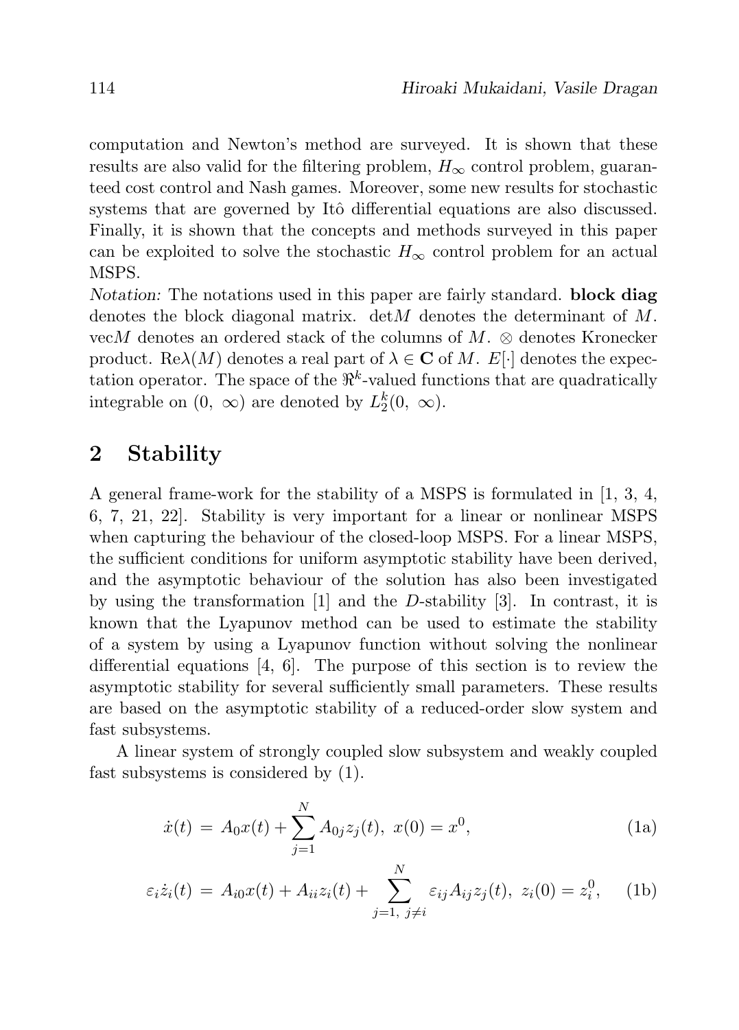computation and Newton's method are surveyed. It is shown that these results are also valid for the filtering problem, $H_\infty$ control problem, guaranteed cost control and Nash games. Moreover, some new results for stochastic systems that are governed by Itô differential equations are also discussed. Finally, it is shown that the concepts and methods surveyed in this paper can be exploited to solve the stochastic $H_\infty$ control problem for an actual MSPS.

*Notation:* The notations used in this paper are fairly standard. **block diag** denotes the block diagonal matrix. $\det M$ denotes the determinant of $M$. $\mathrm{vec} M$ denotes an ordered stack of the columns of $M$. $\otimes$ denotes Kronecker product. $\mathrm{Re}\lambda(M)$ denotes a real part of $\lambda \in \mathbf{C}$ of $M$. $E[\cdot]$ denotes the expectation operator. The space of the $\Re^k$-valued functions that are quadratically integrable on $(0,\ \infty)$ are denoted by $L_2^k(0,\ \infty)$.

## 2 Stability

A general frame-work for the stability of a MSPS is formulated in [1, 3, 4, 6, 7, 21, 22]. Stability is very important for a linear or nonlinear MSPS when capturing the behaviour of the closed-loop MSPS. For a linear MSPS, the sufficient conditions for uniform asymptotic stability have been derived, and the asymptotic behaviour of the solution has also been investigated by using the transformation [1] and the $D$-stability [3]. In contrast, it is known that the Lyapunov method can be used to estimate the stability of a system by using a Lyapunov function without solving the nonlinear differential equations [4, 6]. The purpose of this section is to review the asymptotic stability for several sufficiently small parameters. These results are based on the asymptotic stability of a reduced-order slow system and fast subsystems.

A linear system of strongly coupled slow subsystem and weakly coupled fast subsystems is considered by (1).

$$\dot{x}(t) = A_0 x(t) + \sum_{j=1}^{N} A_{0j} z_j(t),\ x(0) = x^0, \tag{1a}$$

$$\varepsilon_i \dot{z}_i(t) = A_{i0} x(t) + A_{ii} z_i(t) + \sum_{j=1,\ j \neq i}^{N} \varepsilon_{ij} A_{ij} z_j(t),\ z_i(0) = z_i^0, \tag{1b}$$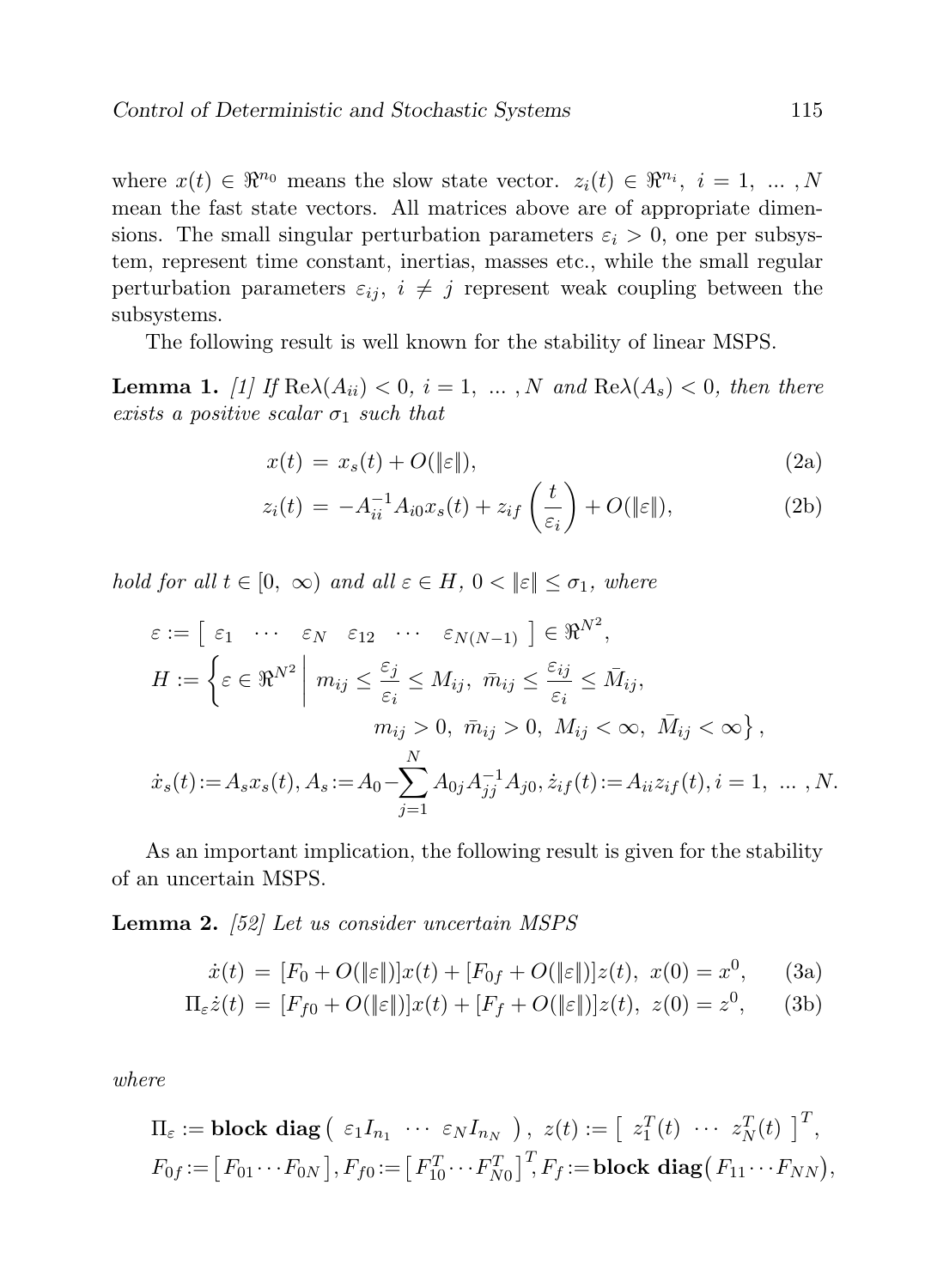where $x(t) \in \Re^{n_0}$ means the slow state vector. $z_i(t) \in \Re^{n_i}$, $i = 1, \ldots, N$ mean the fast state vectors. All matrices above are of appropriate dimensions. The small singular perturbation parameters $\varepsilon_i > 0$, one per subsystem, represent time constant, inertias, masses etc., while the small regular perturbation parameters $\varepsilon_{ij}$, $i \neq j$ represent weak coupling between the subsystems.

The following result is well known for the stability of linear MSPS.

**Lemma 1.** *[1] If* $\mathrm{Re}\lambda(A_{ii}) < 0$, $i = 1, \ldots, N$ *and* $\mathrm{Re}\lambda(A_s) < 0$*, then there exists a positive scalar* $\sigma_1$ *such that*

$$x(t) = x_s(t) + O(\|\varepsilon\|), \tag{2a}$$

$$z_i(t) = -A_{ii}^{-1}A_{i0}x_s(t) + z_{if}\left(\frac{t}{\varepsilon_i}\right) + O(\|\varepsilon\|), \tag{2b}$$

*hold for all* $t \in [0, \infty)$ *and all* $\varepsilon \in H$, $0 < \|\varepsilon\| \leq \sigma_1$*, where*

$$\varepsilon := \begin{bmatrix} \varepsilon_1 & \cdots & \varepsilon_N & \varepsilon_{12} & \cdots & \varepsilon_{N(N-1)} \end{bmatrix} \in \Re^{N^2},$$

$$H := \left\{ \varepsilon \in \Re^{N^2} \;\middle|\; m_{ij} \leq \frac{\varepsilon_j}{\varepsilon_i} \leq M_{ij},\ \bar{m}_{ij} \leq \frac{\varepsilon_{ij}}{\varepsilon_i} \leq \bar{M}_{ij}, \right.$$
$$\left. m_{ij} > 0,\ \bar{m}_{ij} > 0,\ M_{ij} < \infty,\ \bar{M}_{ij} < \infty \right\},$$

$$\dot{x}_s(t) := A_s x_s(t),\ A_s := A_0 - \sum_{j=1}^{N} A_{0j}A_{jj}^{-1}A_{j0},\ \dot{z}_{if}(t) := A_{ii}z_{if}(t),\ i = 1, \ldots, N.$$

As an important implication, the following result is given for the stability of an uncertain MSPS.

**Lemma 2.** *[52] Let us consider uncertain MSPS*

$$\dot{x}(t) = [F_0 + O(\|\varepsilon\|)]x(t) + [F_{0f} + O(\|\varepsilon\|)]z(t),\ x(0) = x^0, \tag{3a}$$

$$\Pi_\varepsilon \dot{z}(t) = [F_{f0} + O(\|\varepsilon\|)]x(t) + [F_f + O(\|\varepsilon\|)]z(t),\ z(0) = z^0, \tag{3b}$$

*where*

$$\Pi_\varepsilon := \textbf{block diag}\begin{pmatrix} \varepsilon_1 I_{n_1} & \cdots & \varepsilon_N I_{n_N} \end{pmatrix},\ z(t) := \begin{bmatrix} z_1^T(t) & \cdots & z_N^T(t) \end{bmatrix}^T,$$

$$F_{0f} := \begin{bmatrix} F_{01} \cdots F_{0N} \end{bmatrix}, F_{f0} := \begin{bmatrix} F_{10}^T \cdots F_{N0}^T \end{bmatrix}^T, F_f := \textbf{block diag}\begin{pmatrix} F_{11} \cdots F_{NN} \end{pmatrix},$$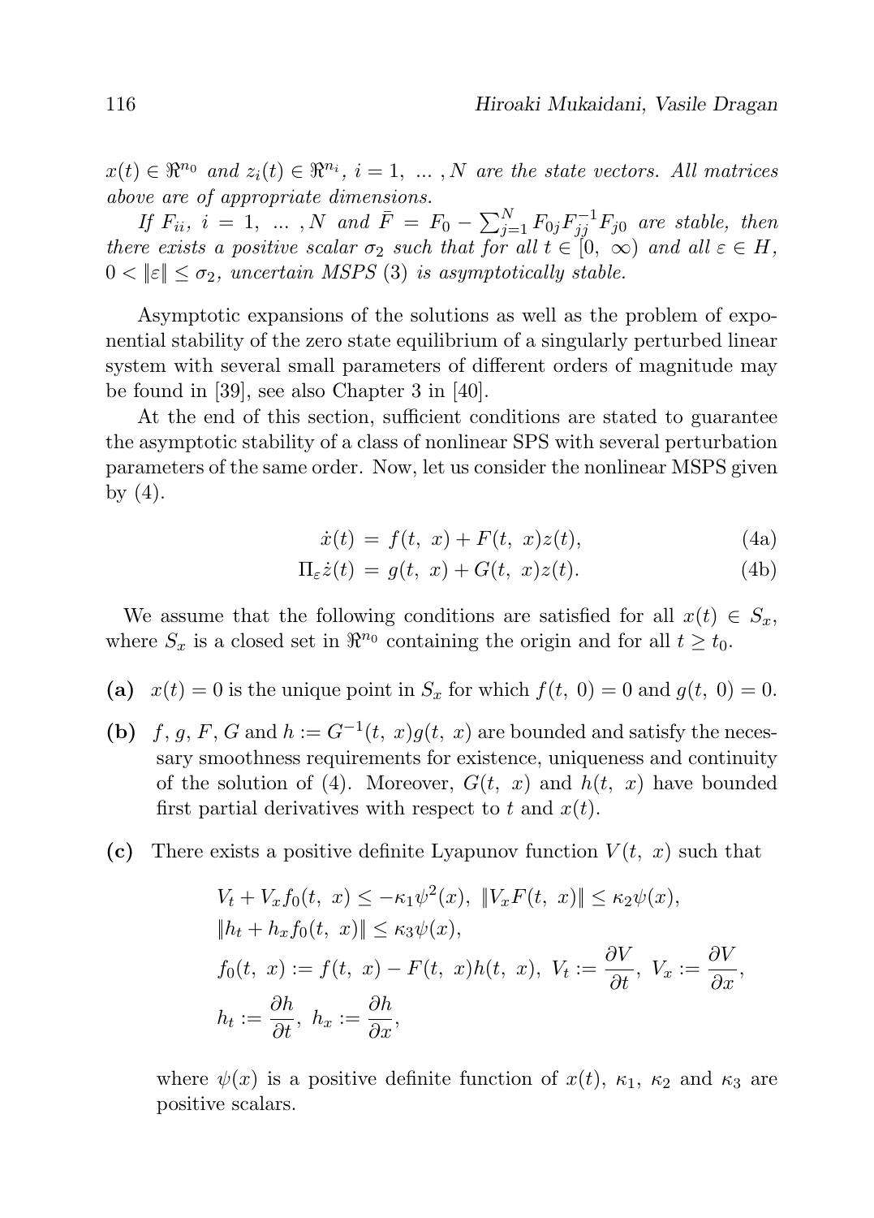$x(t) \in \Re^{n_0}$ *and* $z_i(t) \in \Re^{n_i}$*,* $i = 1, \ldots, N$ *are the state vectors. All matrices above are of appropriate dimensions.*

*If* $F_{ii}$*,* $i = 1, \ldots, N$ *and* $\bar{F} = F_0 - \sum_{j=1}^{N} F_{0j} F_{jj}^{-1} F_{j0}$ *are stable, then there exists a positive scalar* $\sigma_2$ *such that for all* $t \in [0, \infty)$ *and all* $\varepsilon \in H$*,* $0 < \|\varepsilon\| \leq \sigma_2$*, uncertain MSPS (3) is asymptotically stable.*

Asymptotic expansions of the solutions as well as the problem of exponential stability of the zero state equilibrium of a singularly perturbed linear system with several small parameters of different orders of magnitude may be found in [39], see also Chapter 3 in [40].

At the end of this section, sufficient conditions are stated to guarantee the asymptotic stability of a class of nonlinear SPS with several perturbation parameters of the same order. Now, let us consider the nonlinear MSPS given by (4).

$$\dot{x}(t) = f(t, x) + F(t, x)z(t), \tag{4a}$$

$$\Pi_\varepsilon \dot{z}(t) = g(t, x) + G(t, x)z(t). \tag{4b}$$

We assume that the following conditions are satisfied for all $x(t) \in S_x$, where $S_x$ is a closed set in $\Re^{n_0}$ containing the origin and for all $t \geq t_0$.

**(a)** $x(t) = 0$ is the unique point in $S_x$ for which $f(t, 0) = 0$ and $g(t, 0) = 0$.

**(b)** $f$, $g$, $F$, $G$ and $h := G^{-1}(t, x)g(t, x)$ are bounded and satisfy the necessary smoothness requirements for existence, uniqueness and continuity of the solution of (4). Moreover, $G(t, x)$ and $h(t, x)$ have bounded first partial derivatives with respect to $t$ and $x(t)$.

**(c)** There exists a positive definite Lyapunov function $V(t, x)$ such that

$$\begin{aligned}
&V_t + V_x f_0(t, x) \leq -\kappa_1 \psi^2(x), \ \|V_x F(t, x)\| \leq \kappa_2 \psi(x), \\
&\|h_t + h_x f_0(t, x)\| \leq \kappa_3 \psi(x), \\
&f_0(t, x) := f(t, x) - F(t, x)h(t, x), \ V_t := \frac{\partial V}{\partial t}, \ V_x := \frac{\partial V}{\partial x}, \\
&h_t := \frac{\partial h}{\partial t}, \ h_x := \frac{\partial h}{\partial x},
\end{aligned}$$

where $\psi(x)$ is a positive definite function of $x(t)$, $\kappa_1$, $\kappa_2$ and $\kappa_3$ are positive scalars.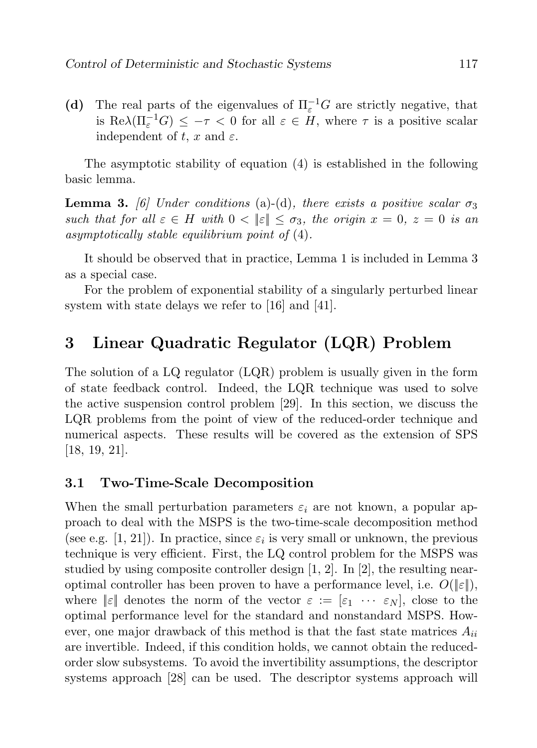**(d)** The real parts of the eigenvalues of $\Pi_\varepsilon^{-1}G$ are strictly negative, that is $\mathrm{Re}\lambda(\Pi_\varepsilon^{-1}G) \le -\tau < 0$ for all $\varepsilon \in H$, where $\tau$ is a positive scalar independent of $t$, $x$ and $\varepsilon$.

The asymptotic stability of equation (4) is established in the following basic lemma.

**Lemma 3.** *[6] Under conditions* (a)-(d)*, there exists a positive scalar $\sigma_3$ such that for all $\varepsilon \in H$ with $0 < \|\varepsilon\| \le \sigma_3$, the origin $x = 0$, $z = 0$ is an asymptotically stable equilibrium point of* (4)*.*

It should be observed that in practice, Lemma 1 is included in Lemma 3 as a special case.

For the problem of exponential stability of a singularly perturbed linear system with state delays we refer to [16] and [41].

# 3 Linear Quadratic Regulator (LQR) Problem

The solution of a LQ regulator (LQR) problem is usually given in the form of state feedback control. Indeed, the LQR technique was used to solve the active suspension control problem [29]. In this section, we discuss the LQR problems from the point of view of the reduced-order technique and numerical aspects. These results will be covered as the extension of SPS [18, 19, 21].

## 3.1 Two-Time-Scale Decomposition

When the small perturbation parameters $\varepsilon_i$ are not known, a popular approach to deal with the MSPS is the two-time-scale decomposition method (see e.g. [1, 21]). In practice, since $\varepsilon_i$ is very small or unknown, the previous technique is very efficient. First, the LQ control problem for the MSPS was studied by using composite controller design [1, 2]. In [2], the resulting near-optimal controller has been proven to have a performance level, i.e. $O(\|\varepsilon\|)$, where $\|\varepsilon\|$ denotes the norm of the vector $\varepsilon := [\varepsilon_1 \ \cdots \ \varepsilon_N]$, close to the optimal performance level for the standard and nonstandard MSPS. However, one major drawback of this method is that the fast state matrices $A_{ii}$ are invertible. Indeed, if this condition holds, we cannot obtain the reduced-order slow subsystems. To avoid the invertibility assumptions, the descriptor systems approach [28] can be used. The descriptor systems approach will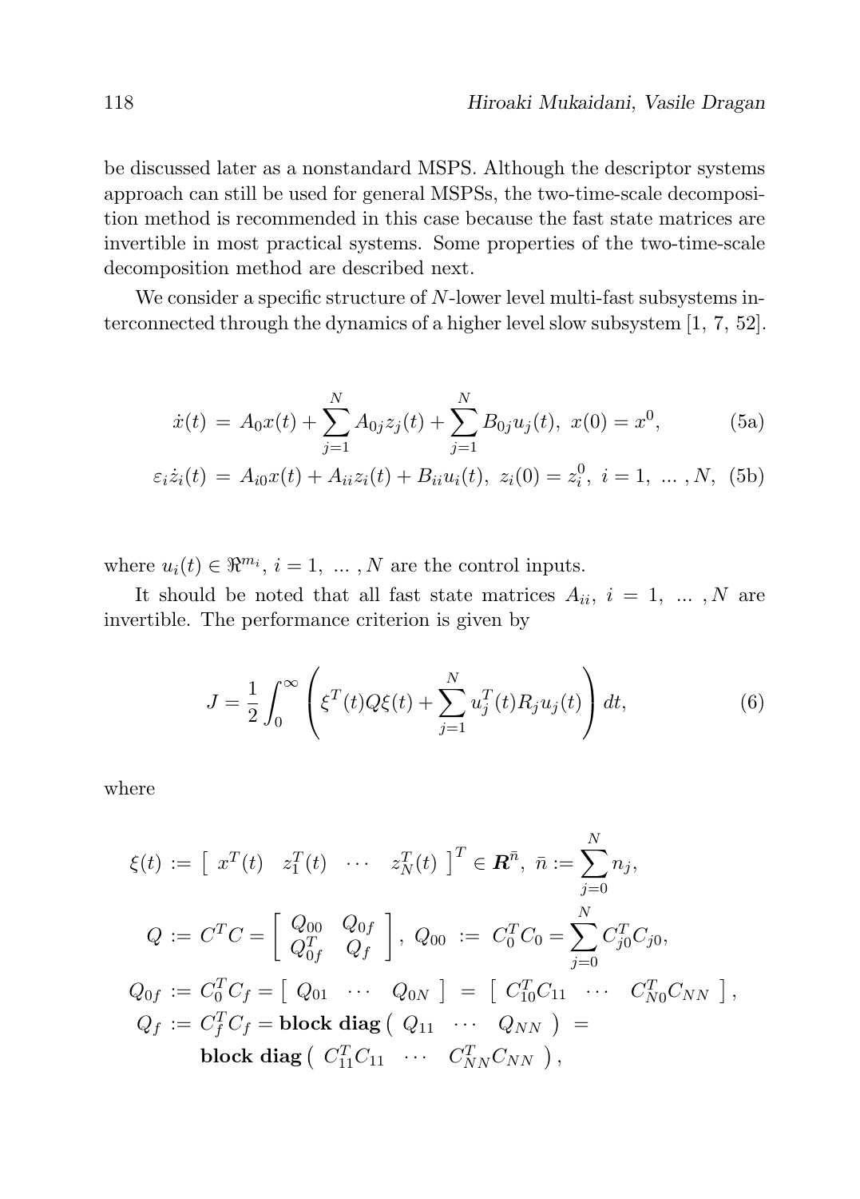be discussed later as a nonstandard MSPS. Although the descriptor systems approach can still be used for general MSPSs, the two-time-scale decomposition method is recommended in this case because the fast state matrices are invertible in most practical systems. Some properties of the two-time-scale decomposition method are described next.

We consider a specific structure of $N$-lower level multi-fast subsystems interconnected through the dynamics of a higher level slow subsystem [1, 7, 52].

$$
\dot{x}(t) = A_0 x(t) + \sum_{j=1}^{N} A_{0j} z_j(t) + \sum_{j=1}^{N} B_{0j} u_j(t), \ x(0) = x^0, \tag{5a}
$$

$$
\varepsilon_i \dot{z}_i(t) = A_{i0} x(t) + A_{ii} z_i(t) + B_{ii} u_i(t), \ z_i(0) = z_i^0, \ i = 1, \ \ldots, N, \tag{5b}
$$

where $u_i(t) \in \Re^{m_i}$, $i = 1, \ \ldots, N$ are the control inputs.

It should be noted that all fast state matrices $A_{ii}$, $i = 1, \ \ldots, N$ are invertible. The performance criterion is given by

$$
J = \frac{1}{2} \int_0^{\infty} \left( \xi^T(t) Q \xi(t) + \sum_{j=1}^{N} u_j^T(t) R_j u_j(t) \right) dt, \tag{6}
$$

where

$$
\xi(t) := \begin{bmatrix} x^T(t) & z_1^T(t) & \cdots & z_N^T(t) \end{bmatrix}^T \in \boldsymbol{R}^{\bar{n}}, \ \bar{n} := \sum_{j=0}^{N} n_j,
$$

$$
Q := C^T C = \begin{bmatrix} Q_{00} & Q_{0f} \\ Q_{0f}^T & Q_f \end{bmatrix}, \ Q_{00} := C_0^T C_0 = \sum_{j=0}^{N} C_{j0}^T C_{j0},
$$

$$
Q_{0f} := C_0^T C_f = \begin{bmatrix} Q_{01} & \cdots & Q_{0N} \end{bmatrix} = \begin{bmatrix} C_{10}^T C_{11} & \cdots & C_{N0}^T C_{NN} \end{bmatrix},
$$

$$
Q_f := C_f^T C_f = \textbf{block diag} \begin{pmatrix} Q_{11} & \cdots & Q_{NN} \end{pmatrix} = \textbf{block diag} \begin{pmatrix} C_{11}^T C_{11} & \cdots & C_{NN}^T C_{NN} \end{pmatrix},
$$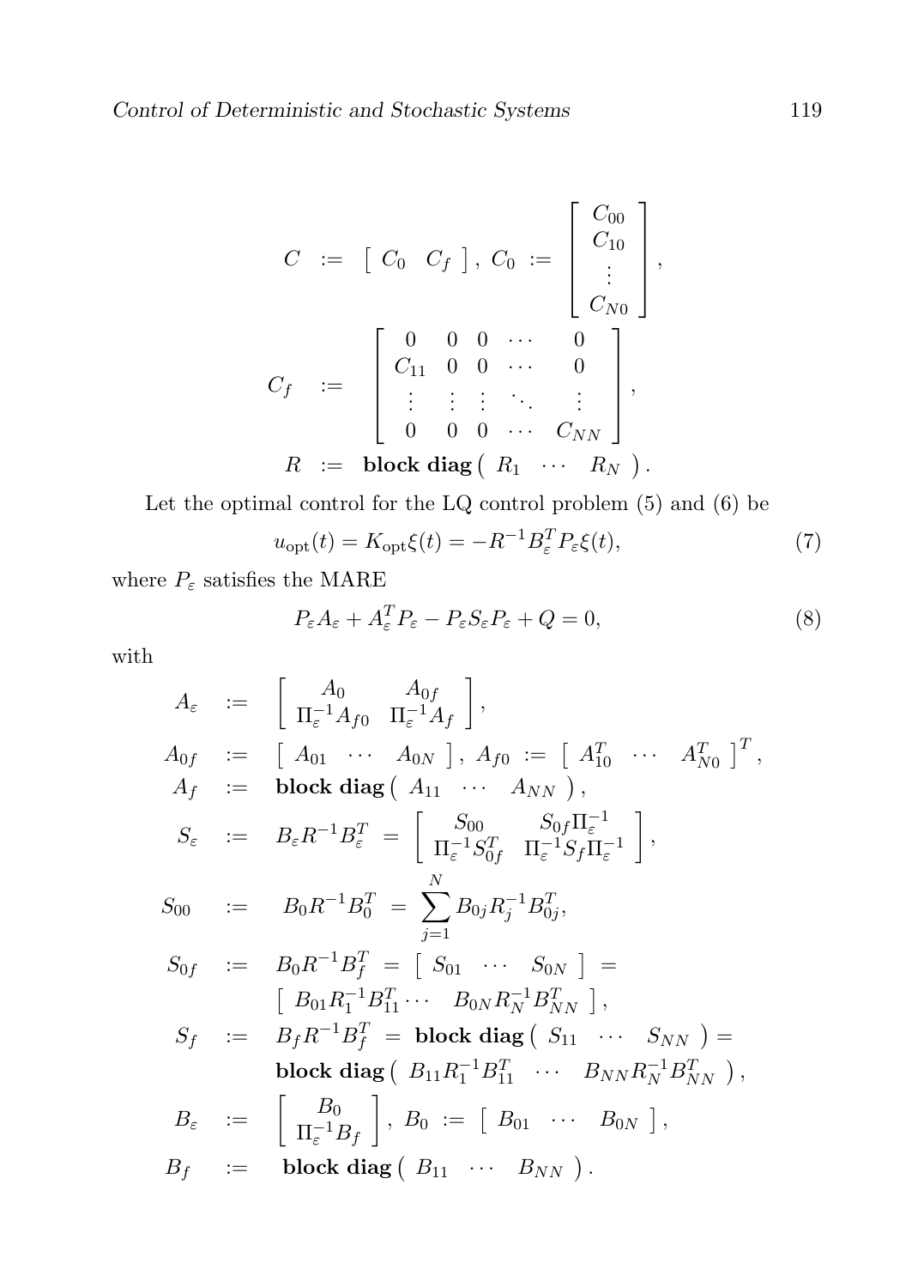$$
\begin{aligned}
C &:= \begin{bmatrix} C_0 & C_f \end{bmatrix},\ C_0 := \begin{bmatrix} C_{00} \\ C_{10} \\ \vdots \\ C_{N0} \end{bmatrix}, \\
C_f &:= \begin{bmatrix} 0 & 0 & 0 & \cdots & 0 \\ C_{11} & 0 & 0 & \cdots & 0 \\ \vdots & \vdots & \vdots & \ddots & \vdots \\ 0 & 0 & 0 & \cdots & C_{NN} \end{bmatrix}, \\
R &:= \textbf{block diag}\begin{pmatrix} R_1 & \cdots & R_N \end{pmatrix}.
\end{aligned}
$$

Let the optimal control for the LQ control problem (5) and (6) be

$$
u_{\mathrm{opt}}(t) = K_{\mathrm{opt}}\xi(t) = -R^{-1}B_\varepsilon^T P_\varepsilon \xi(t), \tag{7}
$$

where $P_\varepsilon$ satisfies the MARE

$$
P_\varepsilon A_\varepsilon + A_\varepsilon^T P_\varepsilon - P_\varepsilon S_\varepsilon P_\varepsilon + Q = 0, \tag{8}
$$

with

$$
\begin{aligned}
A_\varepsilon &:= \begin{bmatrix} A_0 & A_{0f} \\ \Pi_\varepsilon^{-1}A_{f0} & \Pi_\varepsilon^{-1}A_f \end{bmatrix}, \\
A_{0f} &:= \begin{bmatrix} A_{01} & \cdots & A_{0N} \end{bmatrix},\ A_{f0} := \begin{bmatrix} A_{10}^T & \cdots & A_{N0}^T \end{bmatrix}^T, \\
A_f &:= \textbf{block diag}\begin{pmatrix} A_{11} & \cdots & A_{NN} \end{pmatrix}, \\
S_\varepsilon &:= B_\varepsilon R^{-1} B_\varepsilon^T = \begin{bmatrix} S_{00} & S_{0f}\Pi_\varepsilon^{-1} \\ \Pi_\varepsilon^{-1}S_{0f}^T & \Pi_\varepsilon^{-1}S_f\Pi_\varepsilon^{-1} \end{bmatrix}, \\
S_{00} &:= B_0 R^{-1} B_0^T = \sum_{j=1}^{N} B_{0j}R_j^{-1}B_{0j}^T, \\
S_{0f} &:= B_0 R^{-1} B_f^T = \begin{bmatrix} S_{01} & \cdots & S_{0N} \end{bmatrix} = \\
&\quad\ \begin{bmatrix} B_{01}R_1^{-1}B_{11}^T \cdots & B_{0N}R_N^{-1}B_{NN}^T \end{bmatrix}, \\
S_f &:= B_f R^{-1} B_f^T = \textbf{block diag}\begin{pmatrix} S_{11} & \cdots & S_{NN} \end{pmatrix} = \\
&\quad\ \textbf{block diag}\begin{pmatrix} B_{11}R_1^{-1}B_{11}^T & \cdots & B_{NN}R_N^{-1}B_{NN}^T \end{pmatrix}, \\
B_\varepsilon &:= \begin{bmatrix} B_0 \\ \Pi_\varepsilon^{-1}B_f \end{bmatrix},\ B_0 := \begin{bmatrix} B_{01} & \cdots & B_{0N} \end{bmatrix}, \\
B_f &:= \textbf{block diag}\begin{pmatrix} B_{11} & \cdots & B_{NN} \end{pmatrix}.
\end{aligned}
$$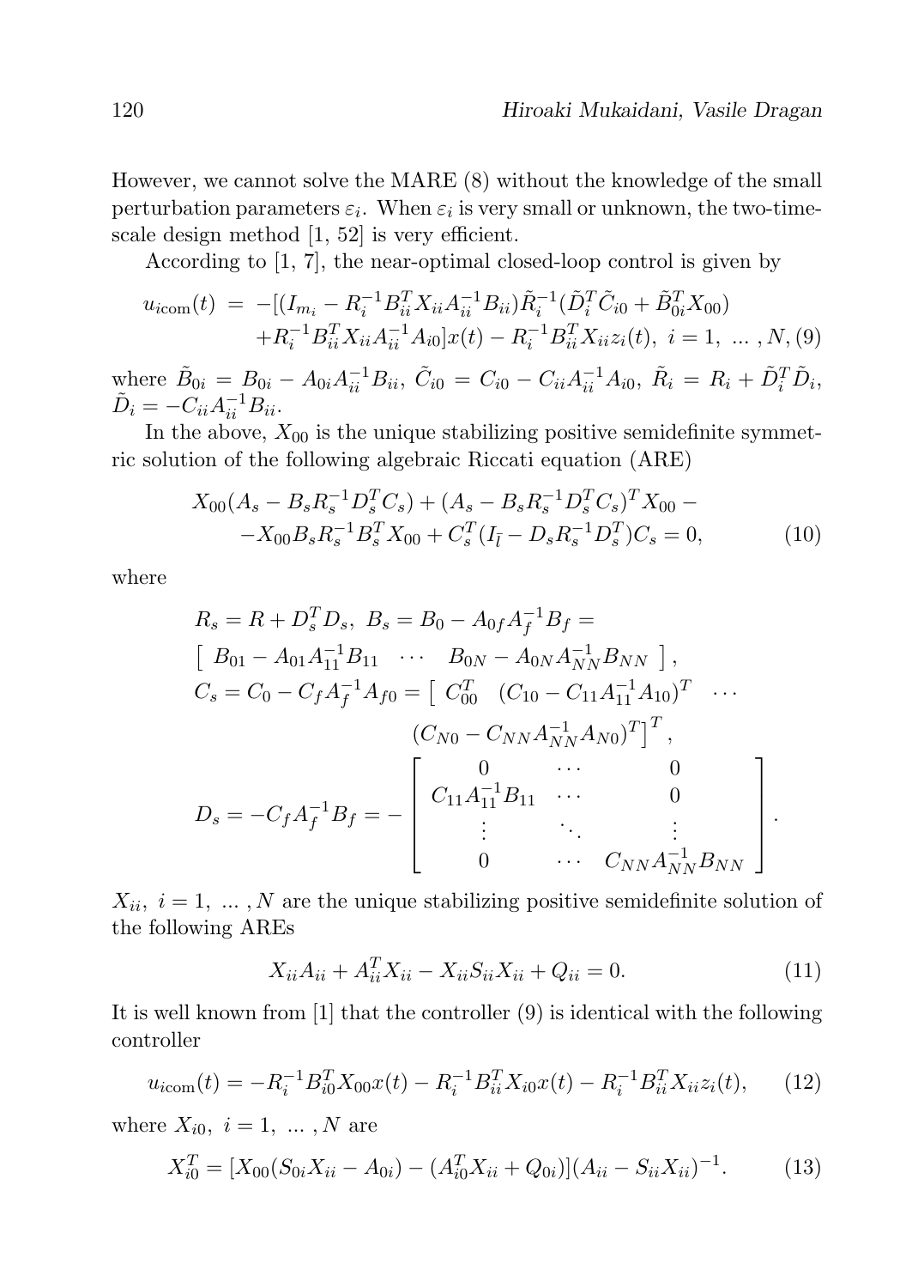However, we cannot solve the MARE (8) without the knowledge of the small perturbation parameters $\varepsilon_i$. When $\varepsilon_i$ is very small or unknown, the two-time-scale design method [1, 52] is very efficient.

According to [1, 7], the near-optimal closed-loop control is given by

$$
\begin{aligned}
u_{i\mathrm{com}}(t) \;=\; & -[(I_{m_i} - R_i^{-1}B_{ii}^T X_{ii} A_{ii}^{-1} B_{ii})\tilde{R}_i^{-1}(\tilde{D}_i^T \tilde{C}_{i0} + \tilde{B}_{0i}^T X_{00}) \\
& + R_i^{-1} B_{ii}^T X_{ii} A_{ii}^{-1} A_{i0}]x(t) - R_i^{-1} B_{ii}^T X_{ii} z_i(t), \;\; i = 1, \; \dots \;, N, \qquad (9)
\end{aligned}
$$

where $\tilde{B}_{0i} = B_{0i} - A_{0i} A_{ii}^{-1} B_{ii}$, $\tilde{C}_{i0} = C_{i0} - C_{ii} A_{ii}^{-1} A_{i0}$, $\tilde{R}_i = R_i + \tilde{D}_i^T \tilde{D}_i$, $\tilde{D}_i = -C_{ii} A_{ii}^{-1} B_{ii}$.

In the above, $X_{00}$ is the unique stabilizing positive semidefinite symmetric solution of the following algebraic Riccati equation (ARE)

$$
\begin{aligned}
& X_{00}(A_s - B_s R_s^{-1} D_s^T C_s) + (A_s - B_s R_s^{-1} D_s^T C_s)^T X_{00} - \\
& - X_{00} B_s R_s^{-1} B_s^T X_{00} + C_s^T (I_{\bar{l}} - D_s R_s^{-1} D_s^T) C_s = 0, \qquad (10)
\end{aligned}
$$

where

$$
\begin{aligned}
& R_s = R + D_s^T D_s, \; B_s = B_0 - A_{0f} A_f^{-1} B_f = \\
& \left[ \begin{array}{ccc} B_{01} - A_{01} A_{11}^{-1} B_{11} & \cdots & B_{0N} - A_{0N} A_{NN}^{-1} B_{NN} \end{array} \right], \\
& C_s = C_0 - C_f A_f^{-1} A_{f0} = \left[ \begin{array}{ccc} C_{00}^T & (C_{10} - C_{11} A_{11}^{-1} A_{10})^T & \cdots \end{array} \right. \\
& \qquad\qquad \left. (C_{N0} - C_{NN} A_{NN}^{-1} A_{N0})^T \right]^T, \\
& D_s = -C_f A_f^{-1} B_f = - \left[ \begin{array}{ccc} 0 & \cdots & 0 \\ C_{11} A_{11}^{-1} B_{11} & \cdots & 0 \\ \vdots & \ddots & \vdots \\ 0 & \cdots & C_{NN} A_{NN}^{-1} B_{NN} \end{array} \right].
\end{aligned}
$$

$X_{ii}, \; i = 1, \; \dots \;, N$ are the unique stabilizing positive semidefinite solution of the following AREs

$$
X_{ii} A_{ii} + A_{ii}^T X_{ii} - X_{ii} S_{ii} X_{ii} + Q_{ii} = 0. \qquad (11)
$$

It is well known from [1] that the controller (9) is identical with the following controller

$$
u_{i\mathrm{com}}(t) = -R_i^{-1} B_{i0}^T X_{00} x(t) - R_i^{-1} B_{ii}^T X_{i0} x(t) - R_i^{-1} B_{ii}^T X_{ii} z_i(t), \qquad (12)
$$

where $X_{i0}, \; i = 1, \; \dots \;, N$ are

$$
X_{i0}^T = [X_{00}(S_{0i} X_{ii} - A_{0i}) - (A_{i0}^T X_{ii} + Q_{0i})](A_{ii} - S_{ii} X_{ii})^{-1}. \qquad (13)
$$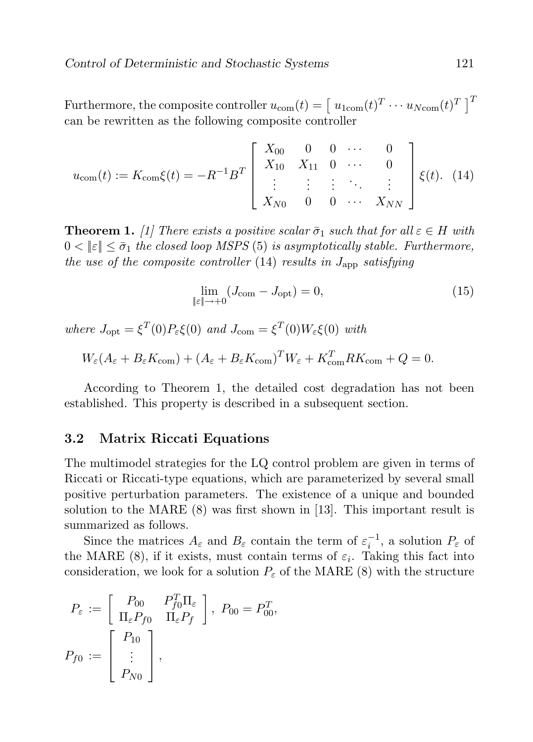Furthermore, the composite controller $u_{\mathrm{com}}(t) = \left[ \ u_{1\mathrm{com}}(t)^T \cdots u_{N\mathrm{com}}(t)^T \ \right]^T$ can be rewritten as the following composite controller

$$
u_{\mathrm{com}}(t) := K_{\mathrm{com}}\xi(t) = -R^{-1}B^T \begin{bmatrix} X_{00} & 0 & 0 & \cdots & 0 \\ X_{10} & X_{11} & 0 & \cdots & 0 \\ \vdots & \vdots & \vdots & \ddots & \vdots \\ X_{N0} & 0 & 0 & \cdots & X_{NN} \end{bmatrix} \xi(t). \quad (14)
$$

**Theorem 1.** *[1] There exists a positive scalar $\bar{\sigma}_1$ such that for all $\varepsilon \in H$ with $0 < \|\varepsilon\| \le \bar{\sigma}_1$ the closed loop MSPS* (5) *is asymptotically stable. Furthermore, the use of the composite controller* (14) *results in $J_{\mathrm{app}}$ satisfying*

$$
\lim_{\|\varepsilon\| \to +0} (J_{\mathrm{com}} - J_{\mathrm{opt}}) = 0, \quad (15)
$$

*where $J_{\mathrm{opt}} = \xi^T(0)P_\varepsilon\xi(0)$ and $J_{\mathrm{com}} = \xi^T(0)W_\varepsilon\xi(0)$ with*

$$
W_\varepsilon(A_\varepsilon + B_\varepsilon K_{\mathrm{com}}) + (A_\varepsilon + B_\varepsilon K_{\mathrm{com}})^T W_\varepsilon + K_{\mathrm{com}}^T R K_{\mathrm{com}} + Q = 0.
$$

According to Theorem 1, the detailed cost degradation has not been established. This property is described in a subsequent section.

### 3.2 Matrix Riccati Equations

The multimodel strategies for the LQ control problem are given in terms of Riccati or Riccati-type equations, which are parameterized by several small positive perturbation parameters. The existence of a unique and bounded solution to the MARE (8) was first shown in [13]. This important result is summarized as follows.

Since the matrices $A_\varepsilon$ and $B_\varepsilon$ contain the term of $\varepsilon_i^{-1}$, a solution $P_\varepsilon$ of the MARE (8), if it exists, must contain terms of $\varepsilon_i$. Taking this fact into consideration, we look for a solution $P_\varepsilon$ of the MARE (8) with the structure

$$
P_\varepsilon := \begin{bmatrix} P_{00} & P_{f0}^T \Pi_\varepsilon \\ \Pi_\varepsilon P_{f0} & \Pi_\varepsilon P_f \end{bmatrix}, \ P_{00} = P_{00}^T,
$$

$$
P_{f0} := \begin{bmatrix} P_{10} \\ \vdots \\ P_{N0} \end{bmatrix},
$$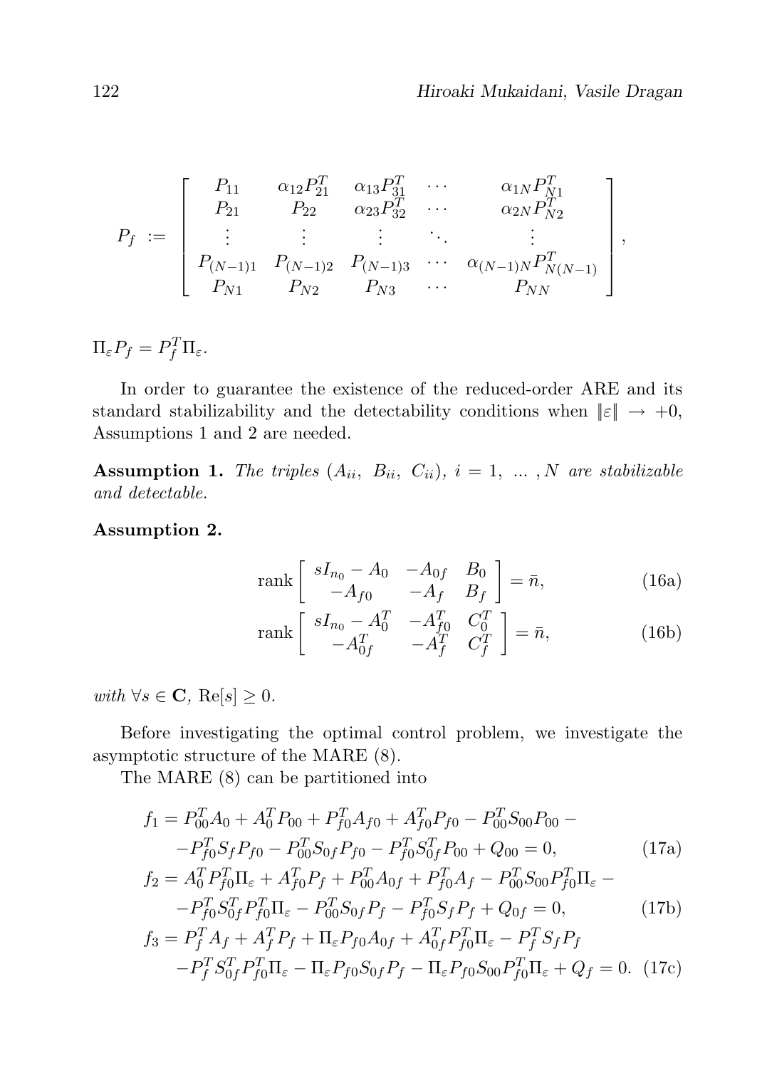$$
P_f \ := \left[\begin{array}{ccccc}
P_{11} & \alpha_{12}P_{21}^T & \alpha_{13}P_{31}^T & \cdots & \alpha_{1N}P_{N1}^T \\
P_{21} & P_{22} & \alpha_{23}P_{32}^T & \cdots & \alpha_{2N}P_{N2}^T \\
\vdots & \vdots & \vdots & \ddots & \vdots \\
P_{(N-1)1} & P_{(N-1)2} & P_{(N-1)3} & \cdots & \alpha_{(N-1)N}P_{N(N-1)}^T \\
P_{N1} & P_{N2} & P_{N3} & \cdots & P_{NN}
\end{array}\right],
$$

$\Pi_\varepsilon P_f = P_f^T \Pi_\varepsilon$.

In order to guarantee the existence of the reduced-order ARE and its standard stabilizability and the detectability conditions when $\|\varepsilon\| \to +0$, Assumptions 1 and 2 are needed.

**Assumption 1.** *The triples* $(A_{ii},\ B_{ii},\ C_{ii})$, $i = 1,\ \dots\ , N$ *are stabilizable and detectable.*

**Assumption 2.**

$$
\operatorname{rank}\left[\begin{array}{ccc} sI_{n_0} - A_0 & -A_{0f} & B_0 \\ -A_{f0} & -A_f & B_f \end{array}\right] = \bar{n}, \tag{16a}
$$

$$
\operatorname{rank}\left[\begin{array}{ccc} sI_{n_0} - A_0^T & -A_{f0}^T & C_0^T \\ -A_{0f}^T & -A_f^T & C_f^T \end{array}\right] = \bar{n}, \tag{16b}
$$

*with* $\forall s \in \mathbf{C}$, $\mathrm{Re}[s] \geq 0$.

Before investigating the optimal control problem, we investigate the asymptotic structure of the MARE (8).

The MARE (8) can be partitioned into

$$
\begin{aligned}
f_1 = {} & P_{00}^T A_0 + A_0^T P_{00} + P_{f0}^T A_{f0} + A_{f0}^T P_{f0} - P_{00}^T S_{00} P_{00} - \\
& - P_{f0}^T S_f P_{f0} - P_{00}^T S_{0f} P_{f0} - P_{f0}^T S_{0f}^T P_{00} + Q_{00} = 0, 
\end{aligned} \tag{17a}
$$

$$
\begin{aligned}
f_2 = {} & A_0^T P_{f0}^T \Pi_\varepsilon + A_{f0}^T P_f + P_{00}^T A_{0f} + P_{f0}^T A_f - P_{00}^T S_{00} P_{f0}^T \Pi_\varepsilon - \\
& - P_{f0}^T S_{0f}^T P_{f0}^T \Pi_\varepsilon - P_{00}^T S_{0f} P_f - P_{f0}^T S_f P_f + Q_{0f} = 0, 
\end{aligned} \tag{17b}
$$

$$
\begin{aligned}
f_3 = {} & P_f^T A_f + A_f^T P_f + \Pi_\varepsilon P_{f0} A_{0f} + A_{0f}^T P_{f0}^T \Pi_\varepsilon - P_f^T S_f P_f \\
& - P_f^T S_{0f}^T P_{f0}^T \Pi_\varepsilon - \Pi_\varepsilon P_{f0} S_{0f} P_f - \Pi_\varepsilon P_{f0} S_{00} P_{f0}^T \Pi_\varepsilon + Q_f = 0. 
\end{aligned} \tag{17c}
$$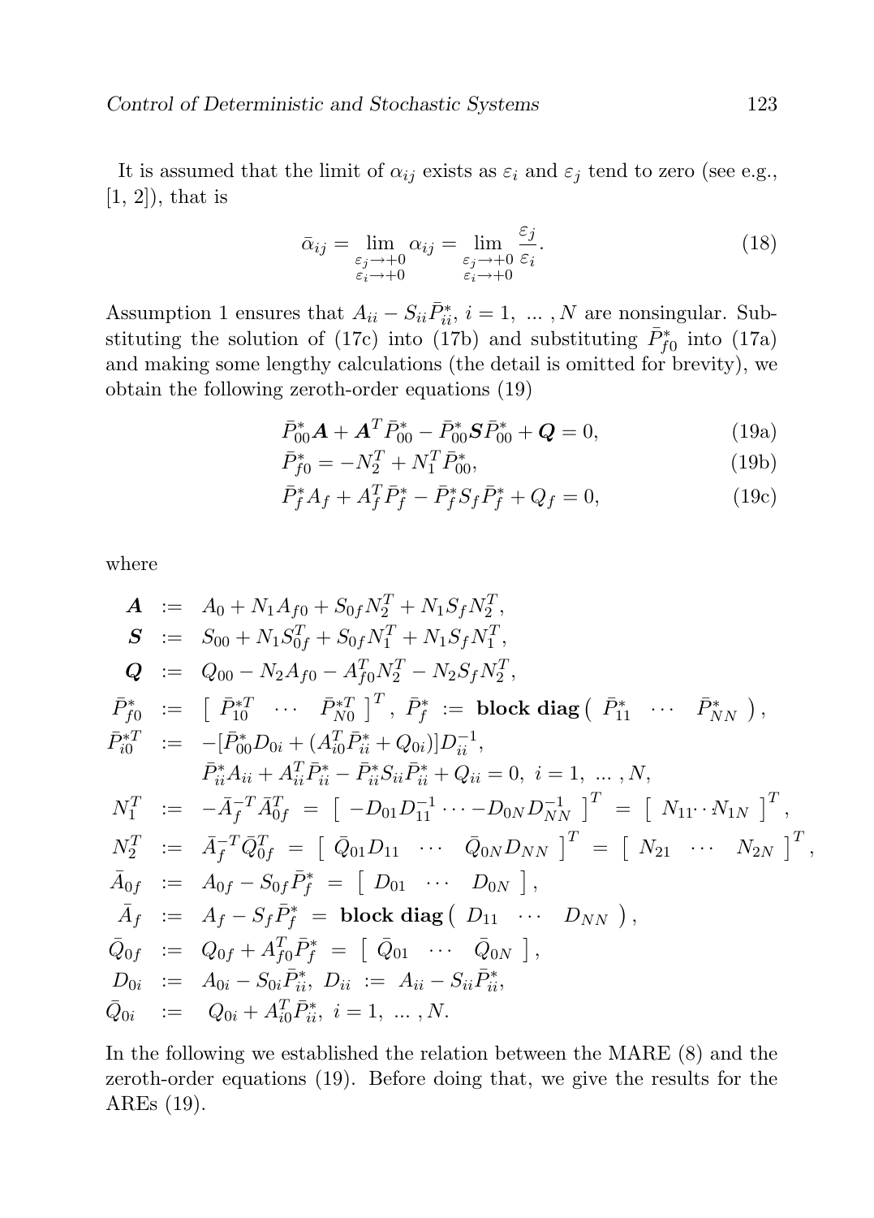It is assumed that the limit of $\alpha_{ij}$ exists as $\varepsilon_i$ and $\varepsilon_j$ tend to zero (see e.g., [1, 2]), that is

$$\bar{\alpha}_{ij} = \lim_{\substack{\varepsilon_j \to +0 \\ \varepsilon_i \to +0}} \alpha_{ij} = \lim_{\substack{\varepsilon_j \to +0 \\ \varepsilon_i \to +0}} \frac{\varepsilon_j}{\varepsilon_i}. \tag{18}$$

Assumption 1 ensures that $A_{ii} - S_{ii}\bar{P}_{ii}^*$, $i = 1, \ldots, N$ are nonsingular. Substituting the solution of (17c) into (17b) and substituting $\bar{P}_{f0}^*$ into (17a) and making some lengthy calculations (the detail is omitted for brevity), we obtain the following zeroth-order equations (19)

$$\bar{P}_{00}^* \boldsymbol{A} + \boldsymbol{A}^T \bar{P}_{00}^* - \bar{P}_{00}^* \boldsymbol{S} \bar{P}_{00}^* + \boldsymbol{Q} = 0, \tag{19a}$$

$$\bar{P}_{f0}^* = -N_2^T + N_1^T \bar{P}_{00}^*, \tag{19b}$$

$$\bar{P}_f^* A_f + A_f^T \bar{P}_f^* - \bar{P}_f^* S_f \bar{P}_f^* + Q_f = 0, \tag{19c}$$

where

$$
\begin{aligned}
\boldsymbol{A} &:= A_0 + N_1 A_{f0} + S_{0f} N_2^T + N_1 S_f N_2^T, \\
\boldsymbol{S} &:= S_{00} + N_1 S_{0f}^T + S_{0f} N_1^T + N_1 S_f N_1^T, \\
\boldsymbol{Q} &:= Q_{00} - N_2 A_{f0} - A_{f0}^T N_2^T - N_2 S_f N_2^T, \\
\bar{P}_{f0}^* &:= \begin{bmatrix} \bar{P}_{10}^{*T} & \cdots & \bar{P}_{N0}^{*T} \end{bmatrix}^T, \ \bar{P}_f^* := \textbf{block diag}\begin{pmatrix} \bar{P}_{11}^* & \cdots & \bar{P}_{NN}^* \end{pmatrix}, \\
\bar{P}_{i0}^{*T} &:= -[\bar{P}_{00}^* D_{0i} + (A_{i0}^T \bar{P}_{ii}^* + Q_{0i})] D_{ii}^{-1}, \\
& \quad\ \bar{P}_{ii}^* A_{ii} + A_{ii}^T \bar{P}_{ii}^* - \bar{P}_{ii}^* S_{ii} \bar{P}_{ii}^* + Q_{ii} = 0, \ i = 1, \ \ldots, N, \\
N_1^T &:= -\bar{A}_f^{-T} \bar{A}_{0f}^T = \begin{bmatrix} -D_{01} D_{11}^{-1} \cdots -D_{0N} D_{NN}^{-1} \end{bmatrix}^T = \begin{bmatrix} N_{11} \cdots N_{1N} \end{bmatrix}^T, \\
N_2^T &:= \bar{A}_f^{-T} \bar{Q}_{0f}^T = \begin{bmatrix} \bar{Q}_{01} D_{11} & \cdots & \bar{Q}_{0N} D_{NN} \end{bmatrix}^T = \begin{bmatrix} N_{21} & \cdots & N_{2N} \end{bmatrix}^T, \\
\bar{A}_{0f} &:= A_{0f} - S_{0f} \bar{P}_f^* = \begin{bmatrix} D_{01} & \cdots & D_{0N} \end{bmatrix}, \\
\bar{A}_f &:= A_f - S_f \bar{P}_f^* = \textbf{block diag}\begin{pmatrix} D_{11} & \cdots & D_{NN} \end{pmatrix}, \\
\bar{Q}_{0f} &:= Q_{0f} + A_{f0}^T \bar{P}_f^* = \begin{bmatrix} \bar{Q}_{01} & \cdots & \bar{Q}_{0N} \end{bmatrix}, \\
D_{0i} &:= A_{0i} - S_{0i} \bar{P}_{ii}^*, \ D_{ii} := A_{ii} - S_{ii} \bar{P}_{ii}^*, \\
\bar{Q}_{0i} &:= Q_{0i} + A_{i0}^T \bar{P}_{ii}^*, \ i = 1, \ \ldots, N.
\end{aligned}
$$

In the following we established the relation between the MARE (8) and the zeroth-order equations (19). Before doing that, we give the results for the AREs (19).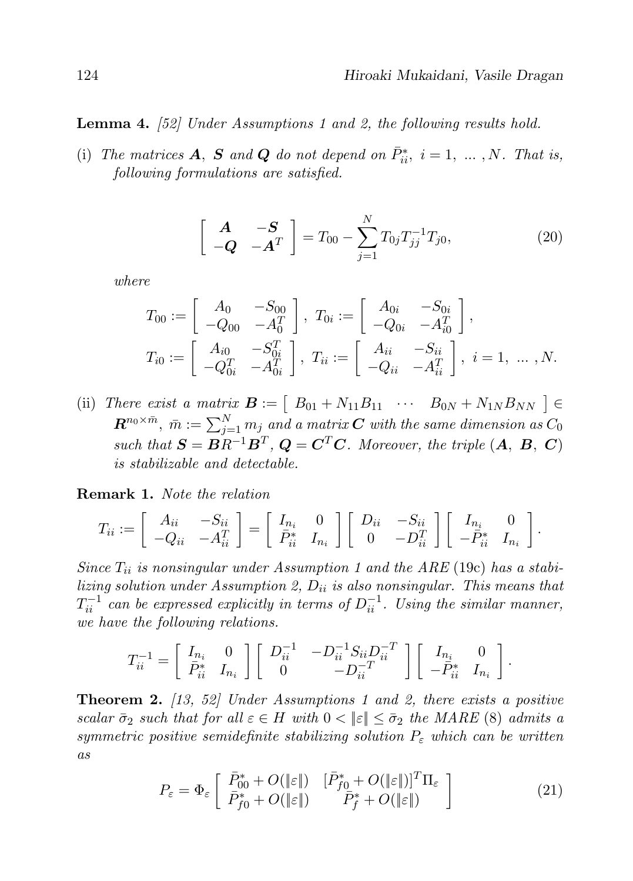**Lemma 4.** *[52] Under Assumptions 1 and 2, the following results hold.*

(i) *The matrices $\boldsymbol{A}$, $\boldsymbol{S}$ and $\boldsymbol{Q}$ do not depend on $\bar{P}_{ii}^*$, $i = 1, \ldots, N$. That is, following formulations are satisfied.*

$$
\begin{bmatrix} \boldsymbol{A} & -\boldsymbol{S} \\ -\boldsymbol{Q} & -\boldsymbol{A}^T \end{bmatrix} = T_{00} - \sum_{j=1}^{N} T_{0j} T_{jj}^{-1} T_{j0}, \tag{20}
$$

*where*

$$
T_{00} := \begin{bmatrix} A_0 & -S_{00} \\ -Q_{00} & -A_0^T \end{bmatrix}, \; T_{0i} := \begin{bmatrix} A_{0i} & -S_{0i} \\ -Q_{0i} & -A_{i0}^T \end{bmatrix},
$$
$$
T_{i0} := \begin{bmatrix} A_{i0} & -S_{0i}^T \\ -Q_{0i}^T & -A_{0i}^T \end{bmatrix}, \; T_{ii} := \begin{bmatrix} A_{ii} & -S_{ii} \\ -Q_{ii} & -A_{ii}^T \end{bmatrix}, \; i = 1, \ldots, N.
$$

(ii) *There exist a matrix $\boldsymbol{B} := \begin{bmatrix} B_{01} + N_{11}B_{11} & \cdots & B_{0N} + N_{1N}B_{NN} \end{bmatrix} \in \boldsymbol{R}^{n_0 \times \bar{m}}$, $\bar{m} := \sum_{j=1}^{N} m_j$ and a matrix $\boldsymbol{C}$ with the same dimension as $C_0$ such that $\boldsymbol{S} = \boldsymbol{B}R^{-1}\boldsymbol{B}^T$, $\boldsymbol{Q} = \boldsymbol{C}^T\boldsymbol{C}$. Moreover, the triple $(\boldsymbol{A}, \boldsymbol{B}, \boldsymbol{C})$ is stabilizable and detectable.*

**Remark 1.** *Note the relation*

$$
T_{ii} := \begin{bmatrix} A_{ii} & -S_{ii} \\ -Q_{ii} & -A_{ii}^T \end{bmatrix} = \begin{bmatrix} I_{n_i} & 0 \\ \bar{P}_{ii}^* & I_{n_i} \end{bmatrix} \begin{bmatrix} D_{ii} & -S_{ii} \\ 0 & -D_{ii}^T \end{bmatrix} \begin{bmatrix} I_{n_i} & 0 \\ -\bar{P}_{ii}^* & I_{n_i} \end{bmatrix}.
$$

*Since $T_{ii}$ is nonsingular under Assumption 1 and the ARE (19c) has a stabilizing solution under Assumption 2, $D_{ii}$ is also nonsingular. This means that $T_{ii}^{-1}$ can be expressed explicitly in terms of $D_{ii}^{-1}$. Using the similar manner, we have the following relations.*

$$
T_{ii}^{-1} = \begin{bmatrix} I_{n_i} & 0 \\ \bar{P}_{ii}^* & I_{n_i} \end{bmatrix} \begin{bmatrix} D_{ii}^{-1} & -D_{ii}^{-1} S_{ii} D_{ii}^{-T} \\ 0 & -D_{ii}^{-T} \end{bmatrix} \begin{bmatrix} I_{n_i} & 0 \\ -\bar{P}_{ii}^* & I_{n_i} \end{bmatrix}.
$$

**Theorem 2.** *[13, 52] Under Assumptions 1 and 2, there exists a positive scalar $\bar{\sigma}_2$ such that for all $\varepsilon \in H$ with $0 < \|\varepsilon\| \leq \bar{\sigma}_2$ the MARE (8) admits a symmetric positive semidefinite stabilizing solution $P_\varepsilon$ which can be written as*

$$
P_\varepsilon = \Phi_\varepsilon \begin{bmatrix} \bar{P}_{00}^* + O(\|\varepsilon\|) & [\bar{P}_{f0}^* + O(\|\varepsilon\|)]^T \Pi_\varepsilon \\ \bar{P}_{f0}^* + O(\|\varepsilon\|) & \bar{P}_f^* + O(\|\varepsilon\|) \end{bmatrix} \tag{21}
$$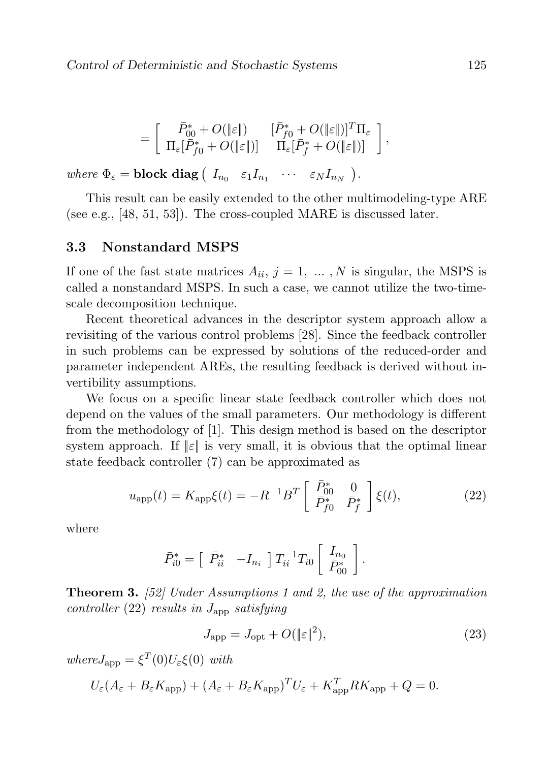$$
= \left[ \begin{array}{cc} \bar{P}_{00}^* + O(\|\varepsilon\|) & [\bar{P}_{f0}^* + O(\|\varepsilon\|)]^T \Pi_\varepsilon \\ \Pi_\varepsilon [\bar{P}_{f0}^* + O(\|\varepsilon\|)] & \Pi_\varepsilon [\bar{P}_f^* + O(\|\varepsilon\|)] \end{array} \right],
$$

*where* $\Phi_\varepsilon = \textbf{block diag} \left( \begin{array}{cccc} I_{n_0} & \varepsilon_1 I_{n_1} & \cdots & \varepsilon_N I_{n_N} \end{array} \right)$.

This result can be easily extended to the other multimodeling-type ARE (see e.g., [48, 51, 53]). The cross-coupled MARE is discussed later.

### 3.3 Nonstandard MSPS

If one of the fast state matrices $A_{ii}$, $j = 1, \ ... \ , N$ is singular, the MSPS is called a nonstandard MSPS. In such a case, we cannot utilize the two-time-scale decomposition technique.

Recent theoretical advances in the descriptor system approach allow a revisiting of the various control problems [28]. Since the feedback controller in such problems can be expressed by solutions of the reduced-order and parameter independent AREs, the resulting feedback is derived without invertibility assumptions.

We focus on a specific linear state feedback controller which does not depend on the values of the small parameters. Our methodology is different from the methodology of [1]. This design method is based on the descriptor system approach. If $\|\varepsilon\|$ is very small, it is obvious that the optimal linear state feedback controller (7) can be approximated as

$$
u_{\rm app}(t) = K_{\rm app}\xi(t) = -R^{-1}B^T \left[ \begin{array}{cc} \bar{P}_{00}^* & 0 \\ \bar{P}_{f0}^* & \bar{P}_f^* \end{array} \right] \xi(t), \tag{22}
$$

where

$$
\bar{P}_{i0}^* = \left[ \begin{array}{cc} \bar{P}_{ii}^* & -I_{n_i} \end{array} \right] T_{ii}^{-1} T_{i0} \left[ \begin{array}{c} I_{n_0} \\ \bar{P}_{00}^* \end{array} \right].
$$

**Theorem 3.** *[52] Under Assumptions 1 and 2, the use of the approximation controller* (22) *results in* $J_{\rm app}$ *satisfying*

$$
J_{\rm app} = J_{\rm opt} + O(\|\varepsilon\|^2), \tag{23}
$$

*where* $J_{\rm app} = \xi^T(0) U_\varepsilon \xi(0)$ *with*

$$
U_\varepsilon(A_\varepsilon + B_\varepsilon K_{\rm app}) + (A_\varepsilon + B_\varepsilon K_{\rm app})^T U_\varepsilon + K_{\rm app}^T R K_{\rm app} + Q = 0.
$$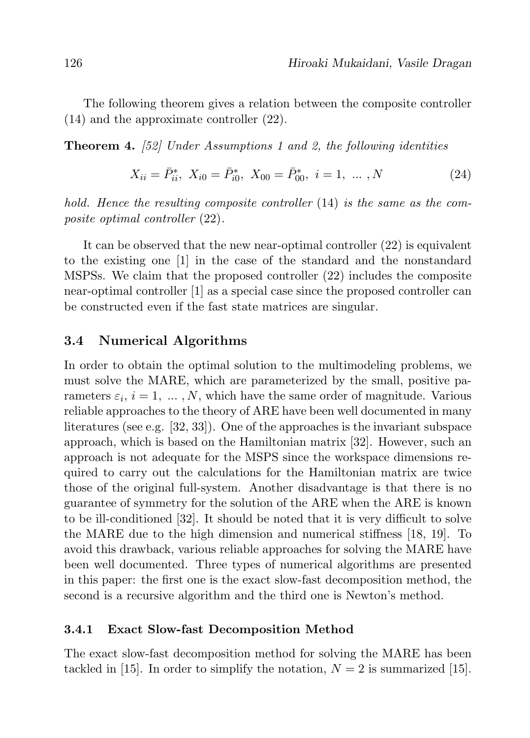The following theorem gives a relation between the composite controller (14) and the approximate controller (22).

**Theorem 4.** *[52] Under Assumptions 1 and 2, the following identities*

$$X_{ii} = \bar{P}_{ii}^*, \ X_{i0} = \bar{P}_{i0}^*, \ X_{00} = \bar{P}_{00}^*, \ i = 1, \ \dots \ , N \tag{24}$$

*hold. Hence the resulting composite controller* (14) *is the same as the composite optimal controller* (22).

It can be observed that the new near-optimal controller (22) is equivalent to the existing one [1] in the case of the standard and the nonstandard MSPSs. We claim that the proposed controller (22) includes the composite near-optimal controller [1] as a special case since the proposed controller can be constructed even if the fast state matrices are singular.

## 3.4 Numerical Algorithms

In order to obtain the optimal solution to the multimodeling problems, we must solve the MARE, which are parameterized by the small, positive parameters $\varepsilon_i$, $i = 1, \ \dots \ , N$, which have the same order of magnitude. Various reliable approaches to the theory of ARE have been well documented in many literatures (see e.g. [32, 33]). One of the approaches is the invariant subspace approach, which is based on the Hamiltonian matrix [32]. However, such an approach is not adequate for the MSPS since the workspace dimensions required to carry out the calculations for the Hamiltonian matrix are twice those of the original full-system. Another disadvantage is that there is no guarantee of symmetry for the solution of the ARE when the ARE is known to be ill-conditioned [32]. It should be noted that it is very difficult to solve the MARE due to the high dimension and numerical stiffness [18, 19]. To avoid this drawback, various reliable approaches for solving the MARE have been well documented. Three types of numerical algorithms are presented in this paper: the first one is the exact slow-fast decomposition method, the second is a recursive algorithm and the third one is Newton's method.

### 3.4.1 Exact Slow-fast Decomposition Method

The exact slow-fast decomposition method for solving the MARE has been tackled in [15]. In order to simplify the notation, $N = 2$ is summarized [15].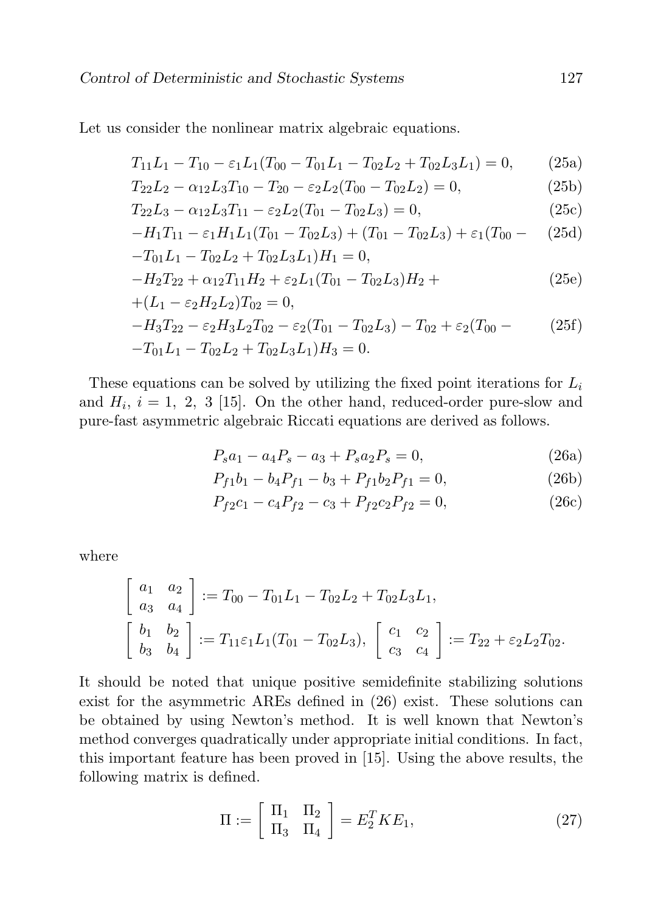Let us consider the nonlinear matrix algebraic equations.

$$T_{11}L_1 - T_{10} - \varepsilon_1 L_1(T_{00} - T_{01}L_1 - T_{02}L_2 + T_{02}L_3L_1) = 0, \tag{25a}$$

$$T_{22}L_2 - \alpha_{12}L_3T_{10} - T_{20} - \varepsilon_2 L_2(T_{00} - T_{02}L_2) = 0, \tag{25b}$$

$$T_{22}L_3 - \alpha_{12}L_3T_{11} - \varepsilon_2 L_2(T_{01} - T_{02}L_3) = 0, \tag{25c}$$

$$-H_1T_{11} - \varepsilon_1 H_1 L_1(T_{01} - T_{02}L_3) + (T_{01} - T_{02}L_3) + \varepsilon_1(T_{00} - \\ -T_{01}L_1 - T_{02}L_2 + T_{02}L_3L_1)H_1 = 0, \tag{25d}$$

$$-H_2T_{22} + \alpha_{12}T_{11}H_2 + \varepsilon_2 L_1(T_{01} - T_{02}L_3)H_2 + \\ +(L_1 - \varepsilon_2 H_2 L_2)T_{02} = 0, \tag{25e}$$

$$-H_3T_{22} - \varepsilon_2 H_3 L_2 T_{02} - \varepsilon_2(T_{01} - T_{02}L_3) - T_{02} + \varepsilon_2(T_{00} - \\ -T_{01}L_1 - T_{02}L_2 + T_{02}L_3L_1)H_3 = 0. \tag{25f}$$

These equations can be solved by utilizing the fixed point iterations for $L_i$ and $H_i$, $i = 1,\ 2,\ 3$ [15]. On the other hand, reduced-order pure-slow and pure-fast asymmetric algebraic Riccati equations are derived as follows.

$$P_s a_1 - a_4 P_s - a_3 + P_s a_2 P_s = 0, \tag{26a}$$

$$P_{f1} b_1 - b_4 P_{f1} - b_3 + P_{f1} b_2 P_{f1} = 0, \tag{26b}$$

$$P_{f2} c_1 - c_4 P_{f2} - c_3 + P_{f2} c_2 P_{f2} = 0, \tag{26c}$$

where

$$\begin{bmatrix} a_1 & a_2 \\ a_3 & a_4 \end{bmatrix} := T_{00} - T_{01}L_1 - T_{02}L_2 + T_{02}L_3L_1,$$

$$\begin{bmatrix} b_1 & b_2 \\ b_3 & b_4 \end{bmatrix} := T_{11}\varepsilon_1 L_1(T_{01} - T_{02}L_3),\ \begin{bmatrix} c_1 & c_2 \\ c_3 & c_4 \end{bmatrix} := T_{22} + \varepsilon_2 L_2 T_{02}.$$

It should be noted that unique positive semidefinite stabilizing solutions exist for the asymmetric AREs defined in (26) exist. These solutions can be obtained by using Newton's method. It is well known that Newton's method converges quadratically under appropriate initial conditions. In fact, this important feature has been proved in [15]. Using the above results, the following matrix is defined.

$$\Pi := \begin{bmatrix} \Pi_1 & \Pi_2 \\ \Pi_3 & \Pi_4 \end{bmatrix} = E_2^T K E_1, \tag{27}$$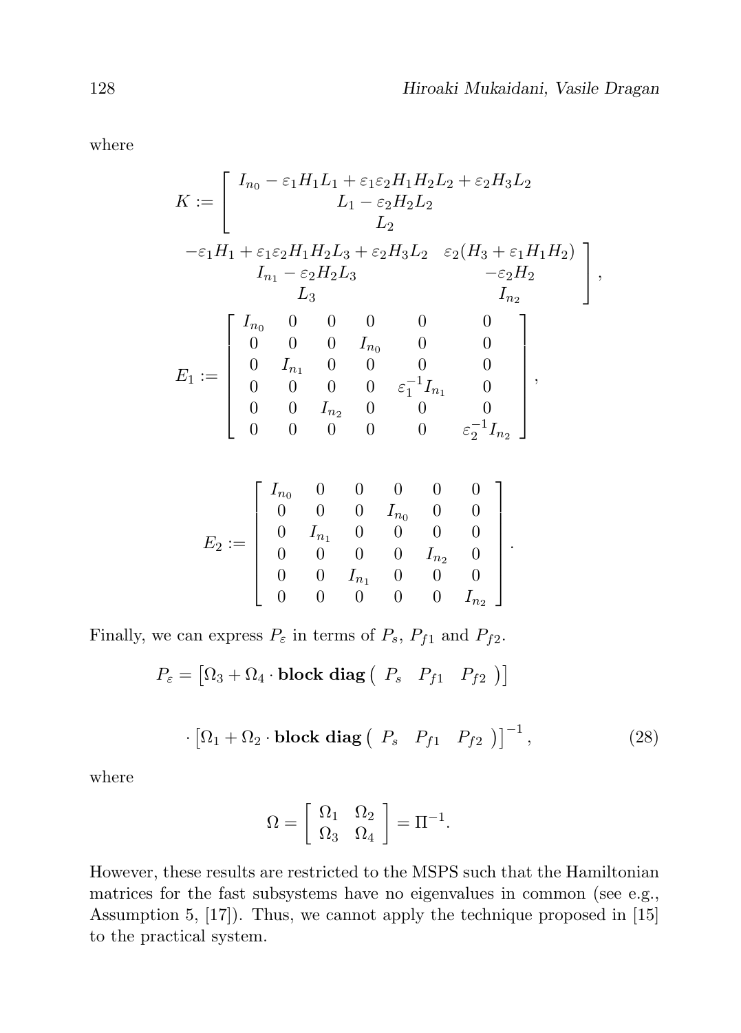where

$$K := \begin{bmatrix} I_{n_0} - \varepsilon_1 H_1 L_1 + \varepsilon_1 \varepsilon_2 H_1 H_2 L_2 + \varepsilon_2 H_3 L_2 & -\varepsilon_1 H_1 + \varepsilon_1 \varepsilon_2 H_1 H_2 L_3 + \varepsilon_2 H_3 L_2 & \varepsilon_2 (H_3 + \varepsilon_1 H_1 H_2) \\ L_1 - \varepsilon_2 H_2 L_2 & I_{n_1} - \varepsilon_2 H_2 L_3 & -\varepsilon_2 H_2 \\ L_2 & L_3 & I_{n_2} \end{bmatrix},$$

$$E_1 := \begin{bmatrix} I_{n_0} & 0 & 0 & 0 & 0 & 0 \\ 0 & 0 & 0 & I_{n_0} & 0 & 0 \\ 0 & I_{n_1} & 0 & 0 & 0 & 0 \\ 0 & 0 & 0 & 0 & \varepsilon_1^{-1} I_{n_1} & 0 \\ 0 & 0 & I_{n_2} & 0 & 0 & 0 \\ 0 & 0 & 0 & 0 & 0 & \varepsilon_2^{-1} I_{n_2} \end{bmatrix},$$

$$E_2 := \begin{bmatrix} I_{n_0} & 0 & 0 & 0 & 0 & 0 \\ 0 & 0 & 0 & I_{n_0} & 0 & 0 \\ 0 & I_{n_1} & 0 & 0 & 0 & 0 \\ 0 & 0 & 0 & 0 & I_{n_2} & 0 \\ 0 & 0 & I_{n_1} & 0 & 0 & 0 \\ 0 & 0 & 0 & 0 & 0 & I_{n_2} \end{bmatrix}.$$

Finally, we can express $P_\varepsilon$ in terms of $P_s$, $P_{f1}$ and $P_{f2}$.

$$P_\varepsilon = \left[ \Omega_3 + \Omega_4 \cdot \textbf{block diag} \begin{pmatrix} P_s & P_{f1} & P_{f2} \end{pmatrix} \right]$$

$$\cdot \left[ \Omega_1 + \Omega_2 \cdot \textbf{block diag} \begin{pmatrix} P_s & P_{f1} & P_{f2} \end{pmatrix} \right]^{-1}, \tag{28}$$

where

$$\Omega = \begin{bmatrix} \Omega_1 & \Omega_2 \\ \Omega_3 & \Omega_4 \end{bmatrix} = \Pi^{-1}.$$

However, these results are restricted to the MSPS such that the Hamiltonian matrices for the fast subsystems have no eigenvalues in common (see e.g., Assumption 5, [17]). Thus, we cannot apply the technique proposed in [15] to the practical system.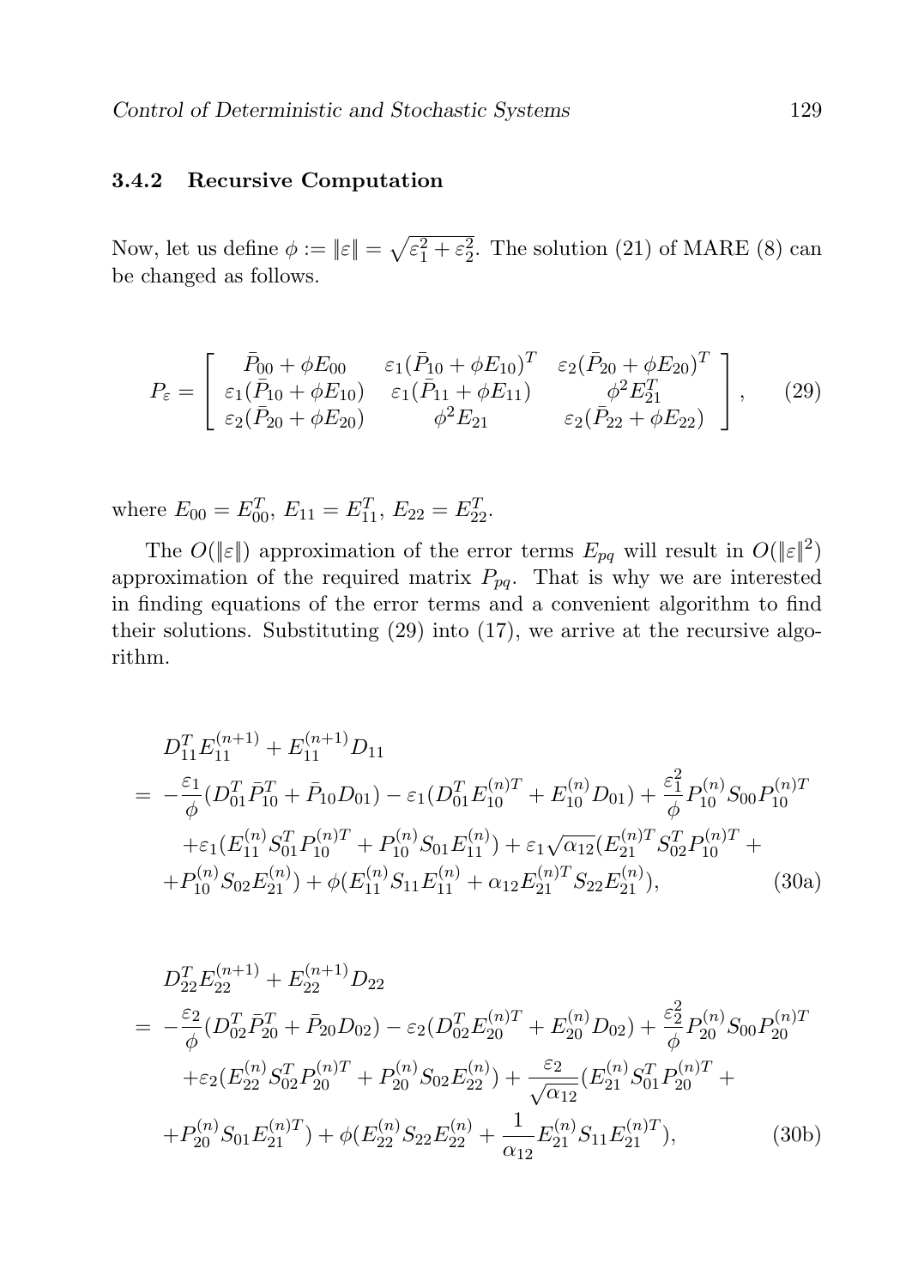### 3.4.2 Recursive Computation

Now, let us define $\phi := \|\varepsilon\| = \sqrt{\varepsilon_1^2 + \varepsilon_2^2}$. The solution (21) of MARE (8) can be changed as follows.

$$
P_\varepsilon = \begin{bmatrix} \bar{P}_{00} + \phi E_{00} & \varepsilon_1 (\bar{P}_{10} + \phi E_{10})^T & \varepsilon_2 (\bar{P}_{20} + \phi E_{20})^T \\ \varepsilon_1 (\bar{P}_{10} + \phi E_{10}) & \varepsilon_1 (\bar{P}_{11} + \phi E_{11}) & \phi^2 E_{21}^T \\ \varepsilon_2 (\bar{P}_{20} + \phi E_{20}) & \phi^2 E_{21} & \varepsilon_2 (\bar{P}_{22} + \phi E_{22}) \end{bmatrix}, \tag{29}
$$

where $E_{00} = E_{00}^T$, $E_{11} = E_{11}^T$, $E_{22} = E_{22}^T$.

The $O(\|\varepsilon\|)$ approximation of the error terms $E_{pq}$ will result in $O(\|\varepsilon\|^2)$ approximation of the required matrix $P_{pq}$. That is why we are interested in finding equations of the error terms and a convenient algorithm to find their solutions. Substituting (29) into (17), we arrive at the recursive algorithm.

$$
\begin{aligned}
& D_{11}^T E_{11}^{(n+1)} + E_{11}^{(n+1)} D_{11} \\
= \ & -\frac{\varepsilon_1}{\phi}(D_{01}^T \bar{P}_{10}^T + \bar{P}_{10} D_{01}) - \varepsilon_1 (D_{01}^T E_{10}^{(n)T} + E_{10}^{(n)} D_{01}) + \frac{\varepsilon_1^2}{\phi} P_{10}^{(n)} S_{00} P_{10}^{(n)T} \\
& + \varepsilon_1 (E_{11}^{(n)} S_{01}^T P_{10}^{(n)T} + P_{10}^{(n)} S_{01} E_{11}^{(n)}) + \varepsilon_1 \sqrt{\alpha_{12}} (E_{21}^{(n)T} S_{02}^T P_{10}^{(n)T} + \\
& + P_{10}^{(n)} S_{02} E_{21}^{(n)}) + \phi (E_{11}^{(n)} S_{11} E_{11}^{(n)} + \alpha_{12} E_{21}^{(n)T} S_{22} E_{21}^{(n)}),
\end{aligned} \tag{30a}
$$

$$
\begin{aligned}
& D_{22}^T E_{22}^{(n+1)} + E_{22}^{(n+1)} D_{22} \\
= \ & -\frac{\varepsilon_2}{\phi}(D_{02}^T \bar{P}_{20}^T + \bar{P}_{20} D_{02}) - \varepsilon_2 (D_{02}^T E_{20}^{(n)T} + E_{20}^{(n)} D_{02}) + \frac{\varepsilon_2^2}{\phi} P_{20}^{(n)} S_{00} P_{20}^{(n)T} \\
& + \varepsilon_2 (E_{22}^{(n)} S_{02}^T P_{20}^{(n)T} + P_{20}^{(n)} S_{02} E_{22}^{(n)}) + \frac{\varepsilon_2}{\sqrt{\alpha_{12}}} (E_{21}^{(n)} S_{01}^T P_{20}^{(n)T} + \\
& + P_{20}^{(n)} S_{01} E_{21}^{(n)T}) + \phi (E_{22}^{(n)} S_{22} E_{22}^{(n)} + \frac{1}{\alpha_{12}} E_{21}^{(n)} S_{11} E_{21}^{(n)T}),
\end{aligned} \tag{30b}
$$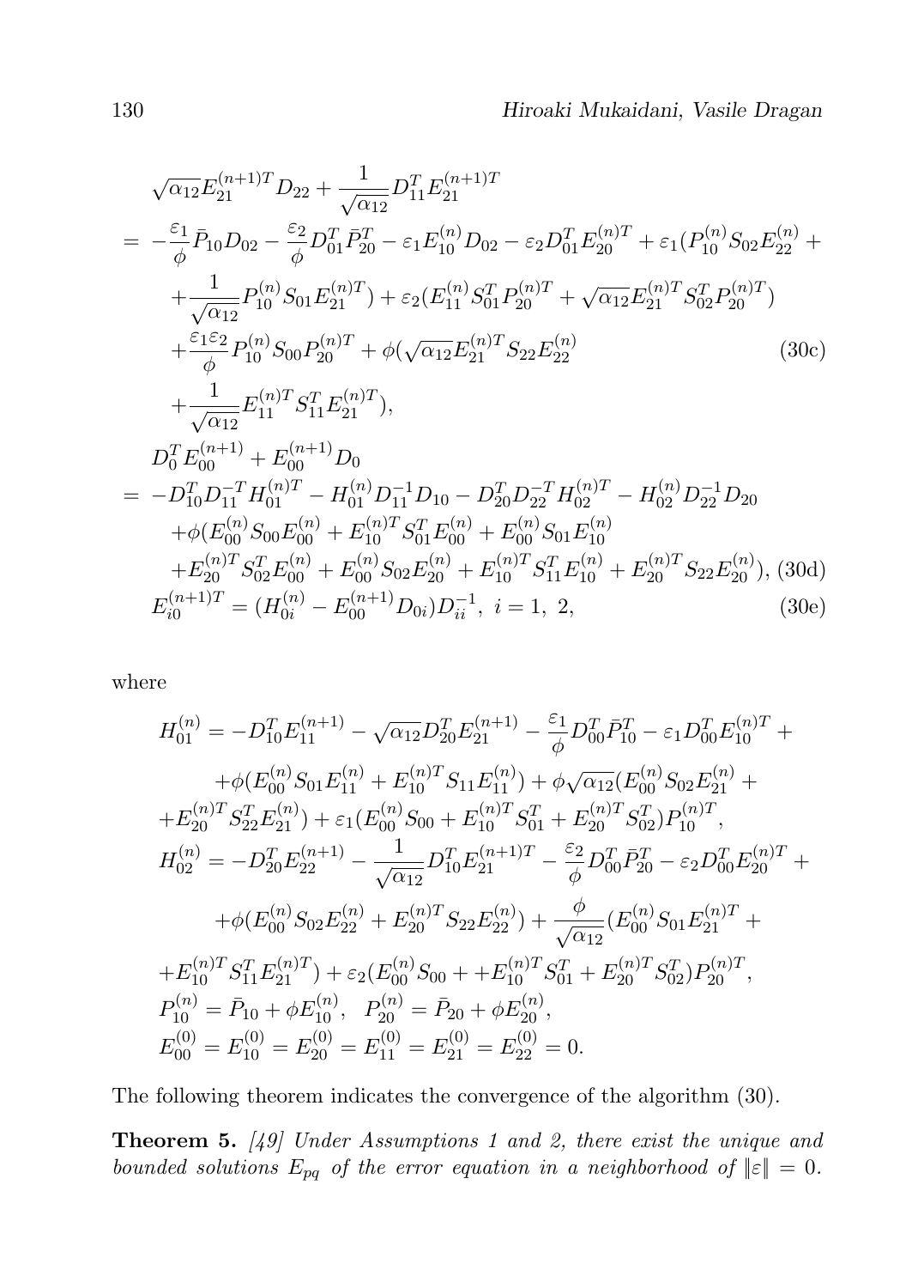$$
\begin{aligned}
&\sqrt{\alpha_{12}}E_{21}^{(n+1)T}D_{22} + \frac{1}{\sqrt{\alpha_{12}}}D_{11}^T E_{21}^{(n+1)T} \\
&= -\frac{\varepsilon_1}{\phi}\bar{P}_{10}D_{02} - \frac{\varepsilon_2}{\phi}D_{01}^T\bar{P}_{20}^T - \varepsilon_1 E_{10}^{(n)}D_{02} - \varepsilon_2 D_{01}^T E_{20}^{(n)T} + \varepsilon_1(P_{10}^{(n)}S_{02}E_{22}^{(n)} + \\
&\quad + \frac{1}{\sqrt{\alpha_{12}}}P_{10}^{(n)}S_{01}E_{21}^{(n)T}) + \varepsilon_2(E_{11}^{(n)}S_{01}^T P_{20}^{(n)T} + \sqrt{\alpha_{12}}E_{21}^{(n)T}S_{02}^T P_{20}^{(n)T}) \\
&\quad + \frac{\varepsilon_1\varepsilon_2}{\phi}P_{10}^{(n)}S_{00}P_{20}^{(n)T} + \phi(\sqrt{\alpha_{12}}E_{21}^{(n)T}S_{22}E_{22}^{(n)} \\
&\quad + \frac{1}{\sqrt{\alpha_{12}}}E_{11}^{(n)T}S_{11}^T E_{21}^{(n)T}),
\end{aligned} \tag{30c}
$$

$$
\begin{aligned}
&D_0^T E_{00}^{(n+1)} + E_{00}^{(n+1)}D_0 \\
&= -D_{10}^T D_{11}^{-T}H_{01}^{(n)T} - H_{01}^{(n)}D_{11}^{-1}D_{10} - D_{20}^T D_{22}^{-T}H_{02}^{(n)T} - H_{02}^{(n)}D_{22}^{-1}D_{20} \\
&\quad + \phi(E_{00}^{(n)}S_{00}E_{00}^{(n)} + E_{10}^{(n)T}S_{01}^T E_{00}^{(n)} + E_{00}^{(n)}S_{01}E_{10}^{(n)} \\
&\quad + E_{20}^{(n)T}S_{02}^T E_{00}^{(n)} + E_{00}^{(n)}S_{02}E_{20}^{(n)} + E_{10}^{(n)T}S_{11}^T E_{10}^{(n)} + E_{20}^{(n)T}S_{22}E_{20}^{(n)}),
\end{aligned} \tag{30d}
$$

$$
E_{i0}^{(n+1)T} = (H_{0i}^{(n)} - E_{00}^{(n+1)}D_{0i})D_{ii}^{-1},\ i = 1,\ 2, \tag{30e}
$$

where

$$
\begin{aligned}
H_{01}^{(n)} &= -D_{10}^T E_{11}^{(n+1)} - \sqrt{\alpha_{12}}D_{20}^T E_{21}^{(n+1)} - \frac{\varepsilon_1}{\phi}D_{00}^T\bar{P}_{10}^T - \varepsilon_1 D_{00}^T E_{10}^{(n)T} + \\
&\quad + \phi(E_{00}^{(n)}S_{01}E_{11}^{(n)} + E_{10}^{(n)T}S_{11}E_{11}^{(n)}) + \phi\sqrt{\alpha_{12}}(E_{00}^{(n)}S_{02}E_{21}^{(n)} + \\
&\quad + E_{20}^{(n)T}S_{22}^T E_{21}^{(n)}) + \varepsilon_1(E_{00}^{(n)}S_{00} + E_{10}^{(n)T}S_{01}^T + E_{20}^{(n)T}S_{02}^T)P_{10}^{(n)T}, \\
H_{02}^{(n)} &= -D_{20}^T E_{22}^{(n+1)} - \frac{1}{\sqrt{\alpha_{12}}}D_{10}^T E_{21}^{(n+1)T} - \frac{\varepsilon_2}{\phi}D_{00}^T\bar{P}_{20}^T - \varepsilon_2 D_{00}^T E_{20}^{(n)T} + \\
&\quad + \phi(E_{00}^{(n)}S_{02}E_{22}^{(n)} + E_{20}^{(n)T}S_{22}E_{22}^{(n)}) + \frac{\phi}{\sqrt{\alpha_{12}}}(E_{00}^{(n)}S_{01}E_{21}^{(n)T} + \\
&\quad + E_{10}^{(n)T}S_{11}^T E_{21}^{(n)T}) + \varepsilon_2(E_{00}^{(n)}S_{00} + + E_{10}^{(n)T}S_{01}^T + E_{20}^{(n)T}S_{02}^T)P_{20}^{(n)T}, \\
P_{10}^{(n)} &= \bar{P}_{10} + \phi E_{10}^{(n)},\quad P_{20}^{(n)} = \bar{P}_{20} + \phi E_{20}^{(n)}, \\
E_{00}^{(0)} &= E_{10}^{(0)} = E_{20}^{(0)} = E_{11}^{(0)} = E_{21}^{(0)} = E_{22}^{(0)} = 0.
\end{aligned}
$$

The following theorem indicates the convergence of the algorithm (30).

**Theorem 5.** *[49] Under Assumptions 1 and 2, there exist the unique and bounded solutions $E_{pq}$ of the error equation in a neighborhood of $\|\varepsilon\| = 0$.*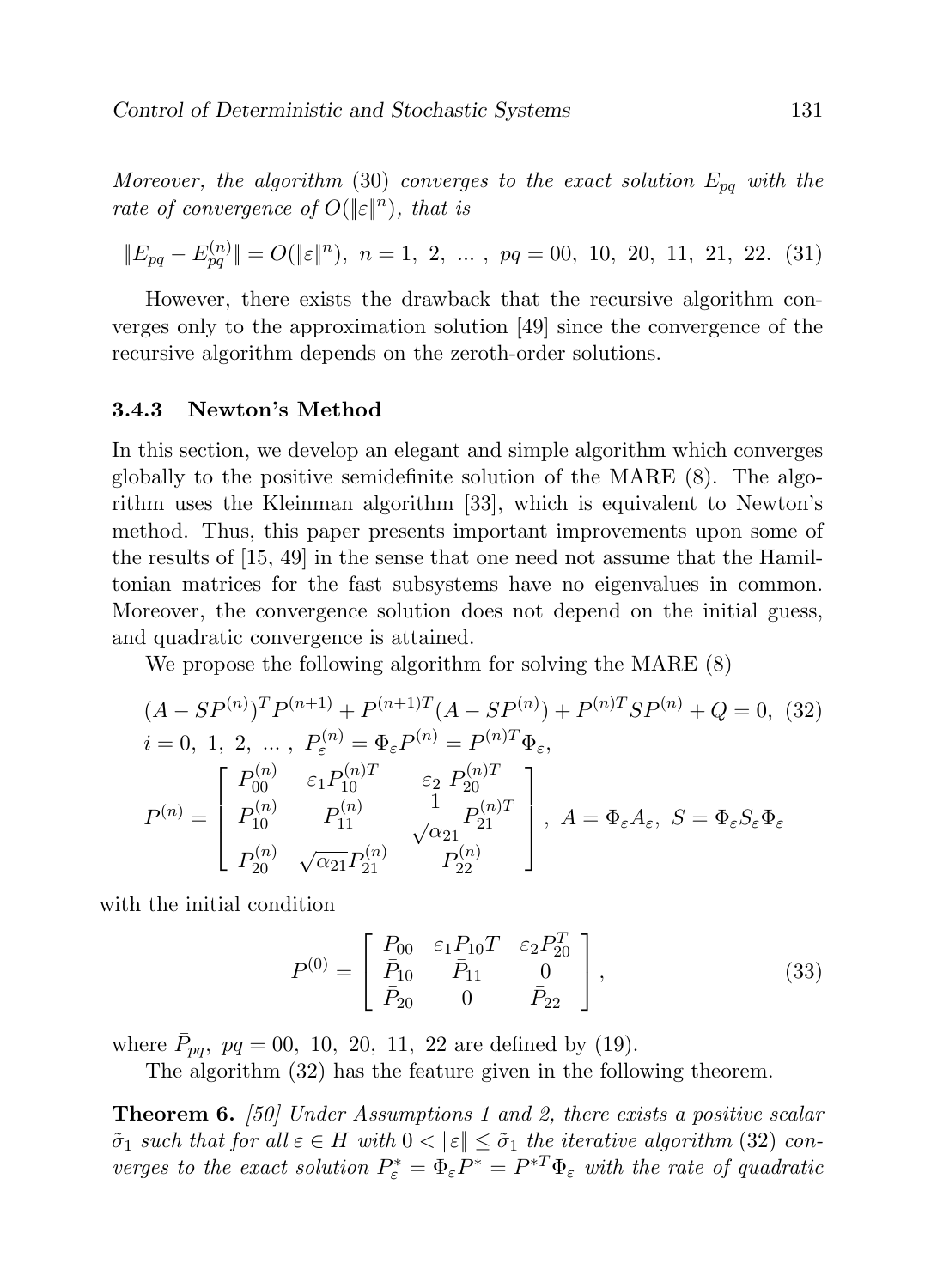*Moreover, the algorithm* (30) *converges to the exact solution* $E_{pq}$ *with the rate of convergence of* $O(\|\varepsilon\|^n)$, *that is*

$$\|E_{pq} - E_{pq}^{(n)}\| = O(\|\varepsilon\|^n),\ n = 1,\ 2,\ \ldots,\ pq = 00,\ 10,\ 20,\ 11,\ 21,\ 22. \quad (31)$$

However, there exists the drawback that the recursive algorithm converges only to the approximation solution [49] since the convergence of the recursive algorithm depends on the zeroth-order solutions.

### 3.4.3 Newton's Method

In this section, we develop an elegant and simple algorithm which converges globally to the positive semidefinite solution of the MARE (8). The algorithm uses the Kleinman algorithm [33], which is equivalent to Newton's method. Thus, this paper presents important improvements upon some of the results of [15, 49] in the sense that one need not assume that the Hamiltonian matrices for the fast subsystems have no eigenvalues in common. Moreover, the convergence solution does not depend on the initial guess, and quadratic convergence is attained.

We propose the following algorithm for solving the MARE (8)

$$(A - SP^{(n)})^T P^{(n+1)} + P^{(n+1)T}(A - SP^{(n)}) + P^{(n)T} SP^{(n)} + Q = 0, \quad (32)$$

$$i = 0,\ 1,\ 2,\ \ldots,\ P_{\varepsilon}^{(n)} = \Phi_{\varepsilon} P^{(n)} = P^{(n)T}\Phi_{\varepsilon},$$

$$P^{(n)} = \begin{bmatrix} P_{00}^{(n)} & \varepsilon_1 P_{10}^{(n)T} & \varepsilon_2\ P_{20}^{(n)T} \\ P_{10}^{(n)} & P_{11}^{(n)} & \dfrac{1}{\sqrt{\alpha_{21}}} P_{21}^{(n)T} \\ P_{20}^{(n)} & \sqrt{\alpha_{21}} P_{21}^{(n)} & P_{22}^{(n)} \end{bmatrix},\ A = \Phi_{\varepsilon} A_{\varepsilon},\ S = \Phi_{\varepsilon} S_{\varepsilon} \Phi_{\varepsilon}$$

with the initial condition

$$P^{(0)} = \begin{bmatrix} \bar{P}_{00} & \varepsilon_1 \bar{P}_{10} T & \varepsilon_2 \bar{P}_{20}^T \\ \bar{P}_{10} & \bar{P}_{11} & 0 \\ \bar{P}_{20} & 0 & \bar{P}_{22} \end{bmatrix}, \quad (33)$$

where $\bar{P}_{pq},\ pq = 00,\ 10,\ 20,\ 11,\ 22$ are defined by (19).

The algorithm (32) has the feature given in the following theorem.

**Theorem 6.** *[50] Under Assumptions 1 and 2, there exists a positive scalar* $\tilde{\sigma}_1$ *such that for all* $\varepsilon \in H$ *with* $0 < \|\varepsilon\| \leq \tilde{\sigma}_1$ *the iterative algorithm* (32) *converges to the exact solution* $P_{\varepsilon}^* = \Phi_{\varepsilon} P^* = P^{*T}\Phi_{\varepsilon}$ *with the rate of quadratic*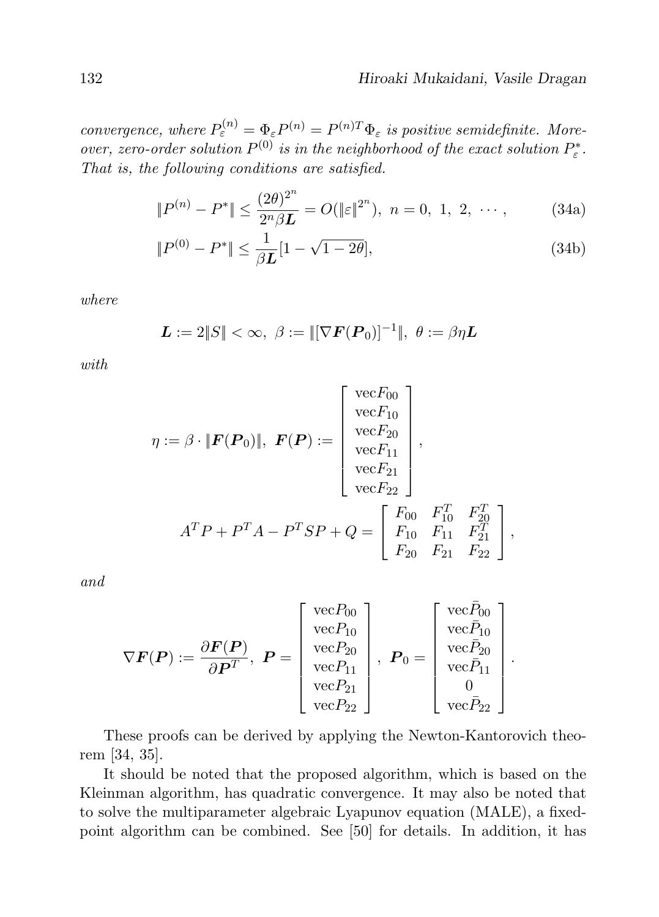*convergence, where $P_{\varepsilon}^{(n)} = \Phi_{\varepsilon} P^{(n)} = P^{(n)T} \Phi_{\varepsilon}$ is positive semidefinite. Moreover, zero-order solution $P^{(0)}$ is in the neighborhood of the exact solution $P_{\varepsilon}^{*}$. That is, the following conditions are satisfied.*

$$\|P^{(n)} - P^{*}\| \leq \frac{(2\theta)^{2^n}}{2^n \beta \boldsymbol{L}} = O(\|\varepsilon\|^{2^n}), \ n = 0, \ 1, \ 2, \ \cdots, \tag{34a}$$

$$\|P^{(0)} - P^{*}\| \leq \frac{1}{\beta \boldsymbol{L}}[1 - \sqrt{1 - 2\theta}], \tag{34b}$$

*where*

$$\boldsymbol{L} := 2\|S\| < \infty, \ \beta := \|[\nabla \boldsymbol{F}(\boldsymbol{P}_0)]^{-1}\|, \ \theta := \beta \eta \boldsymbol{L}$$

*with*

$$\eta := \beta \cdot \|\boldsymbol{F}(\boldsymbol{P}_0)\|, \ \boldsymbol{F}(\boldsymbol{P}) := \begin{bmatrix} \mathrm{vec} F_{00} \\ \mathrm{vec} F_{10} \\ \mathrm{vec} F_{20} \\ \mathrm{vec} F_{11} \\ \mathrm{vec} F_{21} \\ \mathrm{vec} F_{22} \end{bmatrix},$$

$$A^T P + P^T A - P^T S P + Q = \begin{bmatrix} F_{00} & F_{10}^T & F_{20}^T \\ F_{10} & F_{11} & F_{21}^T \\ F_{20} & F_{21} & F_{22} \end{bmatrix},$$

*and*

$$\nabla \boldsymbol{F}(\boldsymbol{P}) := \frac{\partial \boldsymbol{F}(\boldsymbol{P})}{\partial \boldsymbol{P}^T}, \ \boldsymbol{P} = \begin{bmatrix} \mathrm{vec} P_{00} \\ \mathrm{vec} P_{10} \\ \mathrm{vec} P_{20} \\ \mathrm{vec} P_{11} \\ \mathrm{vec} P_{21} \\ \mathrm{vec} P_{22} \end{bmatrix}, \ \boldsymbol{P}_0 = \begin{bmatrix} \mathrm{vec} \bar{P}_{00} \\ \mathrm{vec} \bar{P}_{10} \\ \mathrm{vec} \bar{P}_{20} \\ \mathrm{vec} \bar{P}_{11} \\ 0 \\ \mathrm{vec} \bar{P}_{22} \end{bmatrix}.$$

These proofs can be derived by applying the Newton-Kantorovich theorem [34, 35].

It should be noted that the proposed algorithm, which is based on the Kleinman algorithm, has quadratic convergence. It may also be noted that to solve the multiparameter algebraic Lyapunov equation (MALE), a fixed-point algorithm can be combined. See [50] for details. In addition, it has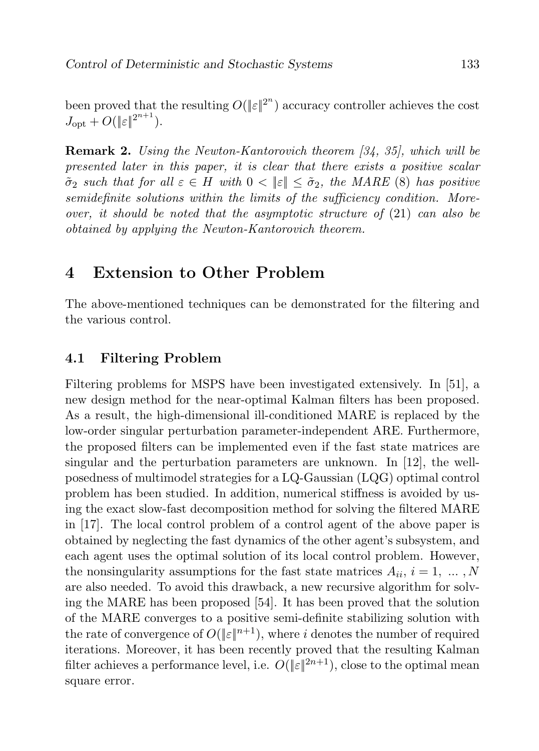been proved that the resulting $O(\|\varepsilon\|^{2^n})$ accuracy controller achieves the cost $J_{\rm opt} + O(\|\varepsilon\|^{2^{n+1}})$.

**Remark 2.** *Using the Newton-Kantorovich theorem [34, 35], which will be presented later in this paper, it is clear that there exists a positive scalar $\tilde{\sigma}_2$ such that for all $\varepsilon \in H$ with $0 < \|\varepsilon\| \leq \tilde{\sigma}_2$, the MARE* (8) *has positive semidefinite solutions within the limits of the sufficiency condition. Moreover, it should be noted that the asymptotic structure of* (21) *can also be obtained by applying the Newton-Kantorovich theorem.*

## 4 Extension to Other Problem

The above-mentioned techniques can be demonstrated for the filtering and the various control.

### 4.1 Filtering Problem

Filtering problems for MSPS have been investigated extensively. In [51], a new design method for the near-optimal Kalman filters has been proposed. As a result, the high-dimensional ill-conditioned MARE is replaced by the low-order singular perturbation parameter-independent ARE. Furthermore, the proposed filters can be implemented even if the fast state matrices are singular and the perturbation parameters are unknown. In [12], the well-posedness of multimodel strategies for a LQ-Gaussian (LQG) optimal control problem has been studied. In addition, numerical stiffness is avoided by using the exact slow-fast decomposition method for solving the filtered MARE in [17]. The local control problem of a control agent of the above paper is obtained by neglecting the fast dynamics of the other agent's subsystem, and each agent uses the optimal solution of its local control problem. However, the nonsingularity assumptions for the fast state matrices $A_{ii}$, $i = 1, \ldots, N$ are also needed. To avoid this drawback, a new recursive algorithm for solving the MARE has been proposed [54]. It has been proved that the solution of the MARE converges to a positive semi-definite stabilizing solution with the rate of convergence of $O(\|\varepsilon\|^{n+1})$, where $i$ denotes the number of required iterations. Moreover, it has been recently proved that the resulting Kalman filter achieves a performance level, i.e. $O(\|\varepsilon\|^{2n+1})$, close to the optimal mean square error.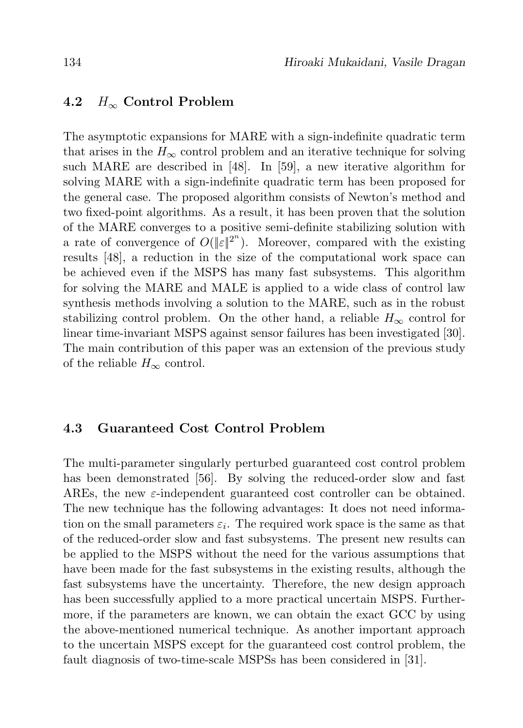### 4.2 $H_\infty$ Control Problem

The asymptotic expansions for MARE with a sign-indefinite quadratic term that arises in the $H_\infty$ control problem and an iterative technique for solving such MARE are described in [48]. In [59], a new iterative algorithm for solving MARE with a sign-indefinite quadratic term has been proposed for the general case. The proposed algorithm consists of Newton's method and two fixed-point algorithms. As a result, it has been proven that the solution of the MARE converges to a positive semi-definite stabilizing solution with a rate of convergence of $O(\|\varepsilon\|^{2^n})$. Moreover, compared with the existing results [48], a reduction in the size of the computational work space can be achieved even if the MSPS has many fast subsystems. This algorithm for solving the MARE and MALE is applied to a wide class of control law synthesis methods involving a solution to the MARE, such as in the robust stabilizing control problem. On the other hand, a reliable $H_\infty$ control for linear time-invariant MSPS against sensor failures has been investigated [30]. The main contribution of this paper was an extension of the previous study of the reliable $H_\infty$ control.

### 4.3 Guaranteed Cost Control Problem

The multi-parameter singularly perturbed guaranteed cost control problem has been demonstrated [56]. By solving the reduced-order slow and fast AREs, the new $\varepsilon$-independent guaranteed cost controller can be obtained. The new technique has the following advantages: It does not need information on the small parameters $\varepsilon_i$. The required work space is the same as that of the reduced-order slow and fast subsystems. The present new results can be applied to the MSPS without the need for the various assumptions that have been made for the fast subsystems in the existing results, although the fast subsystems have the uncertainty. Therefore, the new design approach has been successfully applied to a more practical uncertain MSPS. Furthermore, if the parameters are known, we can obtain the exact GCC by using the above-mentioned numerical technique. As another important approach to the uncertain MSPS except for the guaranteed cost control problem, the fault diagnosis of two-time-scale MSPSs has been considered in [31].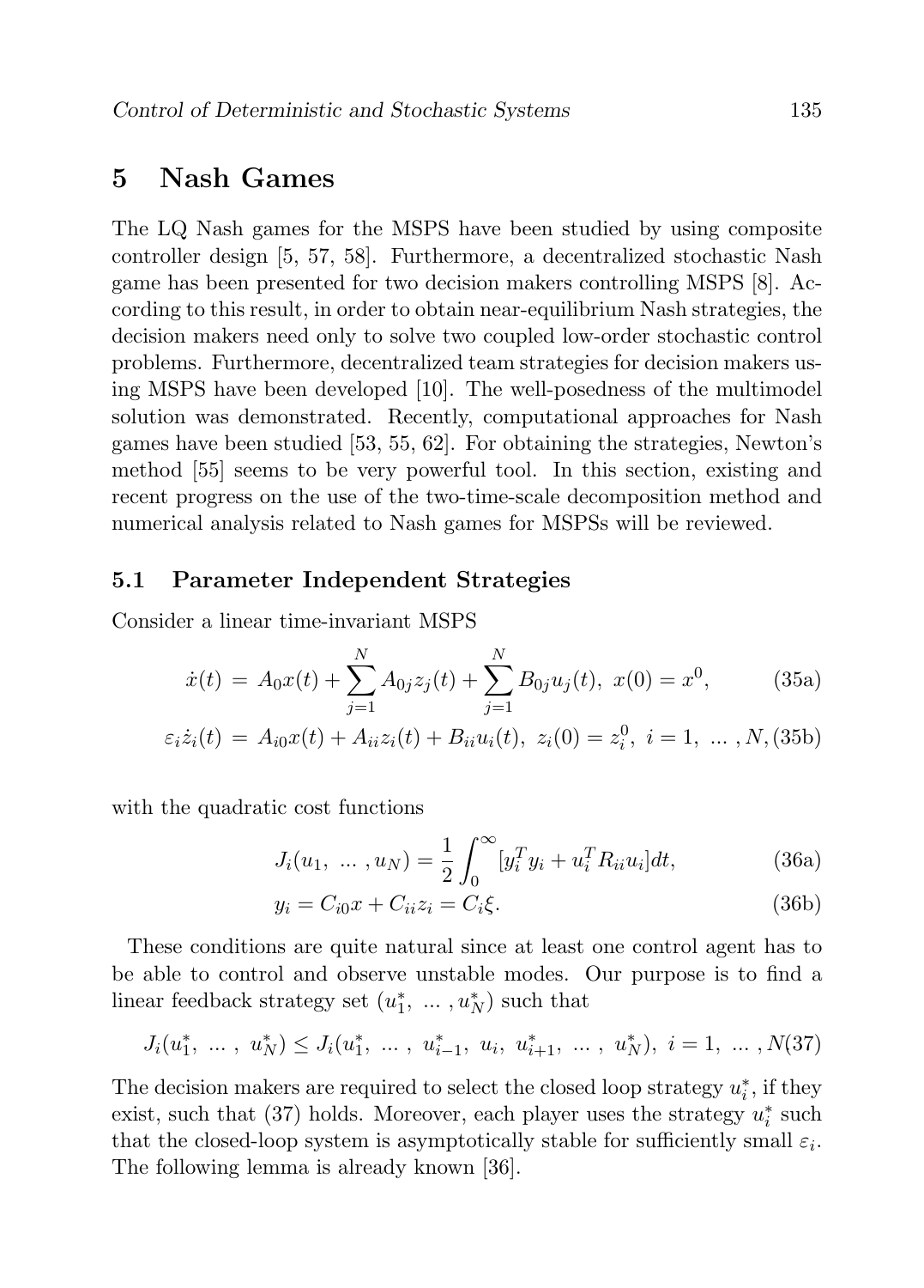## 5 Nash Games

The LQ Nash games for the MSPS have been studied by using composite controller design [5, 57, 58]. Furthermore, a decentralized stochastic Nash game has been presented for two decision makers controlling MSPS [8]. According to this result, in order to obtain near-equilibrium Nash strategies, the decision makers need only to solve two coupled low-order stochastic control problems. Furthermore, decentralized team strategies for decision makers using MSPS have been developed [10]. The well-posedness of the multimodel solution was demonstrated. Recently, computational approaches for Nash games have been studied [53, 55, 62]. For obtaining the strategies, Newton's method [55] seems to be very powerful tool. In this section, existing and recent progress on the use of the two-time-scale decomposition method and numerical analysis related to Nash games for MSPSs will be reviewed.

### 5.1 Parameter Independent Strategies

Consider a linear time-invariant MSPS

$$\dot{x}(t) = A_0 x(t) + \sum_{j=1}^{N} A_{0j} z_j(t) + \sum_{j=1}^{N} B_{0j} u_j(t), \ x(0) = x^0, \tag{35a}$$

$$\varepsilon_i \dot{z}_i(t) = A_{i0} x(t) + A_{ii} z_i(t) + B_{ii} u_i(t), \ z_i(0) = z_i^0, \ i = 1, \ \dots, N, \tag{35b}$$

with the quadratic cost functions

$$J_i(u_1, \ \dots, u_N) = \frac{1}{2} \int_0^{\infty} [y_i^T y_i + u_i^T R_{ii} u_i] dt, \tag{36a}$$

$$y_i = C_{i0} x + C_{ii} z_i = C_i \xi. \tag{36b}$$

These conditions are quite natural since at least one control agent has to be able to control and observe unstable modes. Our purpose is to find a linear feedback strategy set $(u_1^*, \ \dots, u_N^*)$ such that

$$J_i(u_1^*, \ \dots, \ u_N^*) \leq J_i(u_1^*, \ \dots, \ u_{i-1}^*, \ u_i, \ u_{i+1}^*, \ \dots, \ u_N^*), \ i = 1, \ \dots, N \tag{37}$$

The decision makers are required to select the closed loop strategy $u_i^*$, if they exist, such that (37) holds. Moreover, each player uses the strategy $u_i^*$ such that the closed-loop system is asymptotically stable for sufficiently small $\varepsilon_i$. The following lemma is already known [36].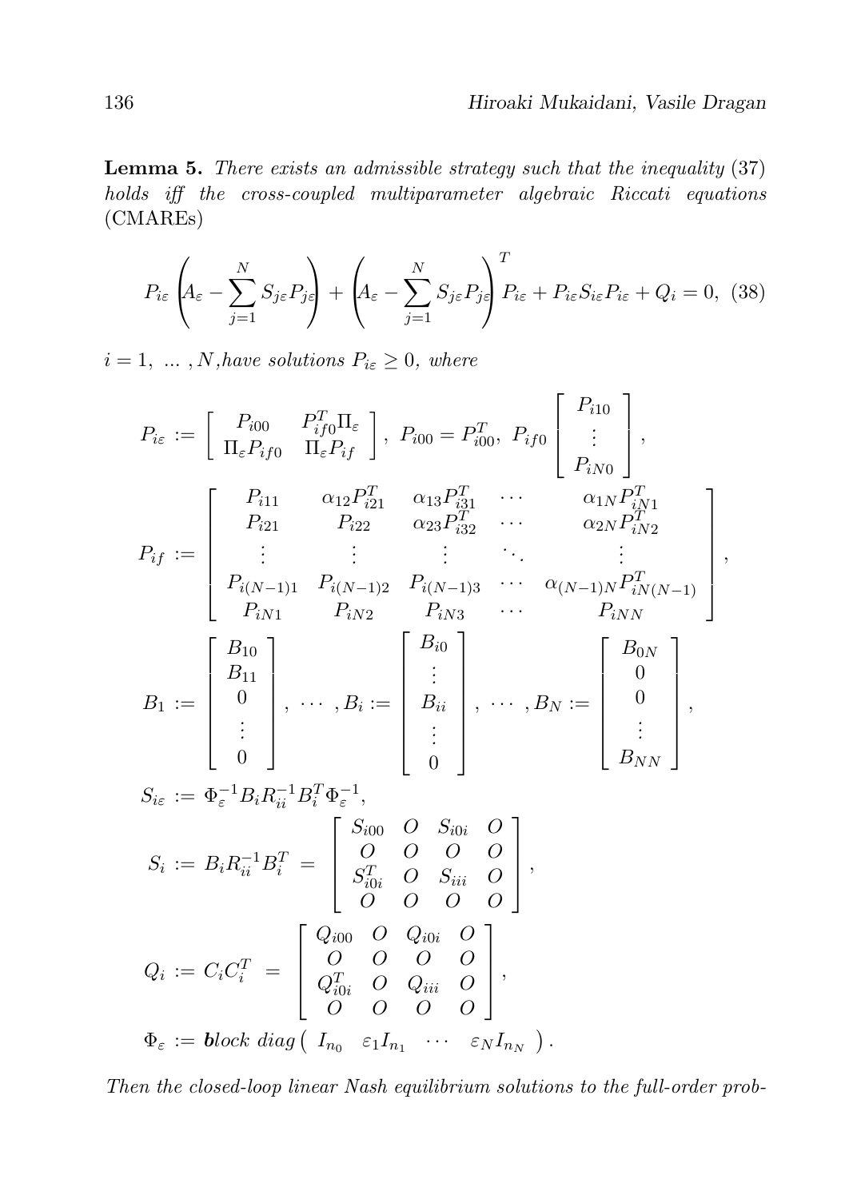**Lemma 5.** *There exists an admissible strategy such that the inequality* (37) *holds iff the cross-coupled multiparameter algebraic Riccati equations* (CMAREs)

$$P_{i\varepsilon}\left(A_\varepsilon - \sum_{j=1}^{N} S_{j\varepsilon}P_{j\varepsilon}\right) + \left(A_\varepsilon - \sum_{j=1}^{N} S_{j\varepsilon}P_{j\varepsilon}\right)^T P_{i\varepsilon} + P_{i\varepsilon}S_{i\varepsilon}P_{i\varepsilon} + Q_i = 0, \quad (38)$$

$i = 1, \ \dots \ , N,$*have solutions* $P_{i\varepsilon} \geq 0$, *where*

$$P_{i\varepsilon} := \begin{bmatrix} P_{i00} & P_{if0}^T \Pi_\varepsilon \\ \Pi_\varepsilon P_{if0} & \Pi_\varepsilon P_{if} \end{bmatrix}, \ P_{i00} = P_{i00}^T, \ P_{if0} \begin{bmatrix} P_{i10} \\ \vdots \\ P_{iN0} \end{bmatrix},$$

$$P_{if} := \begin{bmatrix} P_{i11} & \alpha_{12}P_{i21}^T & \alpha_{13}P_{i31}^T & \cdots & \alpha_{1N}P_{iN1}^T \\ P_{i21} & P_{i22} & \alpha_{23}P_{i32}^T & \cdots & \alpha_{2N}P_{iN2}^T \\ \vdots & \vdots & \vdots & \ddots & \vdots \\ P_{i(N-1)1} & P_{i(N-1)2} & P_{i(N-1)3} & \cdots & \alpha_{(N-1)N}P_{iN(N-1)}^T \\ P_{iN1} & P_{iN2} & P_{iN3} & \cdots & P_{iNN} \end{bmatrix},$$

$$B_1 := \begin{bmatrix} B_{10} \\ B_{11} \\ 0 \\ \vdots \\ 0 \end{bmatrix}, \ \cdots \ , B_i := \begin{bmatrix} B_{i0} \\ \vdots \\ B_{ii} \\ \vdots \\ 0 \end{bmatrix}, \ \cdots \ , B_N := \begin{bmatrix} B_{0N} \\ 0 \\ 0 \\ \vdots \\ B_{NN} \end{bmatrix},$$

$$S_{i\varepsilon} := \Phi_\varepsilon^{-1} B_i R_{ii}^{-1} B_i^T \Phi_\varepsilon^{-1},$$

$$S_i := B_i R_{ii}^{-1} B_i^T = \begin{bmatrix} S_{i00} & O & S_{i0i} & O \\ O & O & O & O \\ S_{i0i}^T & O & S_{iii} & O \\ O & O & O & O \end{bmatrix},$$

$$Q_i := C_i C_i^T = \begin{bmatrix} Q_{i00} & O & Q_{i0i} & O \\ O & O & O & O \\ Q_{i0i}^T & O & Q_{iii} & O \\ O & O & O & O \end{bmatrix},$$

$$\Phi_\varepsilon := \textit{\textbf{b}lock diag}\begin{pmatrix} I_{n_0} & \varepsilon_1 I_{n_1} & \cdots & \varepsilon_N I_{n_N} \end{pmatrix}.$$

*Then the closed-loop linear Nash equilibrium solutions to the full-order prob-*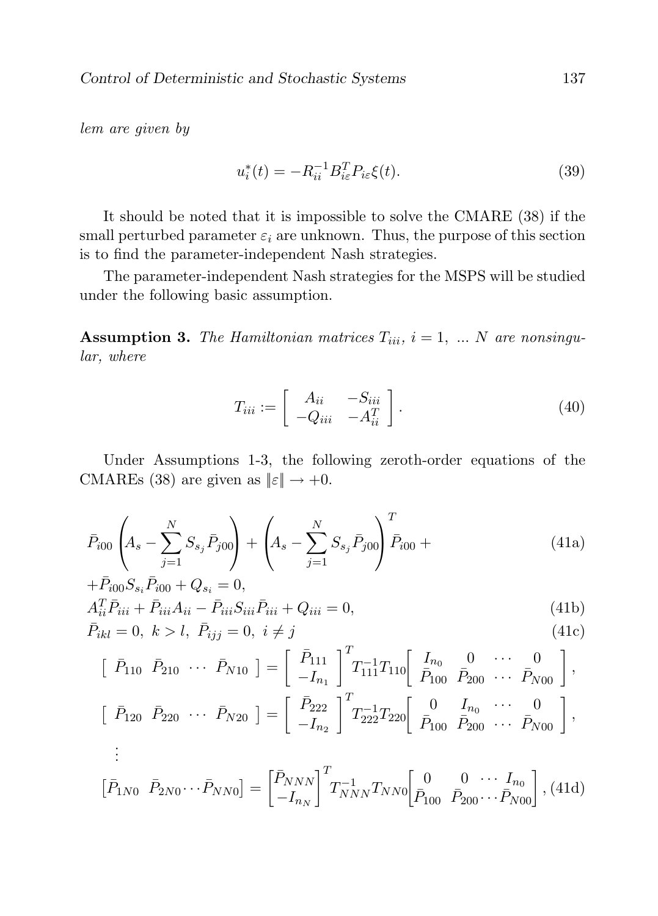*lem are given by*

$$u_i^*(t) = -R_{ii}^{-1} B_{i\varepsilon}^T P_{i\varepsilon} \xi(t). \tag{39}$$

It should be noted that it is impossible to solve the CMARE (38) if the small perturbed parameter $\varepsilon_i$ are unknown. Thus, the purpose of this section is to find the parameter-independent Nash strategies.

The parameter-independent Nash strategies for the MSPS will be studied under the following basic assumption.

**Assumption 3.** *The Hamiltonian matrices $T_{iii}$, $i = 1, \ ... \ N$ are nonsingular, where*

$$T_{iii} := \begin{bmatrix} A_{ii} & -S_{iii} \\ -Q_{iii} & -A_{ii}^T \end{bmatrix}. \tag{40}$$

Under Assumptions 1-3, the following zeroth-order equations of the CMAREs (38) are given as $\|\varepsilon\| \to +0$.

$$\bar{P}_{i00}\left(A_s - \sum_{j=1}^{N} S_{s_j}\bar{P}_{j00}\right) + \left(A_s - \sum_{j=1}^{N} S_{s_j}\bar{P}_{j00}\right)^T \bar{P}_{i00} + \tag{41a}$$

$$+\bar{P}_{i00} S_{s_i} \bar{P}_{i00} + Q_{s_i} = 0,$$

$$A_{ii}^T \bar{P}_{iii} + \bar{P}_{iii} A_{ii} - \bar{P}_{iii} S_{iii} \bar{P}_{iii} + Q_{iii} = 0, \tag{41b}$$

$$\bar{P}_{ikl} = 0, \ k > l, \ \bar{P}_{ijj} = 0, \ i \neq j \tag{41c}$$

$$\begin{bmatrix} \bar{P}_{110} & \bar{P}_{210} & \cdots & \bar{P}_{N10} \end{bmatrix} = \begin{bmatrix} \bar{P}_{111} \\ -I_{n_1} \end{bmatrix}^T T_{111}^{-1} T_{110} \begin{bmatrix} I_{n_0} & 0 & \cdots & 0 \\ \bar{P}_{100} & \bar{P}_{200} & \cdots & \bar{P}_{N00} \end{bmatrix},$$

$$\begin{bmatrix} \bar{P}_{120} & \bar{P}_{220} & \cdots & \bar{P}_{N20} \end{bmatrix} = \begin{bmatrix} \bar{P}_{222} \\ -I_{n_2} \end{bmatrix}^T T_{222}^{-1} T_{220} \begin{bmatrix} 0 & I_{n_0} & \cdots & 0 \\ \bar{P}_{100} & \bar{P}_{200} & \cdots & \bar{P}_{N00} \end{bmatrix},$$

$$\vdots$$

$$\begin{bmatrix} \bar{P}_{1N0} & \bar{P}_{2N0} \cdots \bar{P}_{NN0} \end{bmatrix} = \begin{bmatrix} \bar{P}_{NNN} \\ -I_{n_N} \end{bmatrix}^T T_{NNN}^{-1} T_{NN0} \begin{bmatrix} 0 & 0 & \cdots & I_{n_0} \\ \bar{P}_{100} & \bar{P}_{200} \cdots & \bar{P}_{N00} \end{bmatrix}, \tag{41d}$$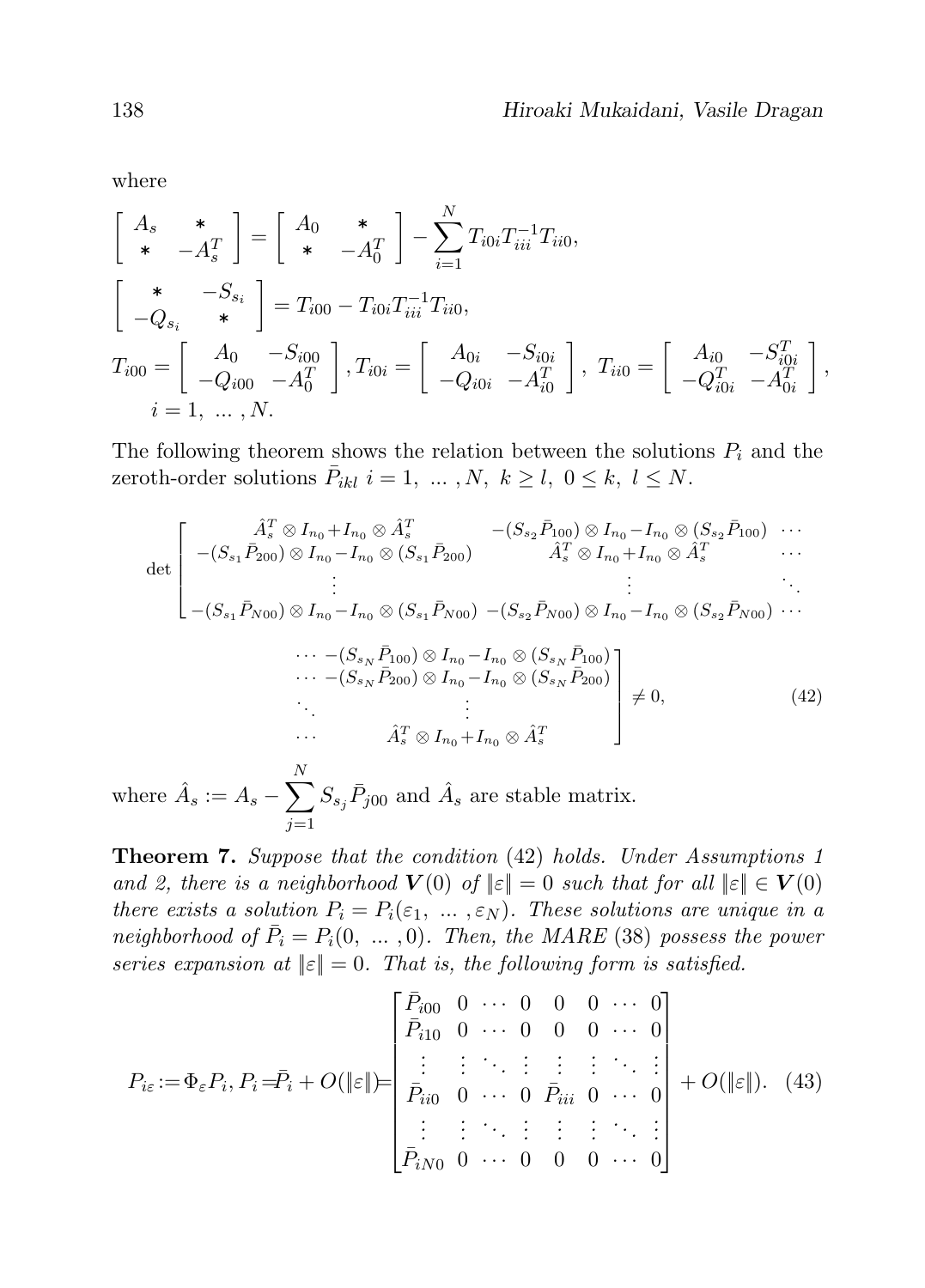where

$$
\begin{bmatrix} A_s & * \\ * & -A_s^T \end{bmatrix} = \begin{bmatrix} A_0 & * \\ * & -A_0^T \end{bmatrix} - \sum_{i=1}^{N} T_{i0i} T_{iii}^{-1} T_{ii0},
$$

$$
\begin{bmatrix} * & -S_{s_i} \\ -Q_{s_i} & * \end{bmatrix} = T_{i00} - T_{i0i} T_{iii}^{-1} T_{ii0},
$$

$$
T_{i00} = \begin{bmatrix} A_0 & -S_{i00} \\ -Q_{i00} & -A_0^T \end{bmatrix}, T_{i0i} = \begin{bmatrix} A_{0i} & -S_{i0i} \\ -Q_{i0i} & -A_{i0}^T \end{bmatrix}, \ T_{ii0} = \begin{bmatrix} A_{i0} & -S_{i0i}^T \\ -Q_{i0i}^T & -A_{0i}^T \end{bmatrix},
$$

$$
i = 1, \ \dots, N.
$$

The following theorem shows the relation between the solutions $P_i$ and the zeroth-order solutions $\bar{P}_{ikl}$ $i = 1, \ \dots, N, \ k \geq l, \ 0 \leq k, \ l \leq N$.

$$
\det \begin{bmatrix}
\hat{A}_s^T \otimes I_{n_0} + I_{n_0} \otimes \hat{A}_s^T & -(S_{s_2}\bar{P}_{100}) \otimes I_{n_0} - I_{n_0} \otimes (S_{s_2}\bar{P}_{100}) & \cdots & -(S_{s_N}\bar{P}_{100}) \otimes I_{n_0} - I_{n_0} \otimes (S_{s_N}\bar{P}_{100}) \\
-(S_{s_1}\bar{P}_{200}) \otimes I_{n_0} - I_{n_0} \otimes (S_{s_1}\bar{P}_{200}) & \hat{A}_s^T \otimes I_{n_0} + I_{n_0} \otimes \hat{A}_s^T & \cdots & -(S_{s_N}\bar{P}_{200}) \otimes I_{n_0} - I_{n_0} \otimes (S_{s_N}\bar{P}_{200}) \\
\vdots & \vdots & \ddots & \vdots \\
-(S_{s_1}\bar{P}_{N00}) \otimes I_{n_0} - I_{n_0} \otimes (S_{s_1}\bar{P}_{N00}) & -(S_{s_2}\bar{P}_{N00}) \otimes I_{n_0} - I_{n_0} \otimes (S_{s_2}\bar{P}_{N00}) & \cdots & \hat{A}_s^T \otimes I_{n_0} + I_{n_0} \otimes \hat{A}_s^T
\end{bmatrix} \neq 0, \quad (42)
$$

where $\hat{A}_s := A_s - \sum_{j=1}^{N} S_{s_j}\bar{P}_{j00}$ and $\hat{A}_s$ are stable matrix.

**Theorem 7.** *Suppose that the condition* (42) *holds. Under Assumptions 1 and 2, there is a neighborhood $\boldsymbol{V}(0)$ of $\|\varepsilon\| = 0$ such that for all $\|\varepsilon\| \in \boldsymbol{V}(0)$ there exists a solution $P_i = P_i(\varepsilon_1, \ \dots, \varepsilon_N)$. These solutions are unique in a neighborhood of $\bar{P}_i = P_i(0, \ \dots, 0)$. Then, the MARE* (38) *possess the power series expansion at $\|\varepsilon\| = 0$. That is, the following form is satisfied.*

$$
P_{i\varepsilon} := \Phi_\varepsilon P_i, P_i = \bar{P}_i + O(\|\varepsilon\|) = \begin{bmatrix}
\bar{P}_{i00} & 0 & \cdots & 0 & 0 & 0 & \cdots & 0 \\
\bar{P}_{i10} & 0 & \cdots & 0 & 0 & 0 & \cdots & 0 \\
\vdots & \vdots & \ddots & \vdots & \vdots & \vdots & \ddots & \vdots \\
\bar{P}_{ii0} & 0 & \cdots & 0 & \bar{P}_{iii} & 0 & \cdots & 0 \\
\vdots & \vdots & \ddots & \vdots & \vdots & \vdots & \ddots & \vdots \\
\bar{P}_{iN0} & 0 & \cdots & 0 & 0 & 0 & \cdots & 0
\end{bmatrix} + O(\|\varepsilon\|). \quad (43)
$$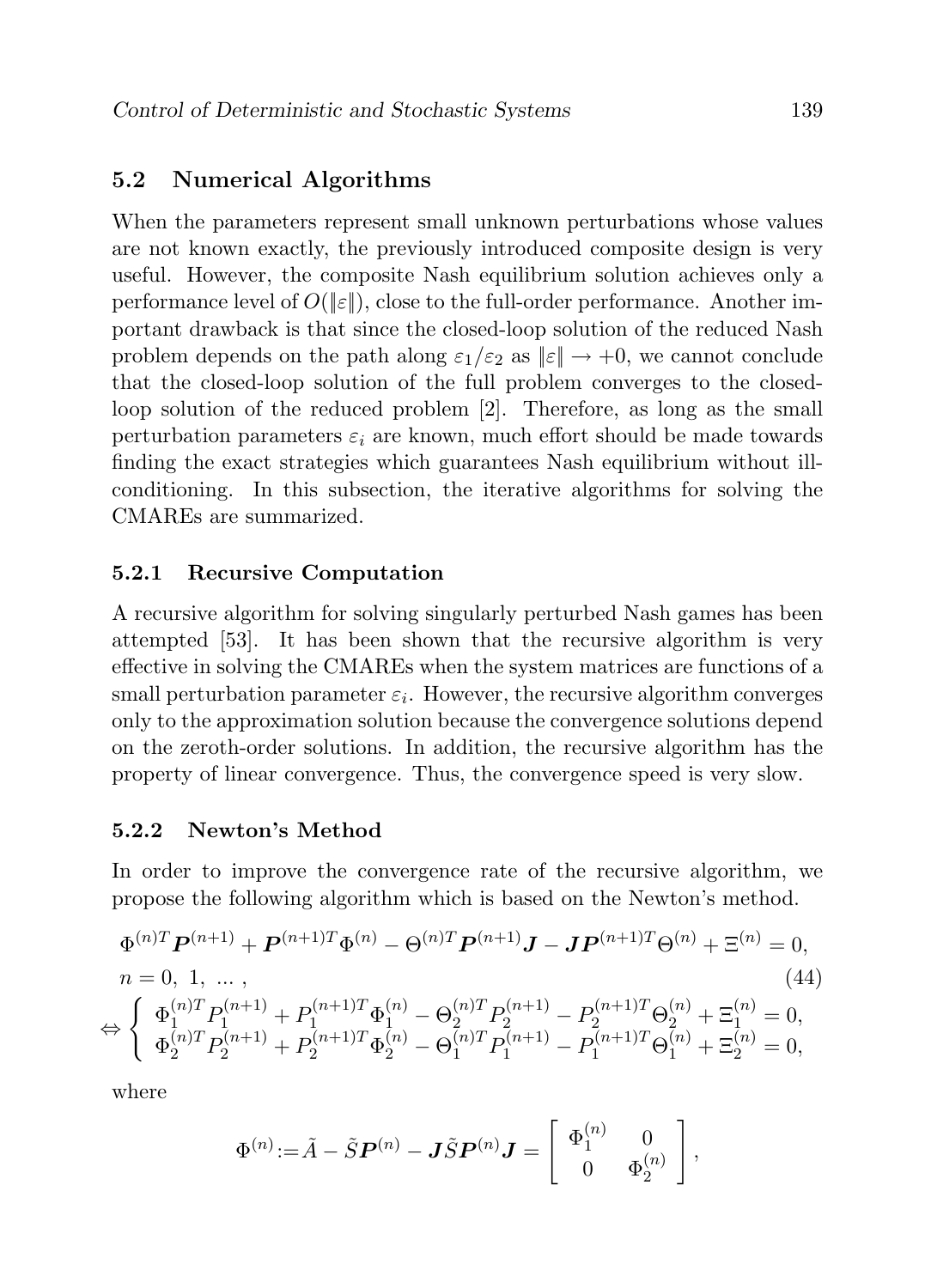### 5.2 Numerical Algorithms

When the parameters represent small unknown perturbations whose values are not known exactly, the previously introduced composite design is very useful. However, the composite Nash equilibrium solution achieves only a performance level of $O(\|\varepsilon\|)$, close to the full-order performance. Another important drawback is that since the closed-loop solution of the reduced Nash problem depends on the path along $\varepsilon_1/\varepsilon_2$ as $\|\varepsilon\| \to +0$, we cannot conclude that the closed-loop solution of the full problem converges to the closed-loop solution of the reduced problem [2]. Therefore, as long as the small perturbation parameters $\varepsilon_i$ are known, much effort should be made towards finding the exact strategies which guarantees Nash equilibrium without ill-conditioning. In this subsection, the iterative algorithms for solving the CMAREs are summarized.

#### 5.2.1 Recursive Computation

A recursive algorithm for solving singularly perturbed Nash games has been attempted [53]. It has been shown that the recursive algorithm is very effective in solving the CMAREs when the system matrices are functions of a small perturbation parameter $\varepsilon_i$. However, the recursive algorithm converges only to the approximation solution because the convergence solutions depend on the zeroth-order solutions. In addition, the recursive algorithm has the property of linear convergence. Thus, the convergence speed is very slow.

#### 5.2.2 Newton's Method

In order to improve the convergence rate of the recursive algorithm, we propose the following algorithm which is based on the Newton's method.

$$
\Phi^{(n)T}\boldsymbol{P}^{(n+1)} + \boldsymbol{P}^{(n+1)T}\Phi^{(n)} - \Theta^{(n)T}\boldsymbol{P}^{(n+1)}\boldsymbol{J} - \boldsymbol{J}\boldsymbol{P}^{(n+1)T}\Theta^{(n)} + \Xi^{(n)} = 0,
$$

$$
n = 0,\ 1,\ \ldots, \tag{44}
$$

$$
\Leftrightarrow \left\{ \begin{array}{l} \Phi_1^{(n)T}P_1^{(n+1)} + P_1^{(n+1)T}\Phi_1^{(n)} - \Theta_2^{(n)T}P_2^{(n+1)} - P_2^{(n+1)T}\Theta_2^{(n)} + \Xi_1^{(n)} = 0, \\ \Phi_2^{(n)T}P_2^{(n+1)} + P_2^{(n+1)T}\Phi_2^{(n)} - \Theta_1^{(n)T}P_1^{(n+1)} - P_1^{(n+1)T}\Theta_1^{(n)} + \Xi_2^{(n)} = 0, \end{array} \right.
$$

where

$$
\Phi^{(n)} := \tilde{A} - \tilde{S}\boldsymbol{P}^{(n)} - \boldsymbol{J}\tilde{S}\boldsymbol{P}^{(n)}\boldsymbol{J} = \left[ \begin{array}{cc} \Phi_1^{(n)} & 0 \\ 0 & \Phi_2^{(n)} \end{array} \right],
$$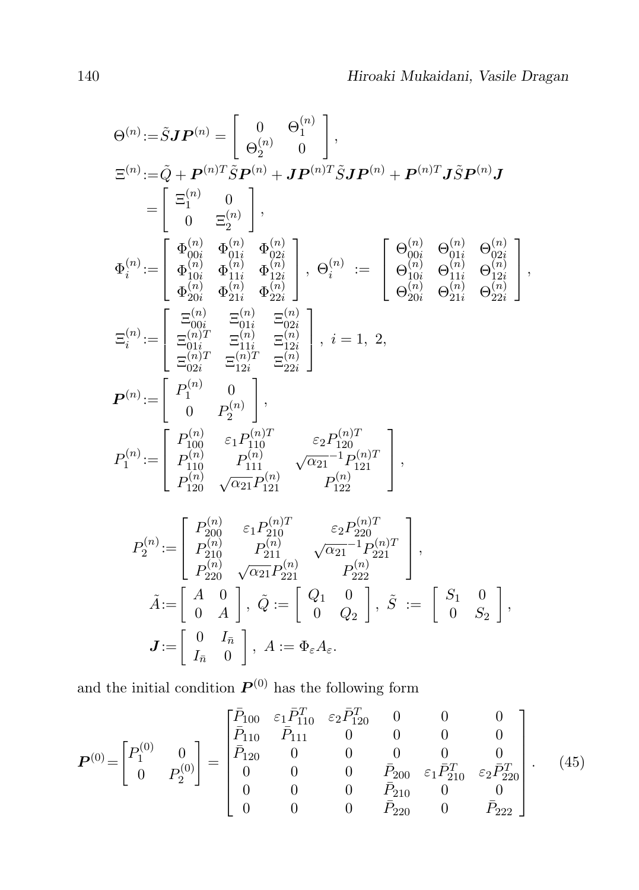$$
\Theta^{(n)} := \tilde{S}\boldsymbol{J}\boldsymbol{P}^{(n)} = \left[ \begin{array}{cc} 0 & \Theta_1^{(n)} \\ \Theta_2^{(n)} & 0 \end{array} \right],
$$

$$
\begin{aligned}
\Xi^{(n)} &:= \tilde{Q} + \boldsymbol{P}^{(n)T}\tilde{S}\boldsymbol{P}^{(n)} + \boldsymbol{J}\boldsymbol{P}^{(n)T}\tilde{S}\boldsymbol{J}\boldsymbol{P}^{(n)} + \boldsymbol{P}^{(n)T}\boldsymbol{J}\tilde{S}\boldsymbol{P}^{(n)}\boldsymbol{J} \\
&= \left[ \begin{array}{cc} \Xi_1^{(n)} & 0 \\ 0 & \Xi_2^{(n)} \end{array} \right],
\end{aligned}
$$

$$
\Phi_i^{(n)} := \left[ \begin{array}{ccc} \Phi_{00i}^{(n)} & \Phi_{01i}^{(n)} & \Phi_{02i}^{(n)} \\ \Phi_{10i}^{(n)} & \Phi_{11i}^{(n)} & \Phi_{12i}^{(n)} \\ \Phi_{20i}^{(n)} & \Phi_{21i}^{(n)} & \Phi_{22i}^{(n)} \end{array} \right], \ \Theta_i^{(n)} := \left[ \begin{array}{ccc} \Theta_{00i}^{(n)} & \Theta_{01i}^{(n)} & \Theta_{02i}^{(n)} \\ \Theta_{10i}^{(n)} & \Theta_{11i}^{(n)} & \Theta_{12i}^{(n)} \\ \Theta_{20i}^{(n)} & \Theta_{21i}^{(n)} & \Theta_{22i}^{(n)} \end{array} \right],
$$

$$
\Xi_i^{(n)} := \left[ \begin{array}{ccc} \Xi_{00i}^{(n)} & \Xi_{01i}^{(n)} & \Xi_{02i}^{(n)} \\ \Xi_{01i}^{(n)T} & \Xi_{11i}^{(n)} & \Xi_{12i}^{(n)} \\ \Xi_{02i}^{(n)T} & \Xi_{12i}^{(n)T} & \Xi_{22i}^{(n)} \end{array} \right], \ i = 1, \ 2,
$$

$$
\boldsymbol{P}^{(n)} := \left[ \begin{array}{cc} P_1^{(n)} & 0 \\ 0 & P_2^{(n)} \end{array} \right],
$$

$$
P_1^{(n)} := \left[ \begin{array}{ccc} P_{100}^{(n)} & \varepsilon_1 P_{110}^{(n)T} & \varepsilon_2 P_{120}^{(n)T} \\ P_{110}^{(n)} & P_{111}^{(n)} & \sqrt{\alpha_{21}}^{-1} P_{121}^{(n)T} \\ P_{120}^{(n)} & \sqrt{\alpha_{21}} P_{121}^{(n)} & P_{122}^{(n)} \end{array} \right],
$$

$$
P_2^{(n)} := \left[ \begin{array}{ccc} P_{200}^{(n)} & \varepsilon_1 P_{210}^{(n)T} & \varepsilon_2 P_{220}^{(n)T} \\ P_{210}^{(n)} & P_{211}^{(n)} & \sqrt{\alpha_{21}}^{-1} P_{221}^{(n)T} \\ P_{220}^{(n)} & \sqrt{\alpha_{21}} P_{221}^{(n)} & P_{222}^{(n)} \end{array} \right],
$$

$$
\tilde{A} := \left[ \begin{array}{cc} A & 0 \\ 0 & A \end{array} \right], \ \tilde{Q} := \left[ \begin{array}{cc} Q_1 & 0 \\ 0 & Q_2 \end{array} \right], \ \tilde{S} := \left[ \begin{array}{cc} S_1 & 0 \\ 0 & S_2 \end{array} \right],
$$

$$
\boldsymbol{J} := \left[ \begin{array}{cc} 0 & I_{\bar{n}} \\ I_{\bar{n}} & 0 \end{array} \right], \ A := \Phi_\varepsilon A_\varepsilon.
$$

and the initial condition $\boldsymbol{P}^{(0)}$ has the following form

$$
\boldsymbol{P}^{(0)} = \begin{bmatrix} P_1^{(0)} & 0 \\ 0 & P_2^{(0)} \end{bmatrix} = \begin{bmatrix} \bar{P}_{100} & \varepsilon_1 \bar{P}_{110}^T & \varepsilon_2 \bar{P}_{120}^T & 0 & 0 & 0 \\ \bar{P}_{110} & \bar{P}_{111} & 0 & 0 & 0 & 0 \\ \bar{P}_{120} & 0 & 0 & 0 & 0 & 0 \\ 0 & 0 & 0 & \bar{P}_{200} & \varepsilon_1 \bar{P}_{210}^T & \varepsilon_2 \bar{P}_{220}^T \\ 0 & 0 & 0 & \bar{P}_{210} & 0 & 0 \\ 0 & 0 & 0 & \bar{P}_{220} & 0 & \bar{P}_{222} \end{bmatrix}. \qquad (45)
$$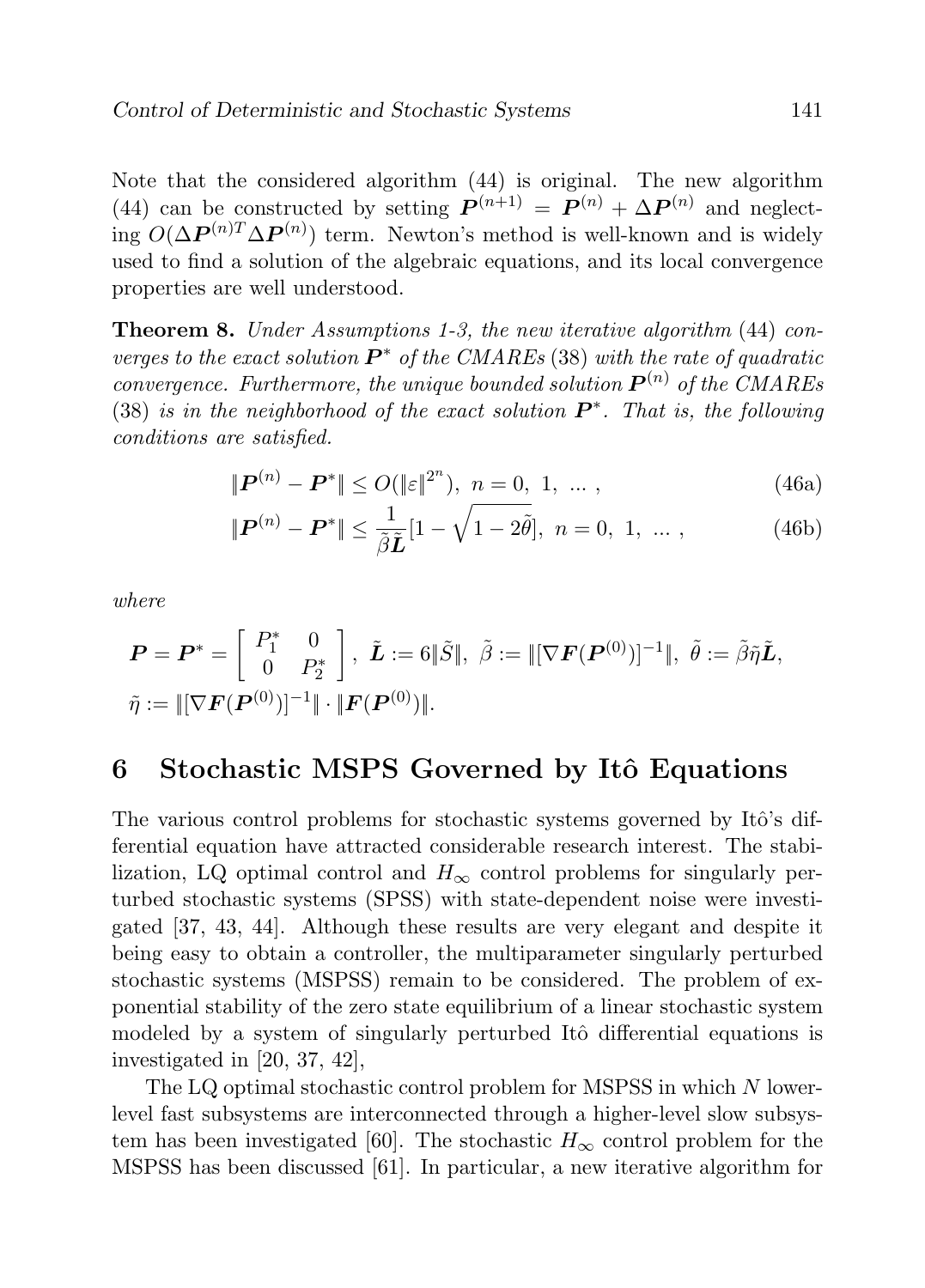Note that the considered algorithm (44) is original. The new algorithm (44) can be constructed by setting $\boldsymbol{P}^{(n+1)} = \boldsymbol{P}^{(n)} + \Delta\boldsymbol{P}^{(n)}$ and neglecting $O(\Delta\boldsymbol{P}^{(n)T}\Delta\boldsymbol{P}^{(n)})$ term. Newton's method is well-known and is widely used to find a solution of the algebraic equations, and its local convergence properties are well understood.

**Theorem 8.** *Under Assumptions 1-3, the new iterative algorithm* (44) *converges to the exact solution* $\boldsymbol{P}^*$ *of the CMAREs* (38) *with the rate of quadratic convergence. Furthermore, the unique bounded solution* $\boldsymbol{P}^{(n)}$ *of the CMAREs* (38) *is in the neighborhood of the exact solution* $\boldsymbol{P}^*$. *That is, the following conditions are satisfied.*

$$\|\boldsymbol{P}^{(n)} - \boldsymbol{P}^*\| \leq O(\|\varepsilon\|^{2^n}),\ n = 0,\ 1,\ \ldots, \tag{46a}$$

$$\|\boldsymbol{P}^{(n)} - \boldsymbol{P}^*\| \leq \frac{1}{\tilde{\beta}\tilde{\boldsymbol{L}}}[1 - \sqrt{1 - 2\tilde{\theta}}],\ n = 0,\ 1,\ \ldots, \tag{46b}$$

*where*

$$\boldsymbol{P} = \boldsymbol{P}^* = \begin{bmatrix} P_1^* & 0 \\ 0 & P_2^* \end{bmatrix},\ \tilde{\boldsymbol{L}} := 6\|\tilde{S}\|,\ \tilde{\beta} := \|[\nabla\boldsymbol{F}(\boldsymbol{P}^{(0)})]^{-1}\|,\ \tilde{\theta} := \tilde{\beta}\tilde{\eta}\tilde{\boldsymbol{L}},$$
$$\tilde{\eta} := \|[\nabla\boldsymbol{F}(\boldsymbol{P}^{(0)})]^{-1}\| \cdot \|\boldsymbol{F}(\boldsymbol{P}^{(0)})\|.$$

# 6 Stochastic MSPS Governed by Itô Equations

The various control problems for stochastic systems governed by Itô's differential equation have attracted considerable research interest. The stabilization, LQ optimal control and $H_\infty$ control problems for singularly perturbed stochastic systems (SPSS) with state-dependent noise were investigated [37, 43, 44]. Although these results are very elegant and despite it being easy to obtain a controller, the multiparameter singularly perturbed stochastic systems (MSPSS) remain to be considered. The problem of exponential stability of the zero state equilibrium of a linear stochastic system modeled by a system of singularly perturbed Itô differential equations is investigated in [20, 37, 42],

The LQ optimal stochastic control problem for MSPSS in which $N$ lower-level fast subsystems are interconnected through a higher-level slow subsystem has been investigated [60]. The stochastic $H_\infty$ control problem for the MSPSS has been discussed [61]. In particular, a new iterative algorithm for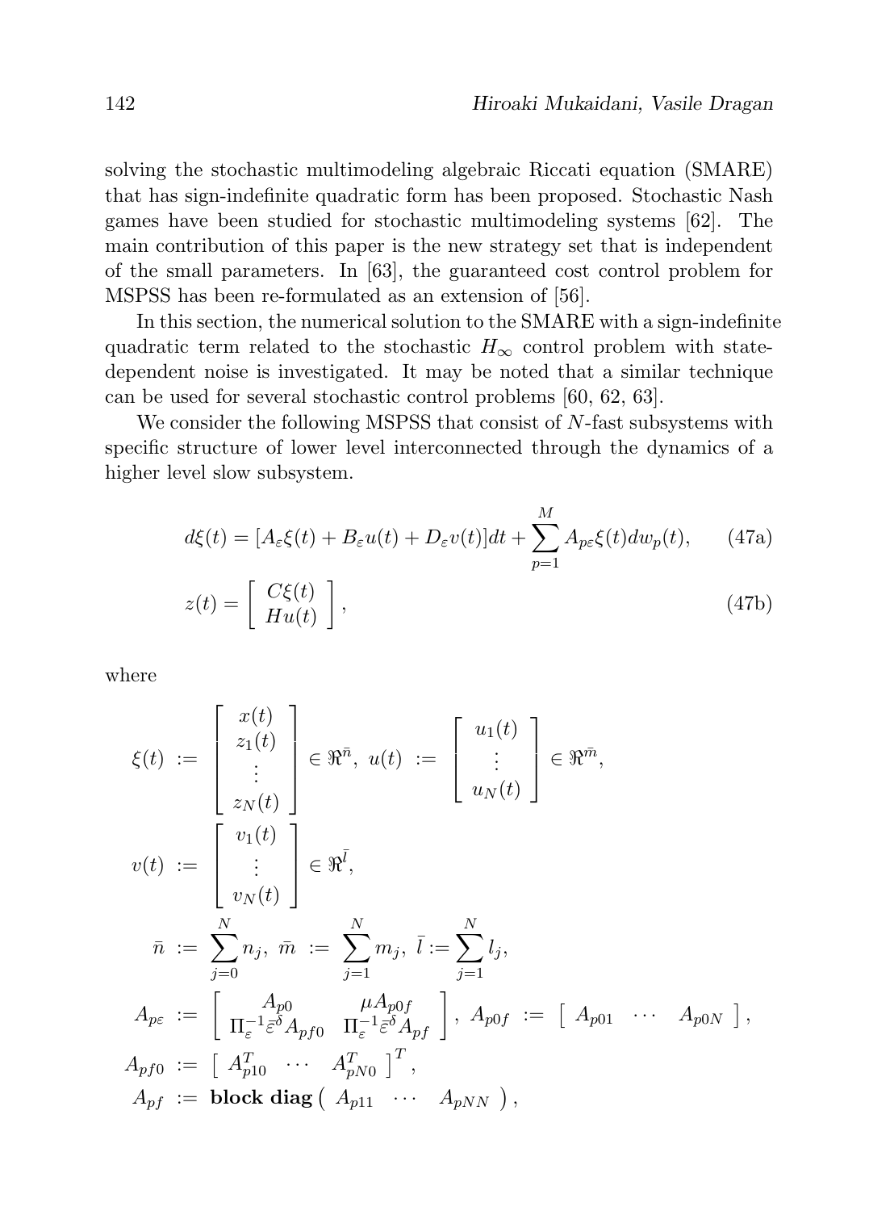solving the stochastic multimodeling algebraic Riccati equation (SMARE) that has sign-indefinite quadratic form has been proposed. Stochastic Nash games have been studied for stochastic multimodeling systems [62]. The main contribution of this paper is the new strategy set that is independent of the small parameters. In [63], the guaranteed cost control problem for MSPSS has been re-formulated as an extension of [56].

In this section, the numerical solution to the SMARE with a sign-indefinite quadratic term related to the stochastic $H_\infty$ control problem with state-dependent noise is investigated. It may be noted that a similar technique can be used for several stochastic control problems [60, 62, 63].

We consider the following MSPSS that consist of $N$-fast subsystems with specific structure of lower level interconnected through the dynamics of a higher level slow subsystem.

$$d\xi(t) = [A_\varepsilon \xi(t) + B_\varepsilon u(t) + D_\varepsilon v(t)]dt + \sum_{p=1}^{M} A_{p\varepsilon}\xi(t)dw_p(t), \tag{47a}$$

$$z(t) = \begin{bmatrix} C\xi(t) \\ Hu(t) \end{bmatrix}, \tag{47b}$$

where

$$\begin{aligned}
\xi(t) &:= \begin{bmatrix} x(t) \\ z_1(t) \\ \vdots \\ z_N(t) \end{bmatrix} \in \Re^{\bar{n}}, \ u(t) := \begin{bmatrix} u_1(t) \\ \vdots \\ u_N(t) \end{bmatrix} \in \Re^{\bar{m}}, \\
v(t) &:= \begin{bmatrix} v_1(t) \\ \vdots \\ v_N(t) \end{bmatrix} \in \Re^{\bar{l}}, \\
\bar{n} &:= \sum_{j=0}^{N} n_j, \ \bar{m} := \sum_{j=1}^{N} m_j, \ \bar{l} := \sum_{j=1}^{N} l_j, \\
A_{p\varepsilon} &:= \begin{bmatrix} A_{p0} & \mu A_{p0f} \\ \Pi_\varepsilon^{-1}\bar{\varepsilon}^\delta A_{pf0} & \Pi_\varepsilon^{-1}\bar{\varepsilon}^\delta A_{pf} \end{bmatrix}, \ A_{p0f} := \begin{bmatrix} A_{p01} & \cdots & A_{p0N} \end{bmatrix}, \\
A_{pf0} &:= \begin{bmatrix} A_{p10}^T & \cdots & A_{pN0}^T \end{bmatrix}^T, \\
A_{pf} &:= \textbf{block diag}\begin{pmatrix} A_{p11} & \cdots & A_{pNN} \end{pmatrix},
\end{aligned}$$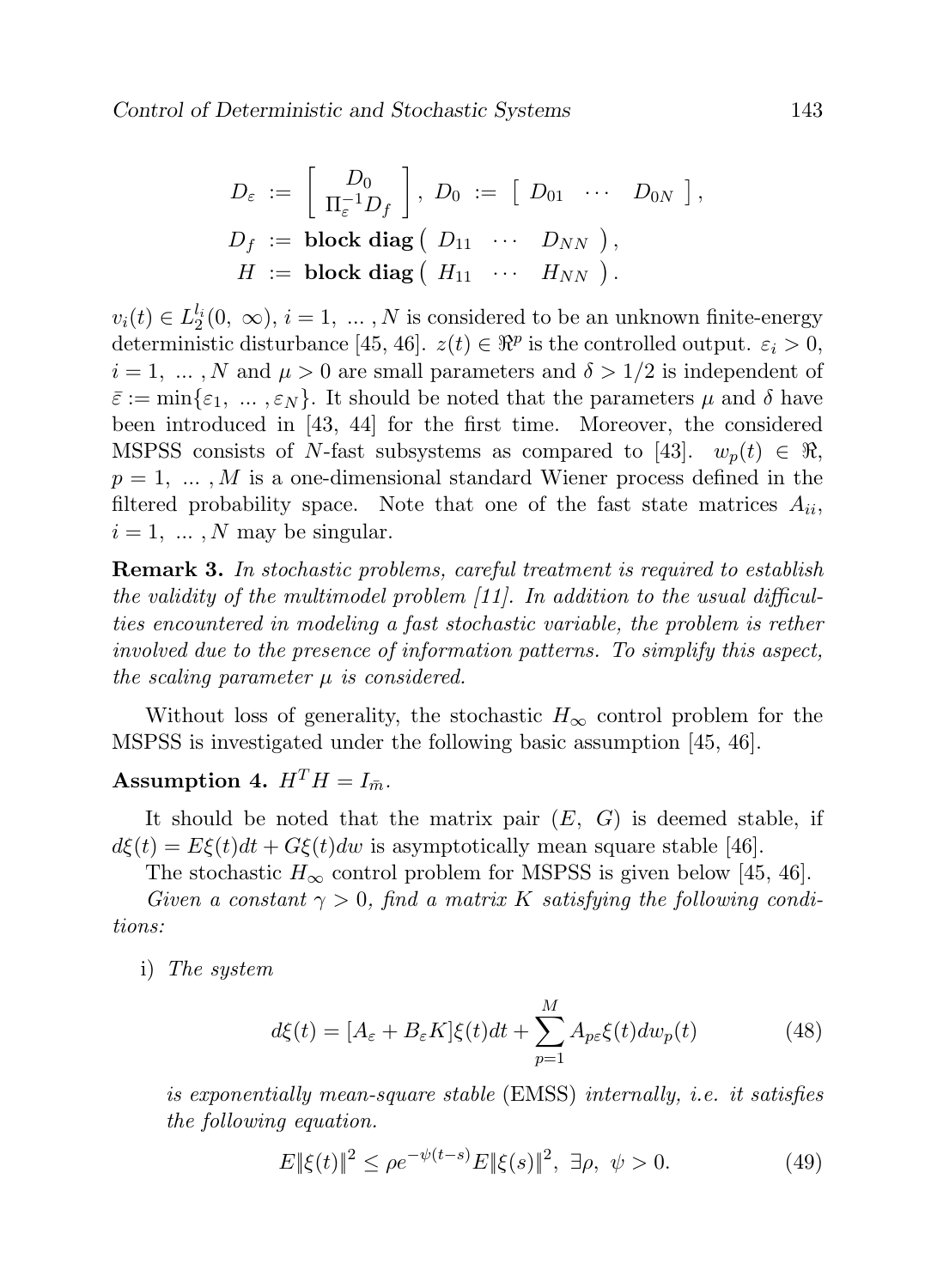$$
\begin{aligned}
D_\varepsilon &:= \begin{bmatrix} D_0 \\ \Pi_\varepsilon^{-1} D_f \end{bmatrix},\ D_0 := \begin{bmatrix} D_{01} & \cdots & D_{0N} \end{bmatrix}, \\
D_f &:= \textbf{block diag} \begin{pmatrix} D_{11} & \cdots & D_{NN} \end{pmatrix}, \\
H &:= \textbf{block diag} \begin{pmatrix} H_{11} & \cdots & H_{NN} \end{pmatrix}.
\end{aligned}
$$

$v_i(t) \in L_2^{l_i}(0,\ \infty)$, $i = 1,\ \ldots, N$ is considered to be an unknown finite-energy deterministic disturbance [45, 46]. $z(t) \in \Re^p$ is the controlled output. $\varepsilon_i > 0$, $i = 1,\ \ldots, N$ and $\mu > 0$ are small parameters and $\delta > 1/2$ is independent of $\bar{\varepsilon} := \min\{\varepsilon_1,\ \ldots, \varepsilon_N\}$. It should be noted that the parameters $\mu$ and $\delta$ have been introduced in [43, 44] for the first time. Moreover, the considered MSPSS consists of $N$-fast subsystems as compared to [43]. $w_p(t) \in \Re$, $p = 1,\ \ldots, M$ is a one-dimensional standard Wiener process defined in the filtered probability space. Note that one of the fast state matrices $A_{ii}$, $i = 1,\ \ldots, N$ may be singular.

**Remark 3.** *In stochastic problems, careful treatment is required to establish the validity of the multimodel problem [11]. In addition to the usual difficulties encountered in modeling a fast stochastic variable, the problem is rether involved due to the presence of information patterns. To simplify this aspect, the scaling parameter $\mu$ is considered.*

Without loss of generality, the stochastic $H_\infty$ control problem for the MSPSS is investigated under the following basic assumption [45, 46].

**Assumption 4.** $H^T H = I_{\bar{m}}$.

It should be noted that the matrix pair $(E,\ G)$ is deemed stable, if $d\xi(t) = E\xi(t)dt + G\xi(t)dw$ is asymptotically mean square stable [46].

The stochastic $H_\infty$ control problem for MSPSS is given below [45, 46].

*Given a constant $\gamma > 0$, find a matrix $K$ satisfying the following conditions:*

i) *The system*

$$
d\xi(t) = [A_\varepsilon + B_\varepsilon K]\xi(t)dt + \sum_{p=1}^{M} A_{p\varepsilon}\xi(t)dw_p(t) \tag{48}
$$

*is exponentially mean-square stable* (EMSS) *internally, i.e. it satisfies the following equation.*

$$
E\|\xi(t)\|^2 \leq \rho e^{-\psi(t-s)} E\|\xi(s)\|^2,\ \exists\rho,\ \psi > 0. \tag{49}
$$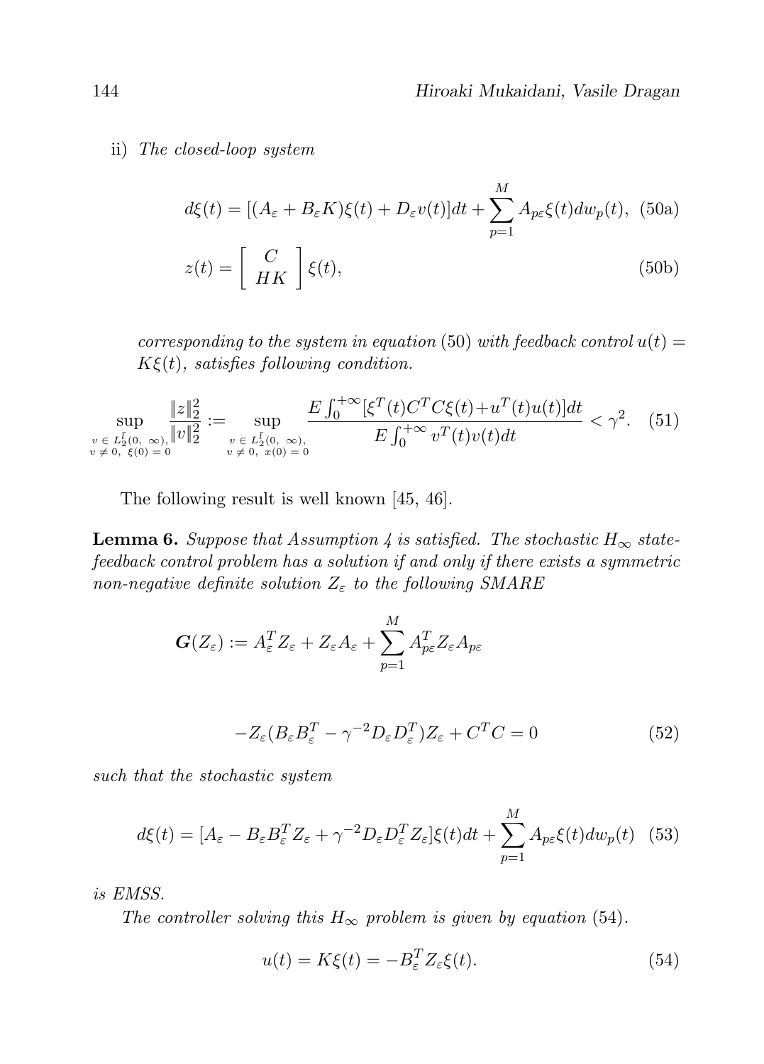ii) *The closed-loop system*

$$d\xi(t) = [(A_\varepsilon + B_\varepsilon K)\xi(t) + D_\varepsilon v(t)]dt + \sum_{p=1}^{M} A_{p\varepsilon}\xi(t)dw_p(t), \quad \text{(50a)}$$

$$z(t) = \begin{bmatrix} C \\ HK \end{bmatrix} \xi(t), \quad \text{(50b)}$$

*corresponding to the system in equation* (50) *with feedback control* $u(t) = K\xi(t)$*, satisfies following condition.*

$$\sup_{\substack{v \,\in\, L_2^{\bar{l}}(0,\ \infty), \\ v \neq 0,\ \xi(0)=0}} \frac{\|z\|_2^2}{\|v\|_2^2} := \sup_{\substack{v \,\in\, L_2^{\bar{l}}(0,\ \infty), \\ v \neq 0,\ x(0)=0}} \frac{E\int_0^{+\infty}[\xi^T(t)C^TC\xi(t) + u^T(t)u(t)]dt}{E\int_0^{+\infty} v^T(t)v(t)dt} < \gamma^2. \quad (51)$$

The following result is well known [45, 46].

**Lemma 6.** *Suppose that Assumption 4 is satisfied. The stochastic $H_\infty$ state-feedback control problem has a solution if and only if there exists a symmetric non-negative definite solution $Z_\varepsilon$ to the following SMARE*

$$\boldsymbol{G}(Z_\varepsilon) := A_\varepsilon^T Z_\varepsilon + Z_\varepsilon A_\varepsilon + \sum_{p=1}^{M} A_{p\varepsilon}^T Z_\varepsilon A_{p\varepsilon}$$

$$-Z_\varepsilon(B_\varepsilon B_\varepsilon^T - \gamma^{-2} D_\varepsilon D_\varepsilon^T)Z_\varepsilon + C^TC = 0 \quad (52)$$

*such that the stochastic system*

$$d\xi(t) = [A_\varepsilon - B_\varepsilon B_\varepsilon^T Z_\varepsilon + \gamma^{-2} D_\varepsilon D_\varepsilon^T Z_\varepsilon]\xi(t)dt + \sum_{p=1}^{M} A_{p\varepsilon}\xi(t)dw_p(t) \quad (53)$$

*is EMSS.*

*The controller solving this $H_\infty$ problem is given by equation* (54).

$$u(t) = K\xi(t) = -B_\varepsilon^T Z_\varepsilon \xi(t). \quad (54)$$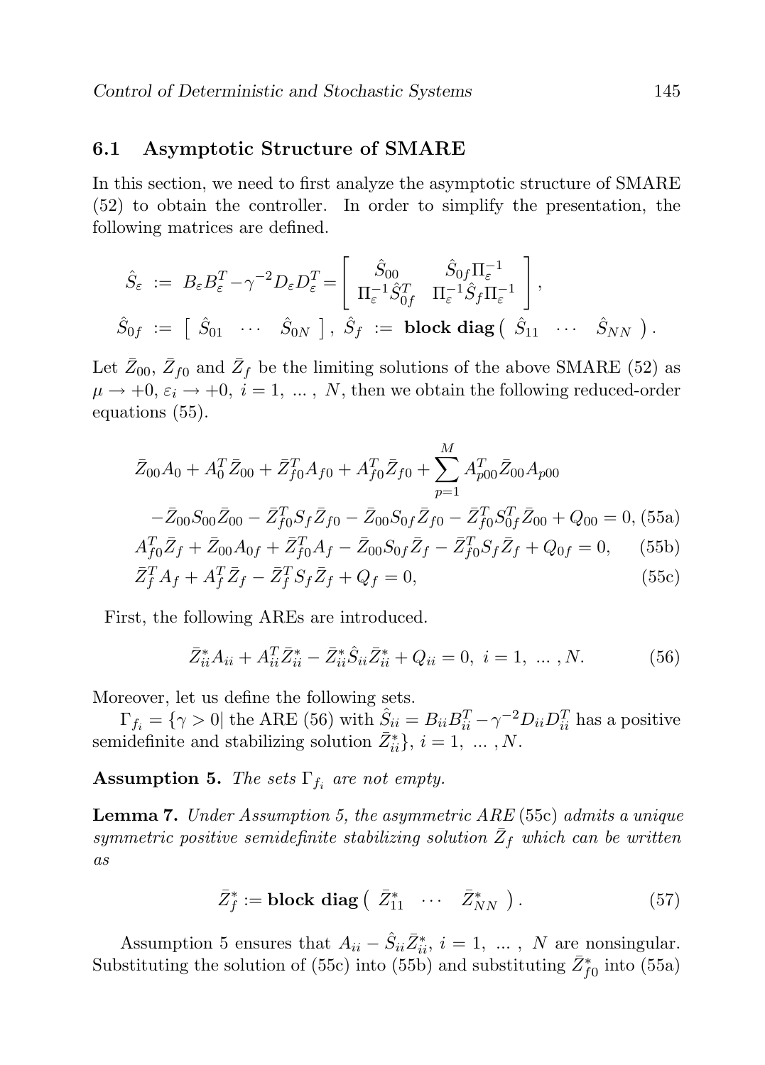## 6.1 Asymptotic Structure of SMARE

In this section, we need to first analyze the asymptotic structure of SMARE (52) to obtain the controller. In order to simplify the presentation, the following matrices are defined.

$$\hat{S}_\varepsilon := B_\varepsilon B_\varepsilon^T - \gamma^{-2} D_\varepsilon D_\varepsilon^T = \begin{bmatrix} \hat{S}_{00} & \hat{S}_{0f}\Pi_\varepsilon^{-1} \\ \Pi_\varepsilon^{-1}\hat{S}_{0f}^T & \Pi_\varepsilon^{-1}\hat{S}_f \Pi_\varepsilon^{-1} \end{bmatrix},$$

$$\hat{S}_{0f} := \begin{bmatrix} \hat{S}_{01} & \cdots & \hat{S}_{0N} \end{bmatrix},\ \hat{S}_f := \textbf{block diag}\begin{pmatrix} \hat{S}_{11} & \cdots & \hat{S}_{NN} \end{pmatrix}.$$

Let $\bar{Z}_{00}$, $\bar{Z}_{f0}$ and $\bar{Z}_f$ be the limiting solutions of the above SMARE (52) as $\mu \to +0,\ \varepsilon_i \to +0,\ i = 1,\ \ldots,\ N$, then we obtain the following reduced-order equations (55).

$$\bar{Z}_{00} A_0 + A_0^T \bar{Z}_{00} + \bar{Z}_{f0}^T A_{f0} + A_{f0}^T \bar{Z}_{f0} + \sum_{p=1}^{M} A_{p00}^T \bar{Z}_{00} A_{p00}$$
$$-\bar{Z}_{00} S_{00} \bar{Z}_{00} - \bar{Z}_{f0}^T S_f \bar{Z}_{f0} - \bar{Z}_{00} S_{0f} \bar{Z}_{f0} - \bar{Z}_{f0}^T S_{0f}^T \bar{Z}_{00} + Q_{00} = 0, \quad \text{(55a)}$$

$$A_{f0}^T \bar{Z}_f + \bar{Z}_{00} A_{0f} + \bar{Z}_{f0}^T A_f - \bar{Z}_{00} S_{0f} \bar{Z}_f - \bar{Z}_{f0}^T S_f \bar{Z}_f + Q_{0f} = 0, \quad \text{(55b)}$$

$$\bar{Z}_f^T A_f + A_f^T \bar{Z}_f - \bar{Z}_f^T S_f \bar{Z}_f + Q_f = 0, \quad \text{(55c)}$$

First, the following AREs are introduced.

$$\bar{Z}_{ii}^* A_{ii} + A_{ii}^T \bar{Z}_{ii}^* - \bar{Z}_{ii}^* \hat{S}_{ii} \bar{Z}_{ii}^* + Q_{ii} = 0,\ i = 1,\ \ldots,N. \quad (56)$$

Moreover, let us define the following sets.

$\Gamma_{f_i} = \{\gamma > 0 |$ the ARE (56) with $\hat{S}_{ii} = B_{ii}B_{ii}^T - \gamma^{-2} D_{ii} D_{ii}^T$ has a positive semidefinite and stabilizing solution $\bar{Z}_{ii}^*\}$, $i = 1,\ \ldots,N$.

**Assumption 5.** *The sets $\Gamma_{f_i}$ are not empty.*

**Lemma 7.** *Under Assumption 5, the asymmetric ARE* (55c) *admits a unique symmetric positive semidefinite stabilizing solution $\bar{Z}_f$ which can be written as*

$$\bar{Z}_f^* := \textbf{block diag}\begin{pmatrix} \bar{Z}_{11}^* & \cdots & \bar{Z}_{NN}^* \end{pmatrix}. \quad (57)$$

Assumption 5 ensures that $A_{ii} - \hat{S}_{ii}\bar{Z}_{ii}^*$, $i = 1,\ \ldots,\ N$ are nonsingular. Substituting the solution of (55c) into (55b) and substituting $\bar{Z}_{f0}^*$ into (55a)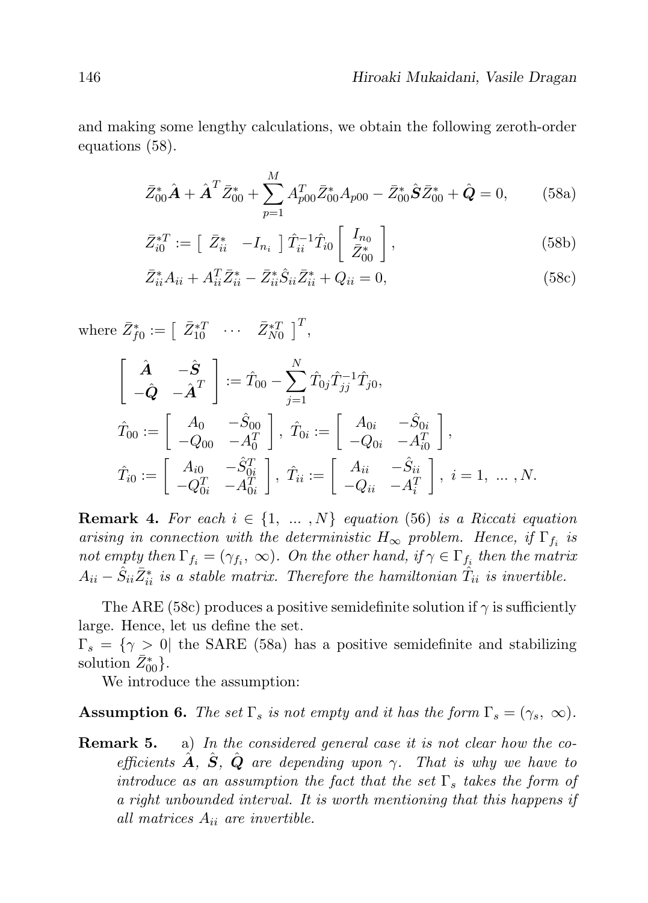and making some lengthy calculations, we obtain the following zeroth-order equations (58).

$$\bar{Z}_{00}^* \hat{\boldsymbol{A}} + \hat{\boldsymbol{A}}^T \bar{Z}_{00}^* + \sum_{p=1}^{M} A_{p00}^T \bar{Z}_{00}^* A_{p00} - \bar{Z}_{00}^* \hat{\boldsymbol{S}} \bar{Z}_{00}^* + \hat{\boldsymbol{Q}} = 0, \tag{58a}$$

$$\bar{Z}_{i0}^{*T} := \begin{bmatrix} \bar{Z}_{ii}^* & -I_{n_i} \end{bmatrix} \hat{T}_{ii}^{-1} \hat{T}_{i0} \begin{bmatrix} I_{n_0} \\ \bar{Z}_{00}^* \end{bmatrix}, \tag{58b}$$

$$\bar{Z}_{ii}^* A_{ii} + A_{ii}^T \bar{Z}_{ii}^* - \bar{Z}_{ii}^* \hat{S}_{ii} \bar{Z}_{ii}^* + Q_{ii} = 0, \tag{58c}$$

where $\bar{Z}_{f0}^* := \begin{bmatrix} \bar{Z}_{10}^{*T} & \cdots & \bar{Z}_{N0}^{*T} \end{bmatrix}^T$,

$$\begin{bmatrix} \hat{\boldsymbol{A}} & -\hat{\boldsymbol{S}} \\ -\hat{\boldsymbol{Q}} & -\hat{\boldsymbol{A}}^T \end{bmatrix} := \hat{T}_{00} - \sum_{j=1}^{N} \hat{T}_{0j} \hat{T}_{jj}^{-1} \hat{T}_{j0},$$

$$\hat{T}_{00} := \begin{bmatrix} A_0 & -\hat{S}_{00} \\ -Q_{00} & -A_0^T \end{bmatrix}, \ \hat{T}_{0i} := \begin{bmatrix} A_{0i} & -\hat{S}_{0i} \\ -Q_{0i} & -A_{i0}^T \end{bmatrix},$$

$$\hat{T}_{i0} := \begin{bmatrix} A_{i0} & -\hat{S}_{0i}^T \\ -Q_{0i}^T & -A_{0i}^T \end{bmatrix}, \ \hat{T}_{ii} := \begin{bmatrix} A_{ii} & -\hat{S}_{ii} \\ -Q_{ii} & -A_i^T \end{bmatrix}, \ i = 1, \ \dots, N.$$

**Remark 4.** *For each $i \in \{1, \dots, N\}$ equation (56) is a Riccati equation arising in connection with the deterministic $H_\infty$ problem. Hence, if $\Gamma_{f_i}$ is not empty then $\Gamma_{f_i} = (\gamma_{f_i}, \infty)$. On the other hand, if $\gamma \in \Gamma_{f_i}$ then the matrix $A_{ii} - \hat{S}_{ii} \bar{Z}_{ii}^*$ is a stable matrix. Therefore the hamiltonian $\hat{T}_{ii}$ is invertible.*

The ARE (58c) produces a positive semidefinite solution if $\gamma$ is sufficiently large. Hence, let us define the set.

$\Gamma_s = \{\gamma > 0 |$ the SARE (58a) has a positive semidefinite and stabilizing solution $\bar{Z}_{00}^*\}$.

We introduce the assumption:

**Assumption 6.** *The set $\Gamma_s$ is not empty and it has the form $\Gamma_s = (\gamma_s, \infty)$.*

**Remark 5.** a) *In the considered general case it is not clear how the coefficients $\hat{\boldsymbol{A}}$, $\hat{\boldsymbol{S}}$, $\hat{\boldsymbol{Q}}$ are depending upon $\gamma$. That is why we have to introduce as an assumption the fact that the set $\Gamma_s$ takes the form of a right unbounded interval. It is worth mentioning that this happens if all matrices $A_{ii}$ are invertible.*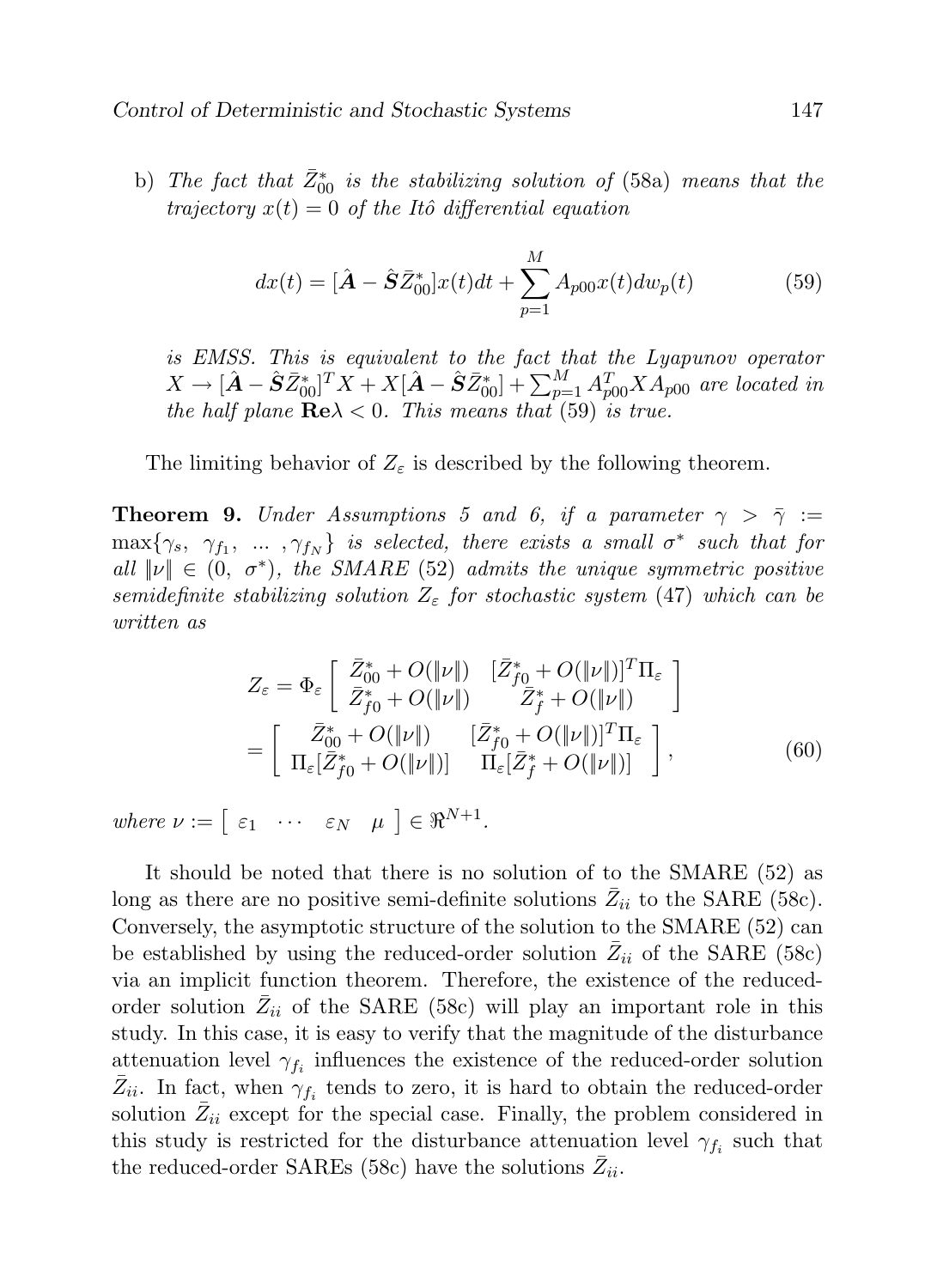b) *The fact that $\bar{Z}_{00}^*$ is the stabilizing solution of* (58a) *means that the trajectory $x(t) = 0$ of the Itô differential equation*

$$dx(t) = [\hat{\boldsymbol{A}} - \hat{\boldsymbol{S}}\bar{Z}_{00}^*]x(t)dt + \sum_{p=1}^{M} A_{p00}x(t)dw_p(t) \tag{59}$$

*is EMSS. This is equivalent to the fact that the Lyapunov operator $X \to [\hat{\boldsymbol{A}} - \hat{\boldsymbol{S}}\bar{Z}_{00}^*]^T X + X[\hat{\boldsymbol{A}} - \hat{\boldsymbol{S}}\bar{Z}_{00}^*] + \sum_{p=1}^{M} A_{p00}^T X A_{p00}$ are located in the half plane $\mathbf{Re}\lambda < 0$. This means that* (59) *is true.*

The limiting behavior of $Z_\varepsilon$ is described by the following theorem.

**Theorem 9.** *Under Assumptions 5 and 6, if a parameter $\gamma > \bar{\gamma} := \max\{\gamma_s, \ \gamma_{f_1}, \ \ldots \ , \gamma_{f_N}\}$ is selected, there exists a small $\sigma^*$ such that for all $\|\nu\| \in (0, \ \sigma^*)$, the SMARE* (52) *admits the unique symmetric positive semidefinite stabilizing solution $Z_\varepsilon$ for stochastic system* (47) *which can be written as*

$$\begin{aligned} Z_\varepsilon &= \Phi_\varepsilon \begin{bmatrix} \bar{Z}_{00}^* + O(\|\nu\|) & [\bar{Z}_{f0}^* + O(\|\nu\|)]^T \Pi_\varepsilon \\ \bar{Z}_{f0}^* + O(\|\nu\|) & \bar{Z}_{f}^* + O(\|\nu\|) \end{bmatrix} \\ &= \begin{bmatrix} \bar{Z}_{00}^* + O(\|\nu\|) & [\bar{Z}_{f0}^* + O(\|\nu\|)]^T \Pi_\varepsilon \\ \Pi_\varepsilon[\bar{Z}_{f0}^* + O(\|\nu\|)] & \Pi_\varepsilon[\bar{Z}_{f}^* + O(\|\nu\|)] \end{bmatrix}, \end{aligned} \tag{60}$$

*where $\nu := \begin{bmatrix} \varepsilon_1 & \cdots & \varepsilon_N & \mu \end{bmatrix} \in \Re^{N+1}$.*

It should be noted that there is no solution of to the SMARE (52) as long as there are no positive semi-definite solutions $\bar{Z}_{ii}$ to the SARE (58c). Conversely, the asymptotic structure of the solution to the SMARE (52) can be established by using the reduced-order solution $\bar{Z}_{ii}$ of the SARE (58c) via an implicit function theorem. Therefore, the existence of the reduced-order solution $\bar{Z}_{ii}$ of the SARE (58c) will play an important role in this study. In this case, it is easy to verify that the magnitude of the disturbance attenuation level $\gamma_{f_i}$ influences the existence of the reduced-order solution $\bar{Z}_{ii}$. In fact, when $\gamma_{f_i}$ tends to zero, it is hard to obtain the reduced-order solution $\bar{Z}_{ii}$ except for the special case. Finally, the problem considered in this study is restricted for the disturbance attenuation level $\gamma_{f_i}$ such that the reduced-order SAREs (58c) have the solutions $\bar{Z}_{ii}$.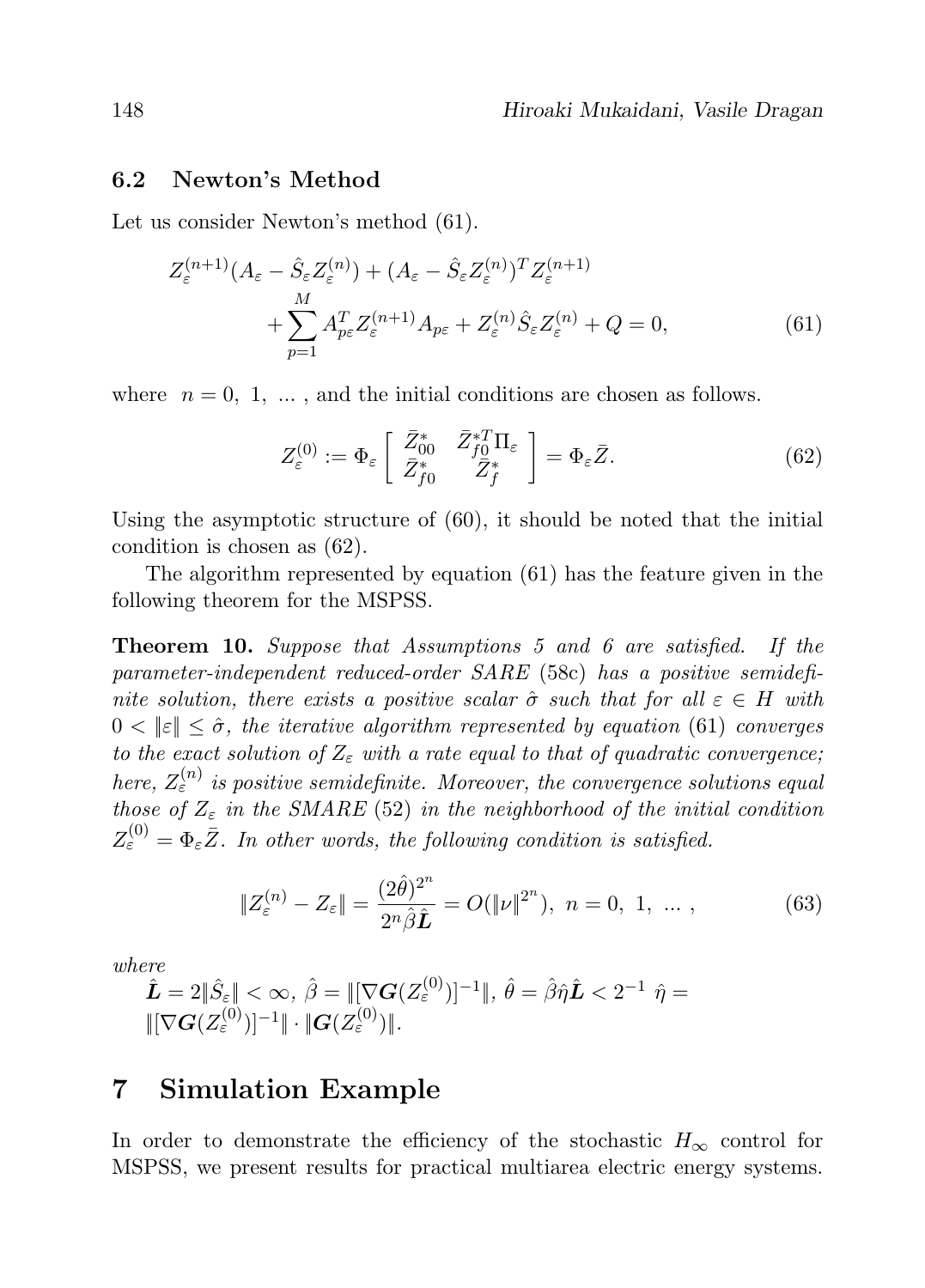### 6.2 Newton's Method

Let us consider Newton's method (61).

$$
\begin{aligned}
Z_{\varepsilon}^{(n+1)}(A_{\varepsilon} - \hat{S}_{\varepsilon} Z_{\varepsilon}^{(n)}) + (A_{\varepsilon} - \hat{S}_{\varepsilon} Z_{\varepsilon}^{(n)})^T Z_{\varepsilon}^{(n+1)} \\
+ \sum_{p=1}^{M} A_{p\varepsilon}^T Z_{\varepsilon}^{(n+1)} A_{p\varepsilon} + Z_{\varepsilon}^{(n)} \hat{S}_{\varepsilon} Z_{\varepsilon}^{(n)} + Q = 0,
\end{aligned} \tag{61}
$$

where $n = 0,\ 1,\ \dots$ , and the initial conditions are chosen as follows.

$$
Z_{\varepsilon}^{(0)} := \Phi_{\varepsilon} \begin{bmatrix} \bar{Z}_{00}^{*} & \bar{Z}_{f0}^{*T} \Pi_{\varepsilon} \\ \bar{Z}_{f0}^{*} & \bar{Z}_{f}^{*} \end{bmatrix} = \Phi_{\varepsilon} \bar{Z}. \tag{62}
$$

Using the asymptotic structure of (60), it should be noted that the initial condition is chosen as (62).

The algorithm represented by equation (61) has the feature given in the following theorem for the MSPSS.

**Theorem 10.** *Suppose that Assumptions 5 and 6 are satisfied. If the parameter-independent reduced-order SARE* (58c) *has a positive semidefinite solution, there exists a positive scalar $\hat{\sigma}$ such that for all $\varepsilon \in H$ with $0 < \|\varepsilon\| \leq \hat{\sigma}$, the iterative algorithm represented by equation* (61) *converges to the exact solution of $Z_{\varepsilon}$ with a rate equal to that of quadratic convergence; here, $Z_{\varepsilon}^{(n)}$ is positive semidefinite. Moreover, the convergence solutions equal those of $Z_{\varepsilon}$ in the SMARE* (52) *in the neighborhood of the initial condition $Z_{\varepsilon}^{(0)} = \Phi_{\varepsilon} \bar{Z}$. In other words, the following condition is satisfied.*

$$
\|Z_{\varepsilon}^{(n)} - Z_{\varepsilon}\| = \frac{(2\hat{\theta})^{2^n}}{2^n \hat{\beta} \hat{\boldsymbol{L}}} = O(\|\nu\|^{2^n}),\ n = 0,\ 1,\ \dots, \tag{63}
$$

*where*
$\hat{\boldsymbol{L}} = 2\|\hat{S}_{\varepsilon}\| < \infty$, $\hat{\beta} = \|[\nabla \boldsymbol{G}(Z_{\varepsilon}^{(0)})]^{-1}\|$, $\hat{\theta} = \hat{\beta}\hat{\eta}\hat{\boldsymbol{L}} < 2^{-1}$ $\hat{\eta} = \|[\nabla \boldsymbol{G}(Z_{\varepsilon}^{(0)})]^{-1}\| \cdot \|\boldsymbol{G}(Z_{\varepsilon}^{(0)})\|$.

## 7 Simulation Example

In order to demonstrate the efficiency of the stochastic $H_{\infty}$ control for MSPSS, we present results for practical multiarea electric energy systems.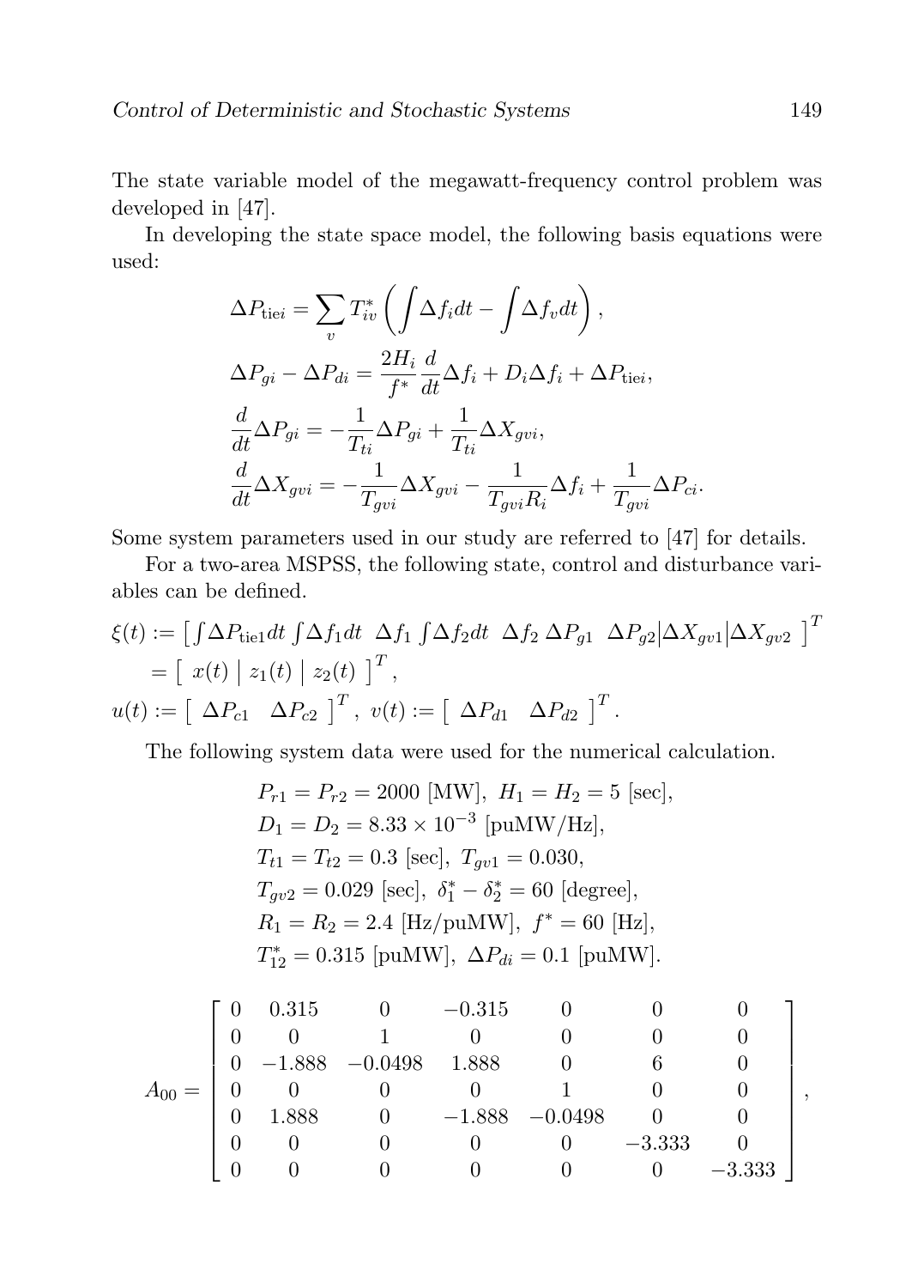The state variable model of the megawatt-frequency control problem was developed in [47].

In developing the state space model, the following basis equations were used:

$$
\begin{aligned}
&\Delta P_{\text{tie}i} = \sum_{v} T_{iv}^{*} \left( \int \Delta f_i dt - \int \Delta f_v dt \right), \\
&\Delta P_{gi} - \Delta P_{di} = \frac{2H_i}{f^*} \frac{d}{dt} \Delta f_i + D_i \Delta f_i + \Delta P_{\text{tie}i}, \\
&\frac{d}{dt} \Delta P_{gi} = -\frac{1}{T_{ti}} \Delta P_{gi} + \frac{1}{T_{ti}} \Delta X_{gvi}, \\
&\frac{d}{dt} \Delta X_{gvi} = -\frac{1}{T_{gvi}} \Delta X_{gvi} - \frac{1}{T_{gvi} R_i} \Delta f_i + \frac{1}{T_{gvi}} \Delta P_{ci}.
\end{aligned}
$$

Some system parameters used in our study are referred to [47] for details.

For a two-area MSPSS, the following state, control and disturbance variables can be defined.

$$
\begin{aligned}
\xi(t) &:= \left[ \int \Delta P_{\text{tie}1} dt \ \int \Delta f_1 dt \ \ \Delta f_1 \ \int \Delta f_2 dt \ \ \Delta f_2 \ \Delta P_{g1} \ \ \Delta P_{g2} \middle| \Delta X_{gv1} \middle| \Delta X_{gv2} \ \right]^T \\
&= \left[ \ x(t) \ \middle| \ z_1(t) \ \middle| \ z_2(t) \ \right]^T, \\
u(t) &:= \left[ \ \Delta P_{c1} \quad \Delta P_{c2} \ \right]^T, \ v(t) := \left[ \ \Delta P_{d1} \quad \Delta P_{d2} \ \right]^T.
\end{aligned}
$$

The following system data were used for the numerical calculation.

$$
\begin{aligned}
&P_{r1} = P_{r2} = 2000 \ [\text{MW}], \ H_1 = H_2 = 5 \ [\text{sec}], \\
&D_1 = D_2 = 8.33 \times 10^{-3} \ [\text{puMW/Hz}], \\
&T_{t1} = T_{t2} = 0.3 \ [\text{sec}], \ T_{gv1} = 0.030, \\
&T_{gv2} = 0.029 \ [\text{sec}], \ \delta_1^* - \delta_2^* = 60 \ [\text{degree}], \\
&R_1 = R_2 = 2.4 \ [\text{Hz/puMW}], \ f^* = 60 \ [\text{Hz}], \\
&T_{12}^* = 0.315 \ [\text{puMW}], \ \Delta P_{di} = 0.1 \ [\text{puMW}].
\end{aligned}
$$

$$
A_{00} = \begin{bmatrix}
0 & 0.315 & 0 & -0.315 & 0 & 0 & 0 \\
0 & 0 & 1 & 0 & 0 & 0 & 0 \\
0 & -1.888 & -0.0498 & 1.888 & 0 & 6 & 0 \\
0 & 0 & 0 & 0 & 1 & 0 & 0 \\
0 & 1.888 & 0 & -1.888 & -0.0498 & 0 & 0 \\
0 & 0 & 0 & 0 & 0 & -3.333 & 0 \\
0 & 0 & 0 & 0 & 0 & 0 & -3.333
\end{bmatrix},
$$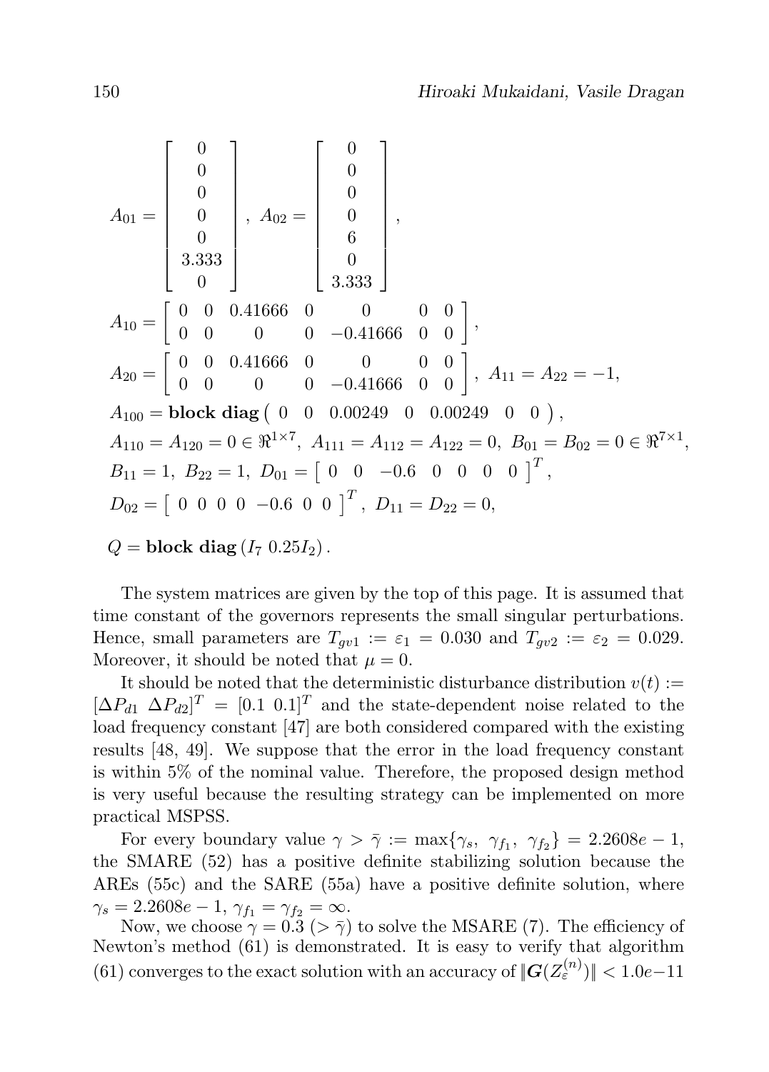$$
A_{01} = \begin{bmatrix} 0 \\ 0 \\ 0 \\ 0 \\ 0 \\ 3.333 \\ 0 \end{bmatrix}, \; A_{02} = \begin{bmatrix} 0 \\ 0 \\ 0 \\ 0 \\ 6 \\ 0 \\ 3.333 \end{bmatrix},
$$

$$
A_{10} = \begin{bmatrix} 0 & 0 & 0.41666 & 0 & 0 & 0 & 0 \\ 0 & 0 & 0 & 0 & -0.41666 & 0 & 0 \end{bmatrix},
$$

$$
A_{20} = \begin{bmatrix} 0 & 0 & 0.41666 & 0 & 0 & 0 & 0 \\ 0 & 0 & 0 & 0 & -0.41666 & 0 & 0 \end{bmatrix}, \; A_{11} = A_{22} = -1,
$$

$$
A_{100} = \textbf{block diag} \begin{pmatrix} 0 & 0 & 0.00249 & 0 & 0.00249 & 0 & 0 \end{pmatrix},
$$

$$
A_{110} = A_{120} = 0 \in \Re^{1 \times 7}, \; A_{111} = A_{112} = A_{122} = 0, \; B_{01} = B_{02} = 0 \in \Re^{7 \times 1},
$$

$$
B_{11} = 1, \; B_{22} = 1, \; D_{01} = \begin{bmatrix} 0 & 0 & -0.6 & 0 & 0 & 0 & 0 \end{bmatrix}^T,
$$

$$
D_{02} = \begin{bmatrix} 0 & 0 & 0 & 0 & -0.6 & 0 & 0 \end{bmatrix}^T, \; D_{11} = D_{22} = 0,
$$

$$
Q = \textbf{block diag} \left( I_7 \; 0.25 I_2 \right).
$$

The system matrices are given by the top of this page. It is assumed that time constant of the governors represents the small singular perturbations. Hence, small parameters are $T_{gv1} := \varepsilon_1 = 0.030$ and $T_{gv2} := \varepsilon_2 = 0.029$. Moreover, it should be noted that $\mu = 0$.

It should be noted that the deterministic disturbance distribution $v(t) := [\Delta P_{d1} \; \Delta P_{d2}]^T = [0.1 \; 0.1]^T$ and the state-dependent noise related to the load frequency constant [47] are both considered compared with the existing results [48, 49]. We suppose that the error in the load frequency constant is within 5% of the nominal value. Therefore, the proposed design method is very useful because the resulting strategy can be implemented on more practical MSPSS.

For every boundary value $\gamma > \bar{\gamma} := \max\{\gamma_s, \; \gamma_{f_1}, \; \gamma_{f_2}\} = 2.2608e-1$, the SMARE (52) has a positive definite stabilizing solution because the AREs (55c) and the SARE (55a) have a positive definite solution, where $\gamma_s = 2.2608e-1$, $\gamma_{f_1} = \gamma_{f_2} = \infty$.

Now, we choose $\gamma = 0.3 \; (> \bar{\gamma})$ to solve the MSARE (7). The efficiency of Newton's method (61) is demonstrated. It is easy to verify that algorithm (61) converges to the exact solution with an accuracy of $\|\boldsymbol{G}(Z_{\varepsilon}^{(n)})\| < 1.0e-11$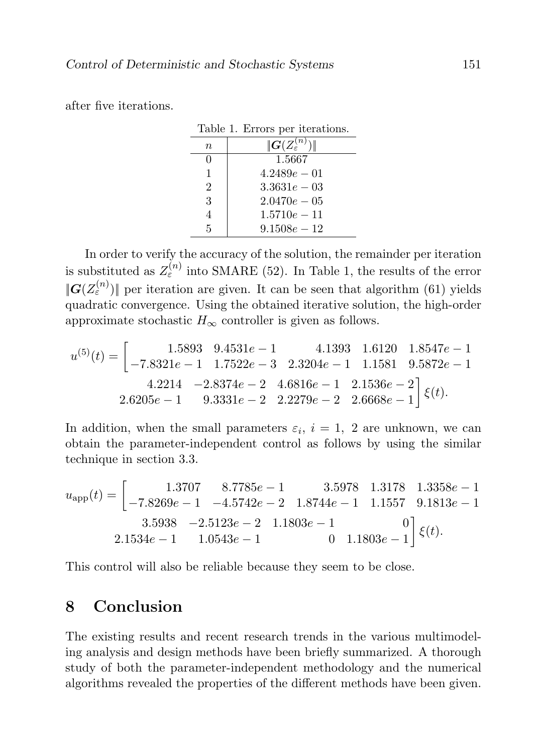after five iterations.

Table 1. Errors per iterations.

| $n$ | $\|\boldsymbol{G}(Z_\varepsilon^{(n)})\|$ |
|---|---|
| 0 | 1.5667 |
| 1 | $4.2489e-01$ |
| 2 | $3.3631e-03$ |
| 3 | $2.0470e-05$ |
| 4 | $1.5710e-11$ |
| 5 | $9.1508e-12$ |

In order to verify the accuracy of the solution, the remainder per iteration is substituted as $Z_\varepsilon^{(n)}$ into SMARE (52). In Table 1, the results of the error $\|\boldsymbol{G}(Z_\varepsilon^{(n)})\|$ per iteration are given. It can be seen that algorithm (61) yields quadratic convergence. Using the obtained iterative solution, the high-order approximate stochastic $H_\infty$ controller is given as follows.

$$u^{(5)}(t) = \begin{bmatrix} 1.5893 & 9.4531e-1 & 4.1393 & 1.6120 & 1.8547e-1 \\ -7.8321e-1 & 1.7522e-3 & 2.3204e-1 & 1.1581 & 9.5872e-1 \end{bmatrix.$$
$$\begin{matrix} 4.2214 & -2.8374e-2 & 4.6816e-1 & 2.1536e-2 \\ 2.6205e-1 & 9.3331e-2 & 2.2279e-2 & 2.6668e-1 \end{bmatrix} \xi(t).$$

In addition, when the small parameters $\varepsilon_i,\ i=1,\ 2$ are unknown, we can obtain the parameter-independent control as follows by using the similar technique in section 3.3.

$$u_{\mathrm{app}}(t) = \begin{bmatrix} 1.3707 & 8.7785e-1 & 3.5978 & 1.3178 & 1.3358e-1 \\ -7.8269e-1 & -4.5742e-2 & 1.8744e-1 & 1.1557 & 9.1813e-1 \end{bmatrix.$$
$$\begin{matrix} 3.5938 & -2.5123e-2 & 1.1803e-1 & 0 \\ 2.1534e-1 & 1.0543e-1 & 0 & 1.1803e-1 \end{bmatrix} \xi(t).$$

This control will also be reliable because they seem to be close.

## 8 Conclusion

The existing results and recent research trends in the various multimodeling analysis and design methods have been briefly summarized. A thorough study of both the parameter-independent methodology and the numerical algorithms revealed the properties of the different methods have been given.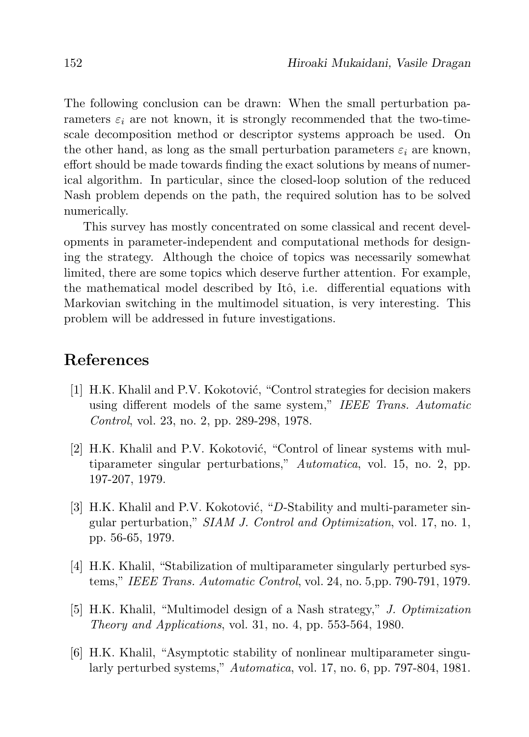The following conclusion can be drawn: When the small perturbation parameters $\varepsilon_i$ are not known, it is strongly recommended that the two-time-scale decomposition method or descriptor systems approach be used. On the other hand, as long as the small perturbation parameters $\varepsilon_i$ are known, effort should be made towards finding the exact solutions by means of numerical algorithm. In particular, since the closed-loop solution of the reduced Nash problem depends on the path, the required solution has to be solved numerically.

This survey has mostly concentrated on some classical and recent developments in parameter-independent and computational methods for designing the strategy. Although the choice of topics was necessarily somewhat limited, there are some topics which deserve further attention. For example, the mathematical model described by Itô, i.e. differential equations with Markovian switching in the multimodel situation, is very interesting. This problem will be addressed in future investigations.

## References

[1] H.K. Khalil and P.V. Kokotović, "Control strategies for decision makers using different models of the same system," *IEEE Trans. Automatic Control*, vol. 23, no. 2, pp. 289-298, 1978.

[2] H.K. Khalil and P.V. Kokotović, "Control of linear systems with multiparameter singular perturbations," *Automatica*, vol. 15, no. 2, pp. 197-207, 1979.

[3] H.K. Khalil and P.V. Kokotović, "*D*-Stability and multi-parameter singular perturbation," *SIAM J. Control and Optimization*, vol. 17, no. 1, pp. 56-65, 1979.

[4] H.K. Khalil, "Stabilization of multiparameter singularly perturbed systems," *IEEE Trans. Automatic Control*, vol. 24, no. 5,pp. 790-791, 1979.

[5] H.K. Khalil, "Multimodel design of a Nash strategy," *J. Optimization Theory and Applications*, vol. 31, no. 4, pp. 553-564, 1980.

[6] H.K. Khalil, "Asymptotic stability of nonlinear multiparameter singularly perturbed systems," *Automatica*, vol. 17, no. 6, pp. 797-804, 1981.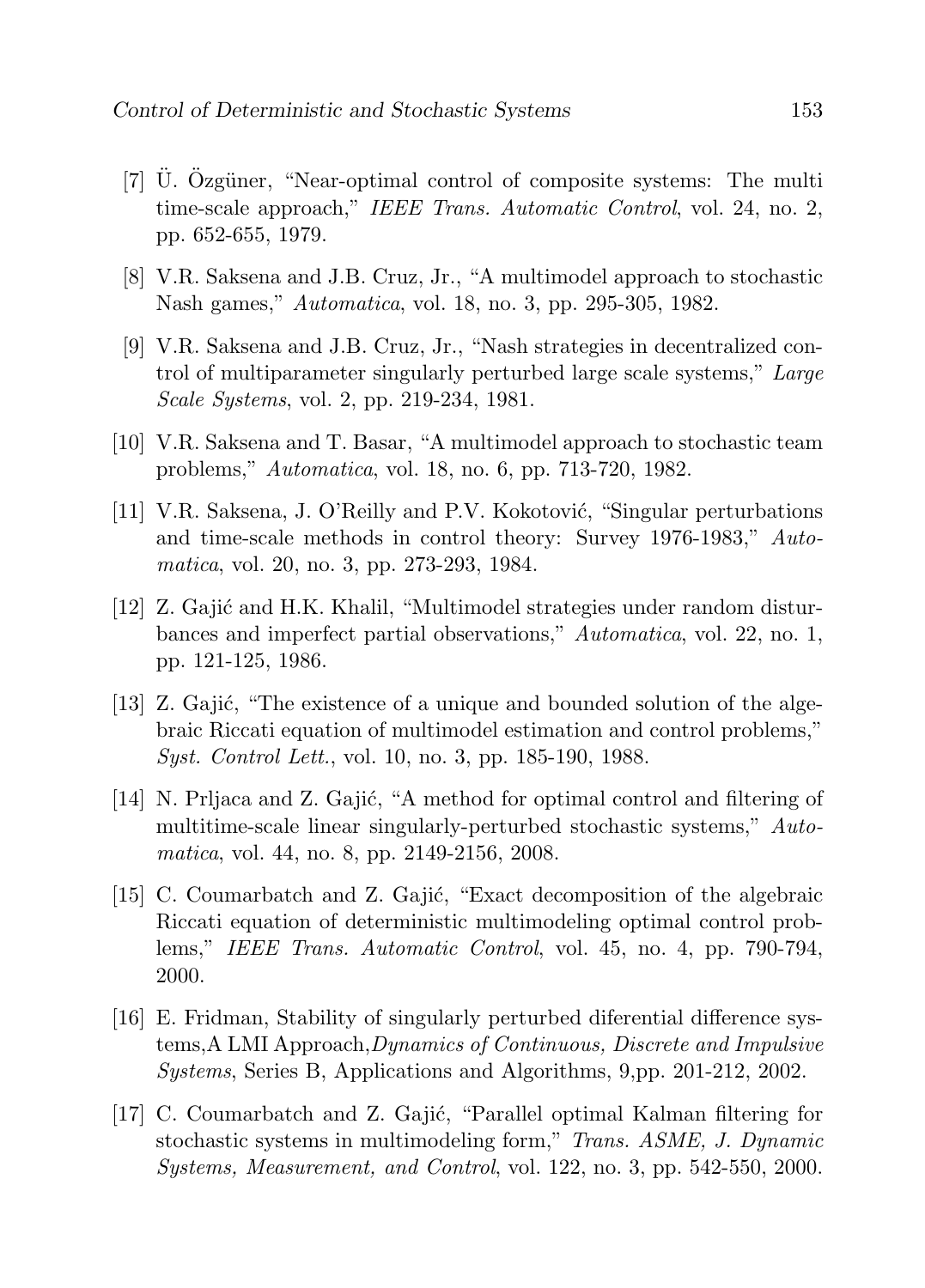[7] Ü. Özgüner, "Near-optimal control of composite systems: The multi time-scale approach," *IEEE Trans. Automatic Control*, vol. 24, no. 2, pp. 652-655, 1979.

[8] V.R. Saksena and J.B. Cruz, Jr., "A multimodel approach to stochastic Nash games," *Automatica*, vol. 18, no. 3, pp. 295-305, 1982.

[9] V.R. Saksena and J.B. Cruz, Jr., "Nash strategies in decentralized control of multiparameter singularly perturbed large scale systems," *Large Scale Systems*, vol. 2, pp. 219-234, 1981.

[10] V.R. Saksena and T. Basar, "A multimodel approach to stochastic team problems," *Automatica*, vol. 18, no. 6, pp. 713-720, 1982.

[11] V.R. Saksena, J. O'Reilly and P.V. Kokotović, "Singular perturbations and time-scale methods in control theory: Survey 1976-1983," *Automatica*, vol. 20, no. 3, pp. 273-293, 1984.

[12] Z. Gajić and H.K. Khalil, "Multimodel strategies under random disturbances and imperfect partial observations," *Automatica*, vol. 22, no. 1, pp. 121-125, 1986.

[13] Z. Gajić, "The existence of a unique and bounded solution of the algebraic Riccati equation of multimodel estimation and control problems," *Syst. Control Lett.*, vol. 10, no. 3, pp. 185-190, 1988.

[14] N. Prljaca and Z. Gajić, "A method for optimal control and filtering of multitime-scale linear singularly-perturbed stochastic systems," *Automatica*, vol. 44, no. 8, pp. 2149-2156, 2008.

[15] C. Coumarbatch and Z. Gajić, "Exact decomposition of the algebraic Riccati equation of deterministic multimodeling optimal control problems," *IEEE Trans. Automatic Control*, vol. 45, no. 4, pp. 790-794, 2000.

[16] E. Fridman, Stability of singularly perturbed diferential difference systems,A LMI Approach,*Dynamics of Continuous, Discrete and Impulsive Systems*, Series B, Applications and Algorithms, 9,pp. 201-212, 2002.

[17] C. Coumarbatch and Z. Gajić, "Parallel optimal Kalman filtering for stochastic systems in multimodeling form," *Trans. ASME, J. Dynamic Systems, Measurement, and Control*, vol. 122, no. 3, pp. 542-550, 2000.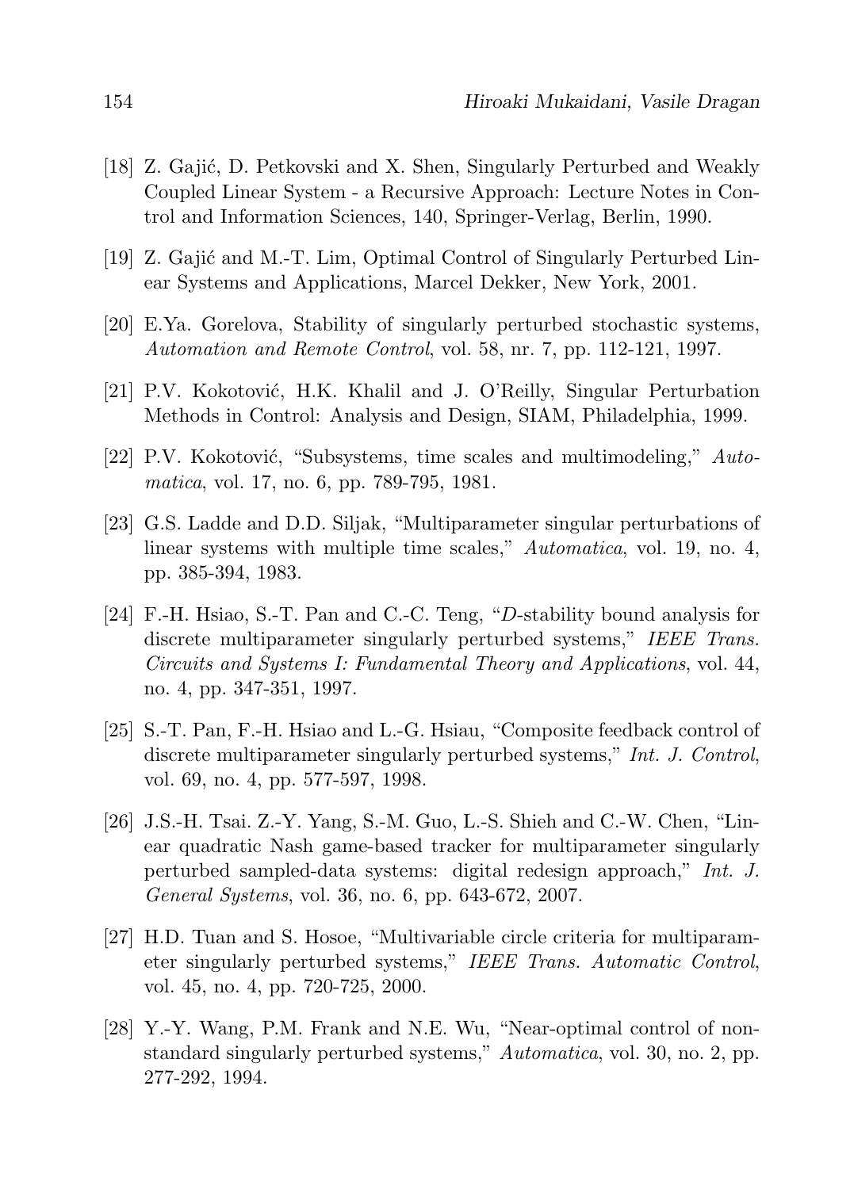[18] Z. Gajić, D. Petkovski and X. Shen, Singularly Perturbed and Weakly Coupled Linear System - a Recursive Approach: Lecture Notes in Control and Information Sciences, 140, Springer-Verlag, Berlin, 1990.

[19] Z. Gajić and M.-T. Lim, Optimal Control of Singularly Perturbed Linear Systems and Applications, Marcel Dekker, New York, 2001.

[20] E.Ya. Gorelova, Stability of singularly perturbed stochastic systems, *Automation and Remote Control*, vol. 58, nr. 7, pp. 112-121, 1997.

[21] P.V. Kokotović, H.K. Khalil and J. O'Reilly, Singular Perturbation Methods in Control: Analysis and Design, SIAM, Philadelphia, 1999.

[22] P.V. Kokotović, "Subsystems, time scales and multimodeling," *Automatica*, vol. 17, no. 6, pp. 789-795, 1981.

[23] G.S. Ladde and D.D. Siljak, "Multiparameter singular perturbations of linear systems with multiple time scales," *Automatica*, vol. 19, no. 4, pp. 385-394, 1983.

[24] F.-H. Hsiao, S.-T. Pan and C.-C. Teng, "*D*-stability bound analysis for discrete multiparameter singularly perturbed systems," *IEEE Trans. Circuits and Systems I: Fundamental Theory and Applications*, vol. 44, no. 4, pp. 347-351, 1997.

[25] S.-T. Pan, F.-H. Hsiao and L.-G. Hsiau, "Composite feedback control of discrete multiparameter singularly perturbed systems," *Int. J. Control*, vol. 69, no. 4, pp. 577-597, 1998.

[26] J.S.-H. Tsai. Z.-Y. Yang, S.-M. Guo, L.-S. Shieh and C.-W. Chen, "Linear quadratic Nash game-based tracker for multiparameter singularly perturbed sampled-data systems: digital redesign approach," *Int. J. General Systems*, vol. 36, no. 6, pp. 643-672, 2007.

[27] H.D. Tuan and S. Hosoe, "Multivariable circle criteria for multiparameter singularly perturbed systems," *IEEE Trans. Automatic Control*, vol. 45, no. 4, pp. 720-725, 2000.

[28] Y.-Y. Wang, P.M. Frank and N.E. Wu, "Near-optimal control of nonstandard singularly perturbed systems," *Automatica*, vol. 30, no. 2, pp. 277-292, 1994.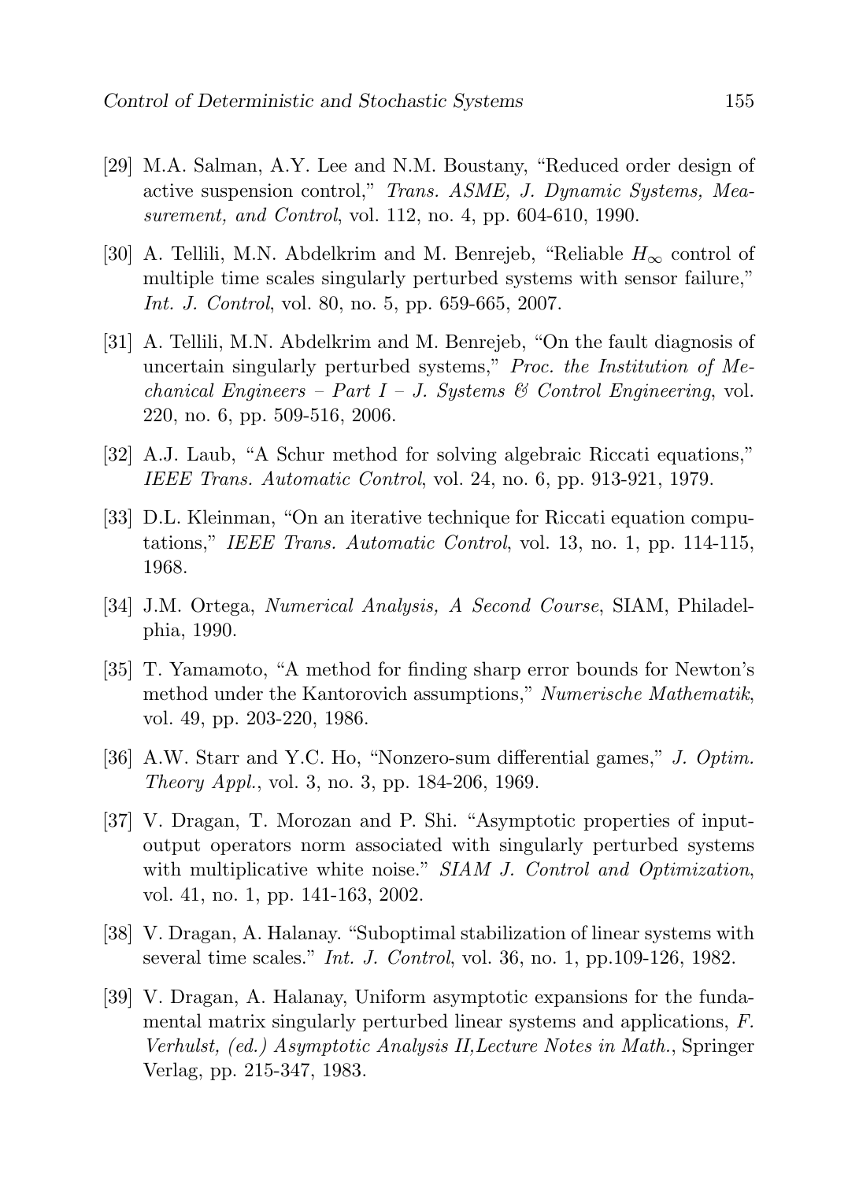[29] M.A. Salman, A.Y. Lee and N.M. Boustany, "Reduced order design of active suspension control," *Trans. ASME, J. Dynamic Systems, Measurement, and Control*, vol. 112, no. 4, pp. 604-610, 1990.

[30] A. Tellili, M.N. Abdelkrim and M. Benrejeb, "Reliable $H_\infty$ control of multiple time scales singularly perturbed systems with sensor failure," *Int. J. Control*, vol. 80, no. 5, pp. 659-665, 2007.

[31] A. Tellili, M.N. Abdelkrim and M. Benrejeb, "On the fault diagnosis of uncertain singularly perturbed systems," *Proc. the Institution of Mechanical Engineers – Part I – J. Systems & Control Engineering*, vol. 220, no. 6, pp. 509-516, 2006.

[32] A.J. Laub, "A Schur method for solving algebraic Riccati equations," *IEEE Trans. Automatic Control*, vol. 24, no. 6, pp. 913-921, 1979.

[33] D.L. Kleinman, "On an iterative technique for Riccati equation computations," *IEEE Trans. Automatic Control*, vol. 13, no. 1, pp. 114-115, 1968.

[34] J.M. Ortega, *Numerical Analysis, A Second Course*, SIAM, Philadelphia, 1990.

[35] T. Yamamoto, "A method for finding sharp error bounds for Newton's method under the Kantorovich assumptions," *Numerische Mathematik*, vol. 49, pp. 203-220, 1986.

[36] A.W. Starr and Y.C. Ho, "Nonzero-sum differential games," *J. Optim. Theory Appl.*, vol. 3, no. 3, pp. 184-206, 1969.

[37] V. Dragan, T. Morozan and P. Shi. "Asymptotic properties of input-output operators norm associated with singularly perturbed systems with multiplicative white noise." *SIAM J. Control and Optimization*, vol. 41, no. 1, pp. 141-163, 2002.

[38] V. Dragan, A. Halanay. "Suboptimal stabilization of linear systems with several time scales." *Int. J. Control*, vol. 36, no. 1, pp.109-126, 1982.

[39] V. Dragan, A. Halanay, Uniform asymptotic expansions for the fundamental matrix singularly perturbed linear systems and applications, *F. Verhulst, (ed.) Asymptotic Analysis II,Lecture Notes in Math.*, Springer Verlag, pp. 215-347, 1983.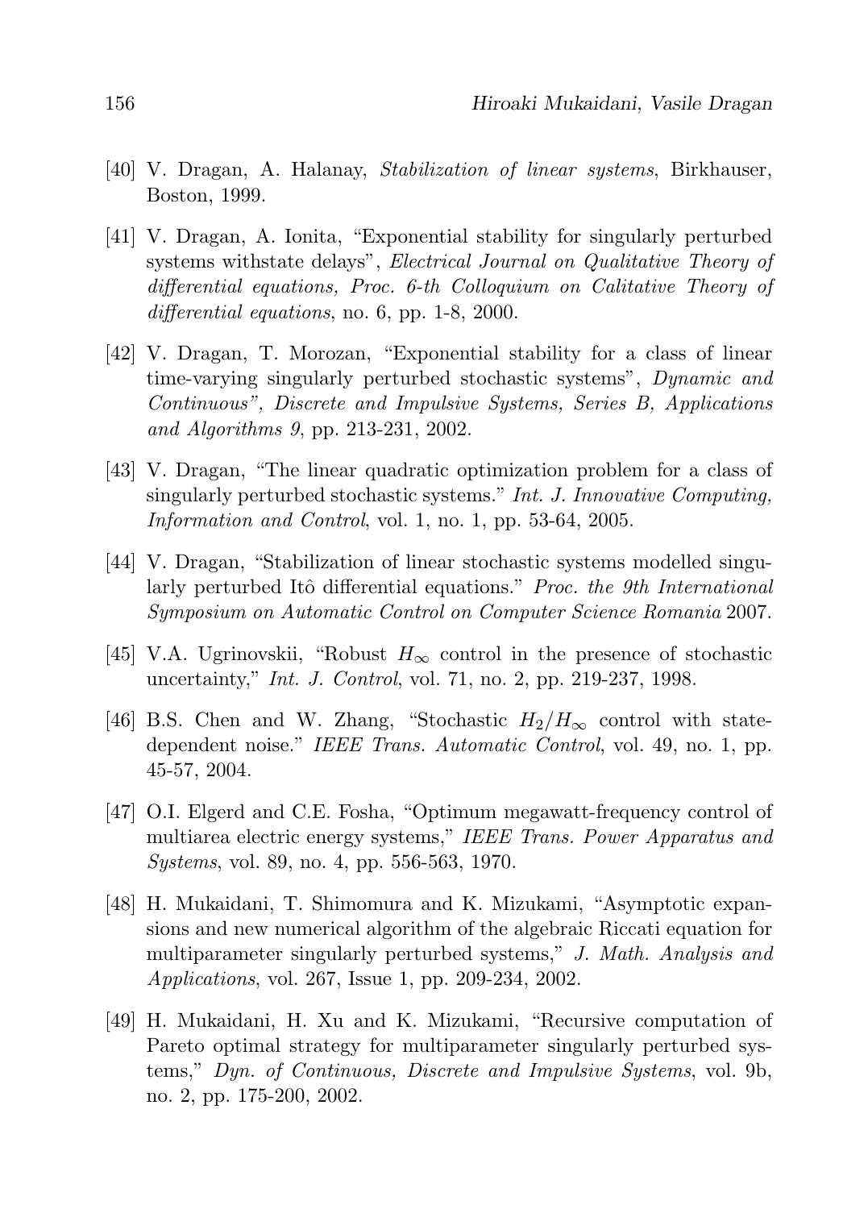[40] V. Dragan, A. Halanay, *Stabilization of linear systems*, Birkhauser, Boston, 1999.

[41] V. Dragan, A. Ionita, "Exponential stability for singularly perturbed systems withstate delays", *Electrical Journal on Qualitative Theory of differential equations, Proc. 6-th Colloquium on Calitative Theory of differential equations*, no. 6, pp. 1-8, 2000.

[42] V. Dragan, T. Morozan, "Exponential stability for a class of linear time-varying singularly perturbed stochastic systems", *Dynamic and Continuous", Discrete and Impulsive Systems, Series B, Applications and Algorithms 9*, pp. 213-231, 2002.

[43] V. Dragan, "The linear quadratic optimization problem for a class of singularly perturbed stochastic systems." *Int. J. Innovative Computing, Information and Control*, vol. 1, no. 1, pp. 53-64, 2005.

[44] V. Dragan, "Stabilization of linear stochastic systems modelled singularly perturbed Itô differential equations." *Proc. the 9th International Symposium on Automatic Control on Computer Science Romania* 2007.

[45] V.A. Ugrinovskii, "Robust $H_\infty$ control in the presence of stochastic uncertainty," *Int. J. Control*, vol. 71, no. 2, pp. 219-237, 1998.

[46] B.S. Chen and W. Zhang, "Stochastic $H_2/H_\infty$ control with state-dependent noise." *IEEE Trans. Automatic Control*, vol. 49, no. 1, pp. 45-57, 2004.

[47] O.I. Elgerd and C.E. Fosha, "Optimum megawatt-frequency control of multiarea electric energy systems," *IEEE Trans. Power Apparatus and Systems*, vol. 89, no. 4, pp. 556-563, 1970.

[48] H. Mukaidani, T. Shimomura and K. Mizukami, "Asymptotic expansions and new numerical algorithm of the algebraic Riccati equation for multiparameter singularly perturbed systems," *J. Math. Analysis and Applications*, vol. 267, Issue 1, pp. 209-234, 2002.

[49] H. Mukaidani, H. Xu and K. Mizukami, "Recursive computation of Pareto optimal strategy for multiparameter singularly perturbed systems," *Dyn. of Continuous, Discrete and Impulsive Systems*, vol. 9b, no. 2, pp. 175-200, 2002.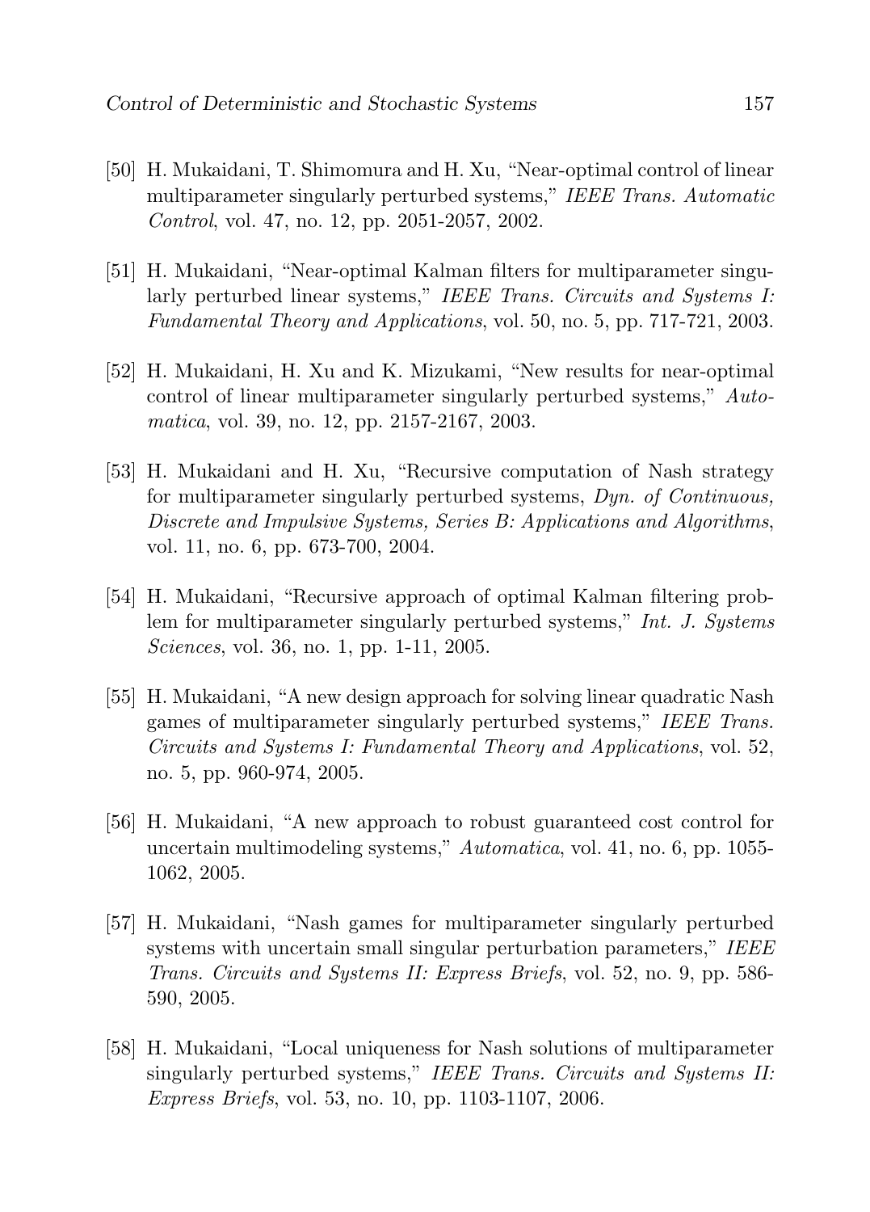[50] H. Mukaidani, T. Shimomura and H. Xu, "Near-optimal control of linear multiparameter singularly perturbed systems," *IEEE Trans. Automatic Control*, vol. 47, no. 12, pp. 2051-2057, 2002.

[51] H. Mukaidani, "Near-optimal Kalman filters for multiparameter singularly perturbed linear systems," *IEEE Trans. Circuits and Systems I: Fundamental Theory and Applications*, vol. 50, no. 5, pp. 717-721, 2003.

[52] H. Mukaidani, H. Xu and K. Mizukami, "New results for near-optimal control of linear multiparameter singularly perturbed systems," *Automatica*, vol. 39, no. 12, pp. 2157-2167, 2003.

[53] H. Mukaidani and H. Xu, "Recursive computation of Nash strategy for multiparameter singularly perturbed systems, *Dyn. of Continuous, Discrete and Impulsive Systems, Series B: Applications and Algorithms*, vol. 11, no. 6, pp. 673-700, 2004.

[54] H. Mukaidani, "Recursive approach of optimal Kalman filtering problem for multiparameter singularly perturbed systems," *Int. J. Systems Sciences*, vol. 36, no. 1, pp. 1-11, 2005.

[55] H. Mukaidani, "A new design approach for solving linear quadratic Nash games of multiparameter singularly perturbed systems," *IEEE Trans. Circuits and Systems I: Fundamental Theory and Applications*, vol. 52, no. 5, pp. 960-974, 2005.

[56] H. Mukaidani, "A new approach to robust guaranteed cost control for uncertain multimodeling systems," *Automatica*, vol. 41, no. 6, pp. 1055-1062, 2005.

[57] H. Mukaidani, "Nash games for multiparameter singularly perturbed systems with uncertain small singular perturbation parameters," *IEEE Trans. Circuits and Systems II: Express Briefs*, vol. 52, no. 9, pp. 586-590, 2005.

[58] H. Mukaidani, "Local uniqueness for Nash solutions of multiparameter singularly perturbed systems," *IEEE Trans. Circuits and Systems II: Express Briefs*, vol. 53, no. 10, pp. 1103-1107, 2006.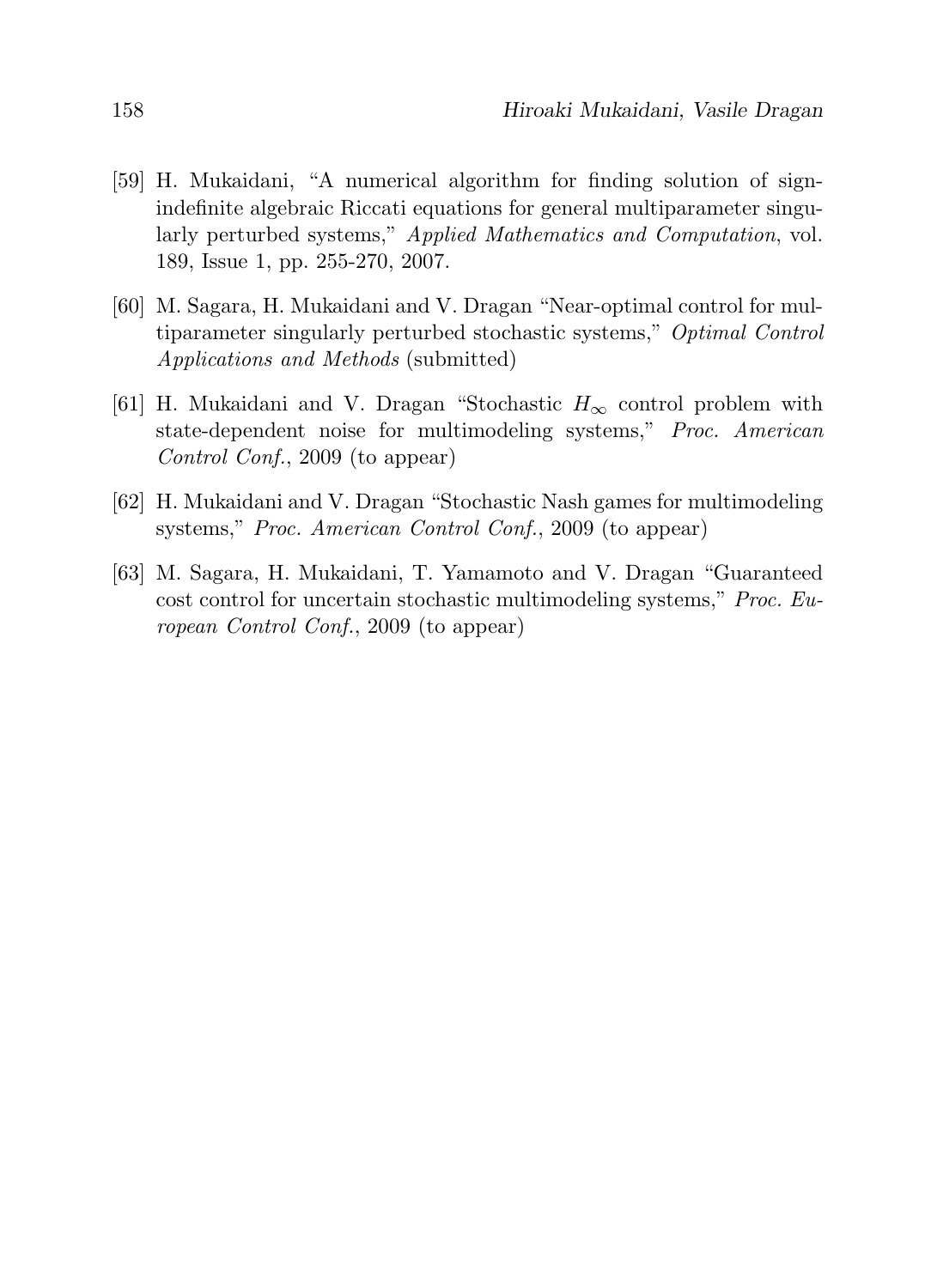[59] H. Mukaidani, "A numerical algorithm for finding solution of sign-indefinite algebraic Riccati equations for general multiparameter singularly perturbed systems," *Applied Mathematics and Computation*, vol. 189, Issue 1, pp. 255-270, 2007.

[60] M. Sagara, H. Mukaidani and V. Dragan "Near-optimal control for multiparameter singularly perturbed stochastic systems," *Optimal Control Applications and Methods* (submitted)

[61] H. Mukaidani and V. Dragan "Stochastic $H_\infty$ control problem with state-dependent noise for multimodeling systems," *Proc. American Control Conf.*, 2009 (to appear)

[62] H. Mukaidani and V. Dragan "Stochastic Nash games for multimodeling systems," *Proc. American Control Conf.*, 2009 (to appear)

[63] M. Sagara, H. Mukaidani, T. Yamamoto and V. Dragan "Guaranteed cost control for uncertain stochastic multimodeling systems," *Proc. European Control Conf.*, 2009 (to appear)